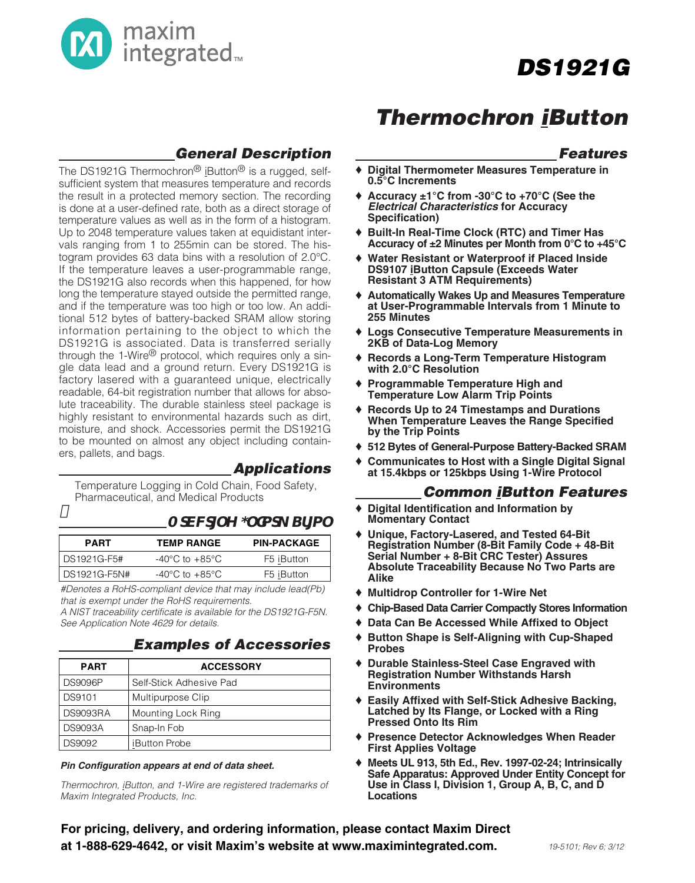# DS1921G

# Thermochron iButton

## General Description

The DS1921G Thermochron® iButton® is a rugged, self-sufficient system that measures temperature and records the result in a protected memory section. The recording is done at a user-defined rate, both as a direct storage of temperature values as well as in the form of a histogram. Up to 2048 temperature values taken at equidistant intervals ranging from 1 to 255min can be stored. The histogram provides 63 data bins with a resolution of 2.0°C. If the temperature leaves a user-programmable range, the DS1921G also records when this happened, for how long the temperature stayed outside the permitted range, and if the temperature was too high or too low. An additional 512 bytes of battery-backed SRAM allow storing information pertaining to the object to which the DS1921G is associated. Data is transferred serially through the 1-Wire® protocol, which requires only a single data lead and a ground return. Every DS1921G is factory lasered with a guaranteed unique, electrically readable, 64-bit registration number that allows for absolute traceability. The durable stainless steel package is highly resistant to environmental hazards such as dirt, moisture, and shock. Accessories permit the DS1921G to be mounted on almost any object including containers, pallets, and bags.

## Applications

Temperature Logging in Cold Chain, Food Safety, Pharmaceutical, and Medical Products

## Ordering Information

| PART | TEMP RANGE | PIN-PACKAGE |
|---|---|---|
| DS1921G-F5# | -40°C to +85°C | F5 iButton |
| DS1921G-F5N# | -40°C to +85°C | F5 iButton |

*#Denotes a RoHS-compliant device that may include lead(Pb) that is exempt under the RoHS requirements.*
*A NIST traceability certificate is available for the DS1921G-F5N. See Application Note 4629 for details.*

## Examples of Accessories

| PART | ACCESSORY |
|---|---|
| DS9096P | Self-Stick Adhesive Pad |
| DS9101 | Multipurpose Clip |
| DS9093RA | Mounting Lock Ring |
| DS9093A | Snap-In Fob |
| DS9092 | iButton Probe |

***Pin Configuration appears at end of data sheet.***

*Thermochron, iButton, and 1-Wire are registered trademarks of Maxim Integrated Products, Inc.*

## Features

- **Digital Thermometer Measures Temperature in 0.5°C Increments**
- **Accuracy ±1°C from -30°C to +70°C (See the *Electrical Characteristics* for Accuracy Specification)**
- **Built-In Real-Time Clock (RTC) and Timer Has Accuracy of ±2 Minutes per Month from 0°C to +45°C**
- **Water Resistant or Waterproof if Placed Inside DS9107 iButton Capsule (Exceeds Water Resistant 3 ATM Requirements)**
- **Automatically Wakes Up and Measures Temperature at User-Programmable Intervals from 1 Minute to 255 Minutes**
- **Logs Consecutive Temperature Measurements in 2KB of Data-Log Memory**
- **Records a Long-Term Temperature Histogram with 2.0°C Resolution**
- **Programmable Temperature High and Temperature Low Alarm Trip Points**
- **Records Up to 24 Timestamps and Durations When Temperature Leaves the Range Specified by the Trip Points**
- **512 Bytes of General-Purpose Battery-Backed SRAM**
- **Communicates to Host with a Single Digital Signal at 15.4kbps or 125kbps Using 1-Wire Protocol**

## Common iButton Features

- **Digital Identification and Information by Momentary Contact**
- **Unique, Factory-Lasered, and Tested 64-Bit Registration Number (8-Bit Family Code + 48-Bit Serial Number + 8-Bit CRC Tester) Assures Absolute Traceability Because No Two Parts are Alike**
- **Multidrop Controller for 1-Wire Net**
- **Chip-Based Data Carrier Compactly Stores Information**
- **Data Can Be Accessed While Affixed to Object**
- **Button Shape is Self-Aligning with Cup-Shaped Probes**
- **Durable Stainless-Steel Case Engraved with Registration Number Withstands Harsh Environments**
- **Easily Affixed with Self-Stick Adhesive Backing, Latched by Its Flange, or Locked with a Ring Pressed Onto Its Rim**
- **Presence Detector Acknowledges When Reader First Applies Voltage**
- **Meets UL 913, 5th Ed., Rev. 1997-02-24; Intrinsically Safe Apparatus: Approved Under Entity Concept for Use in Class I, Division 1, Group A, B, C, and D Locations**

**For pricing, delivery, and ordering information, please contact Maxim Direct at 1-888-629-4642, or visit Maxim's website at www.maximintegrated.com.**

19-5101; Rev 6; 3/12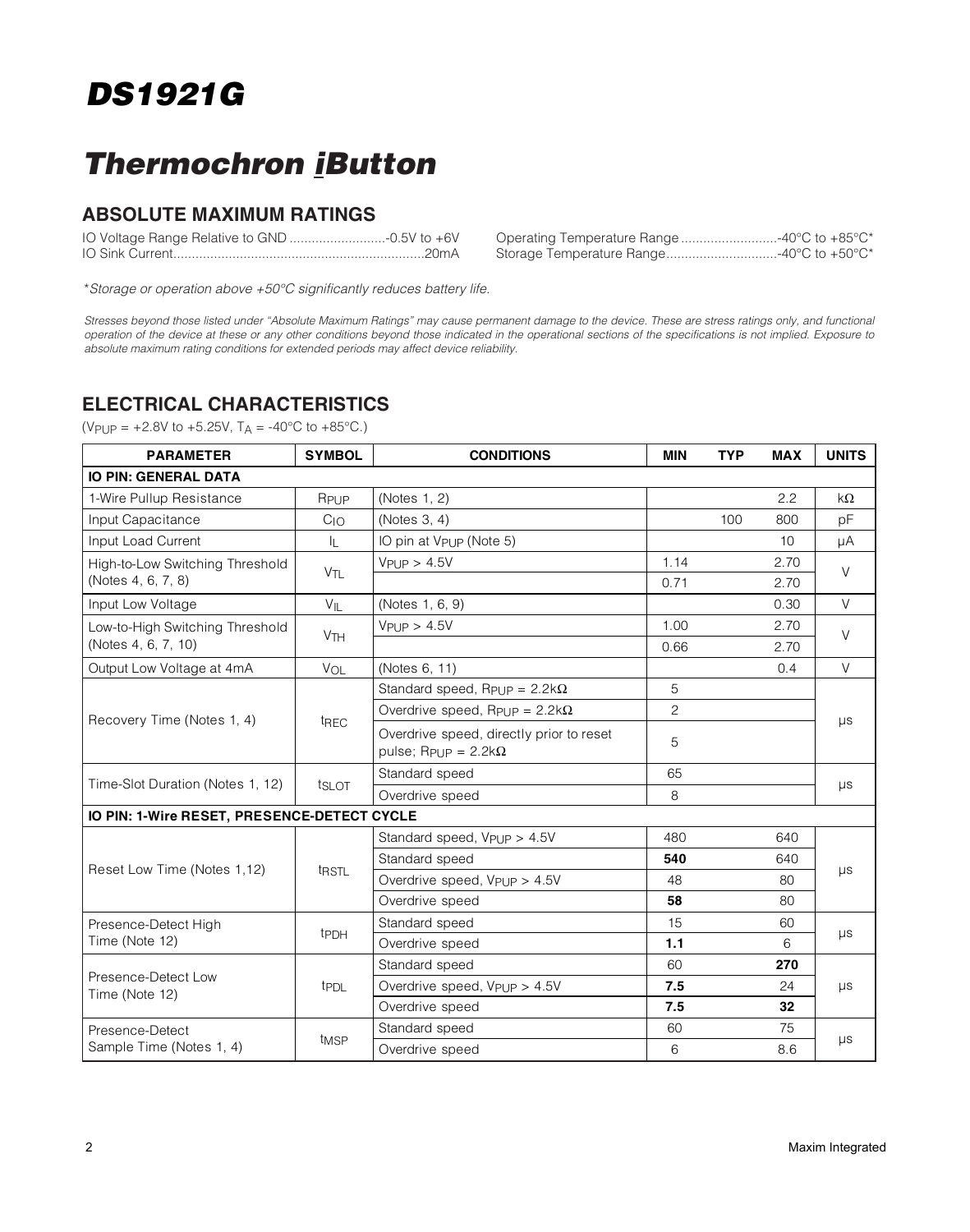# DS1921G

# Thermochron iButton

## ABSOLUTE MAXIMUM RATINGS

IO Voltage Range Relative to GND ..........................-0.5V to +6V
IO Sink Current....................................................................20mA
Operating Temperature Range ..........................-40°C to +85°C*
Storage Temperature Range..............................-40°C to +50°C*

*\*Storage or operation above +50°C significantly reduces battery life.*

*Stresses beyond those listed under "Absolute Maximum Ratings" may cause permanent damage to the device. These are stress ratings only, and functional operation of the device at these or any other conditions beyond those indicated in the operational sections of the specifications is not implied. Exposure to absolute maximum rating conditions for extended periods may affect device reliability.*

## ELECTRICAL CHARACTERISTICS

($V_{PUP}$ = +2.8V to +5.25V, $T_A$ = -40°C to +85°C.)

| PARAMETER | SYMBOL | CONDITIONS | MIN | TYP | MAX | UNITS |
|---|---|---|---|---|---|---|
| **IO PIN: GENERAL DATA** | | | | | | |
| 1-Wire Pullup Resistance | $R_{PUP}$ | (Notes 1, 2) | | | 2.2 | kΩ |
| Input Capacitance | $C_{IO}$ | (Notes 3, 4) | | 100 | 800 | pF |
| Input Load Current | $I_L$ | IO pin at $V_{PUP}$ (Note 5) | | | 10 | µA |
| High-to-Low Switching Threshold (Notes 4, 6, 7, 8) | $V_{TL}$ | $V_{PUP}$ > 4.5V | 1.14 | | 2.70 | V |
| | | | 0.71 | | 2.70 | |
| Input Low Voltage | $V_{IL}$ | (Notes 1, 6, 9) | | | 0.30 | V |
| Low-to-High Switching Threshold (Notes 4, 6, 7, 10) | $V_{TH}$ | $V_{PUP}$ > 4.5V | 1.00 | | 2.70 | V |
| | | | 0.66 | | 2.70 | |
| Output Low Voltage at 4mA | $V_{OL}$ | (Notes 6, 11) | | | 0.4 | V |
| Recovery Time (Notes 1, 4) | $t_{REC}$ | Standard speed, $R_{PUP}$ = 2.2kΩ | 5 | | | µs |
| | | Overdrive speed, $R_{PUP}$ = 2.2kΩ | 2 | | | |
| | | Overdrive speed, directly prior to reset pulse; $R_{PUP}$ = 2.2kΩ | 5 | | | |
| Time-Slot Duration (Notes 1, 12) | $t_{SLOT}$ | Standard speed | 65 | | | µs |
| | | Overdrive speed | 8 | | | |
| **IO PIN: 1-Wire RESET, PRESENCE-DETECT CYCLE** | | | | | | |
| Reset Low Time (Notes 1,12) | $t_{RSTL}$ | Standard speed, $V_{PUP}$ > 4.5V | 480 | | 640 | µs |
| | | Standard speed | **540** | | 640 | |
| | | Overdrive speed, $V_{PUP}$ > 4.5V | 48 | | 80 | |
| | | Overdrive speed | **58** | | 80 | |
| Presence-Detect High Time (Note 12) | $t_{PDH}$ | Standard speed | 15 | | 60 | µs |
| | | Overdrive speed | **1.1** | | 6 | |
| Presence-Detect Low Time (Note 12) | $t_{PDL}$ | Standard speed | 60 | | **270** | µs |
| | | Overdrive speed, $V_{PUP}$ > 4.5V | **7.5** | | 24 | |
| | | Overdrive speed | **7.5** | | **32** | |
| Presence-Detect Sample Time (Notes 1, 4) | $t_{MSP}$ | Standard speed | 60 | | 75 | µs |
| | | Overdrive speed | 6 | | 8.6 | |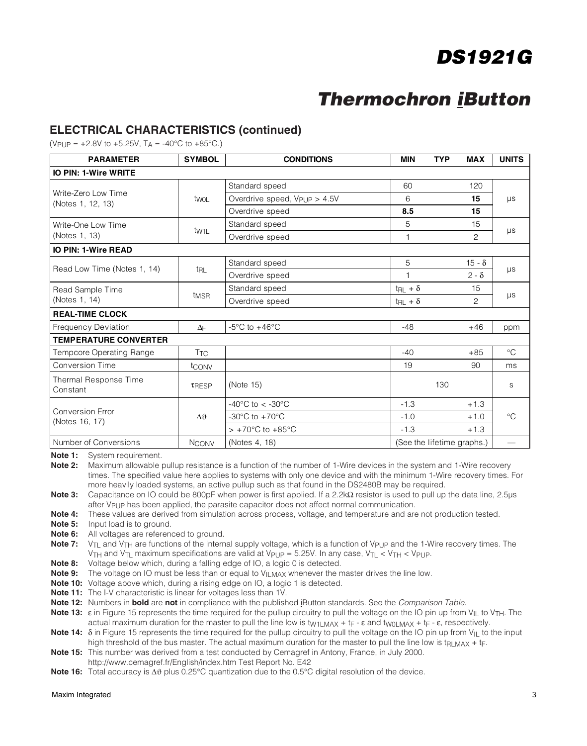## ELECTRICAL CHARACTERISTICS (continued)

($V_{PUP}$ = +2.8V to +5.25V, $T_A$ = -40°C to +85°C.)

| PARAMETER | SYMBOL | CONDITIONS | MIN | TYP | MAX | UNITS |
|---|---|---|---|---|---|---|
| **IO PIN: 1-Wire WRITE** | | | | | | |
| Write-Zero Low Time (Notes 1, 12, 13) | $t_{W0L}$ | Standard speed | 60 | | 120 | µs |
| | | Overdrive speed, $V_{PUP}$ > 4.5V | 6 | | **15** | |
| | | Overdrive speed | **8.5** | | **15** | |
| Write-One Low Time (Notes 1, 13) | $t_{W1L}$ | Standard speed | 5 | | 15 | µs |
| | | Overdrive speed | 1 | | 2 | |
| **IO PIN: 1-Wire READ** | | | | | | |
| Read Low Time (Notes 1, 14) | $t_{RL}$ | Standard speed | 5 | | $15 - \delta$ | µs |
| | | Overdrive speed | 1 | | $2 - \delta$ | |
| Read Sample Time (Notes 1, 14) | $t_{MSR}$ | Standard speed | $t_{RL} + \delta$ | | 15 | µs |
| | | Overdrive speed | $t_{RL} + \delta$ | | 2 | |
| **REAL-TIME CLOCK** | | | | | | |
| Frequency Deviation | $\Delta F$ | -5°C to +46°C | -48 | | +46 | ppm |
| **TEMPERATURE CONVERTER** | | | | | | |
| Tempcore Operating Range | $T_{TC}$ | | -40 | | +85 | °C |
| Conversion Time | $t_{CONV}$ | | 19 | | 90 | ms |
| Thermal Response Time Constant | $\tau_{RESP}$ | (Note 15) | | 130 | | s |
| Conversion Error (Notes 16, 17) | $\Delta\vartheta$ | -40°C to < -30°C | -1.3 | | +1.3 | °C |
| | | -30°C to +70°C | -1.0 | | +1.0 | |
| | | > +70°C to +85°C | -1.3 | | +1.3 | |
| Number of Conversions | $N_{CONV}$ | (Notes 4, 18) | (See the lifetime graphs.) | | | — |

**Note 1:** System requirement.

**Note 2:** Maximum allowable pullup resistance is a function of the number of 1-Wire devices in the system and 1-Wire recovery times. The specified value here applies to systems with only one device and with the minimum 1-Wire recovery times. For more heavily loaded systems, an active pullup such as that found in the DS2480B may be required.

**Note 3:** Capacitance on IO could be 800pF when power is first applied. If a 2.2kΩ resistor is used to pull up the data line, 2.5µs after $V_{PUP}$ has been applied, the parasite capacitor does not affect normal communication.

**Note 4:** These values are derived from simulation across process, voltage, and temperature and are not production tested.

**Note 5:** Input load is to ground.

**Note 6:** All voltages are referenced to ground.

**Note 7:** $V_{TL}$ and $V_{TH}$ are functions of the internal supply voltage, which is a function of $V_{PUP}$ and the 1-Wire recovery times. The $V_{TH}$ and $V_{TL}$ maximum specifications are valid at $V_{PUP}$ = 5.25V. In any case, $V_{TL} < V_{TH} < V_{PUP}$.

**Note 8:** Voltage below which, during a falling edge of IO, a logic 0 is detected.

**Note 9:** The voltage on IO must be less than or equal to $V_{ILMAX}$ whenever the master drives the line low.

**Note 10:** Voltage above which, during a rising edge on IO, a logic 1 is detected.

**Note 11:** The I-V characteristic is linear for voltages less than 1V.

**Note 12:** Numbers in **bold** are **not** in compliance with the published iButton standards. See the *Comparison Table*.

**Note 13:** $\varepsilon$ in Figure 15 represents the time required for the pullup circuitry to pull the voltage on the IO pin up from $V_{IL}$ to $V_{TH}$. The actual maximum duration for the master to pull the line low is $t_{W1LMAX} + t_F - \varepsilon$ and $t_{W0LMAX} + t_F - \varepsilon$, respectively.

**Note 14:** $\delta$ in Figure 15 represents the time required for the pullup circuitry to pull the voltage on the IO pin up from $V_{IL}$ to the input high threshold of the bus master. The actual maximum duration for the master to pull the line low is $t_{RLMAX} + t_F$.

**Note 15:** This number was derived from a test conducted by Cemagref in Antony, France, in July 2000. http://www.cemagref.fr/English/index.htm Test Report No. E42

**Note 16:** Total accuracy is $\Delta\vartheta$ plus 0.25°C quantization due to the 0.5°C digital resolution of the device.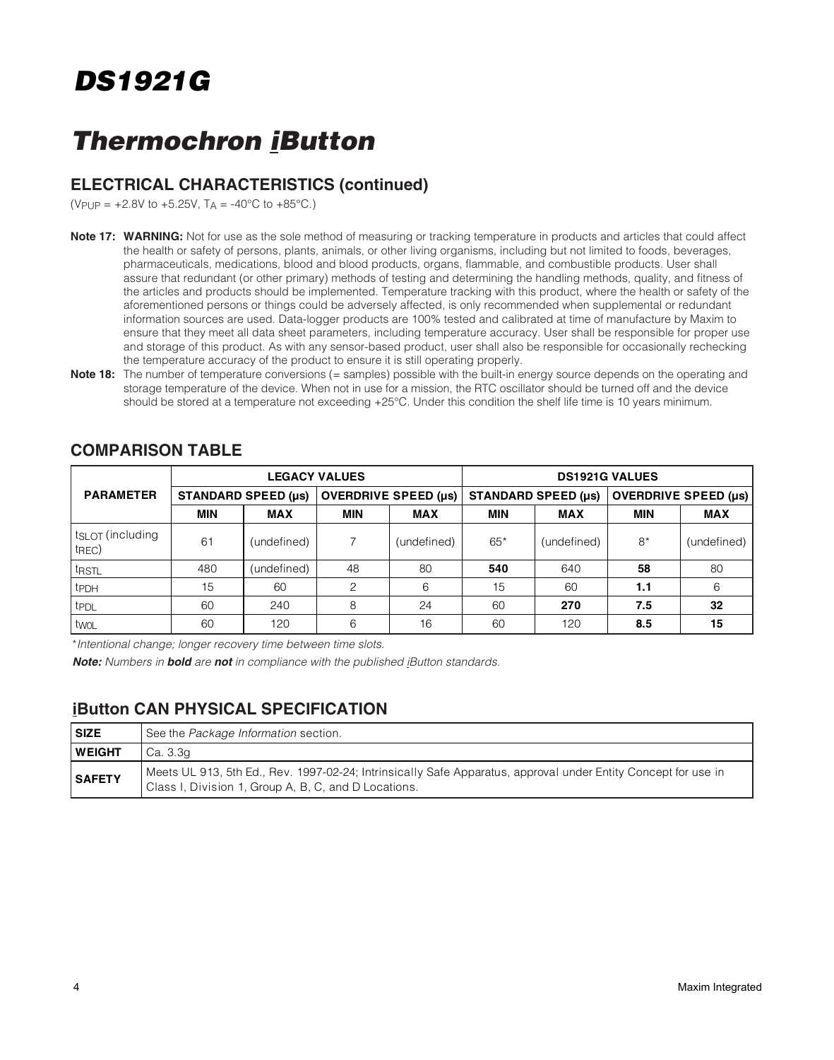## ELECTRICAL CHARACTERISTICS (continued)

($V_{PUP}$ = +2.8V to +5.25V, $T_A$ = -40°C to +85°C.)

**Note 17: WARNING:** Not for use as the sole method of measuring or tracking temperature in products and articles that could affect the health or safety of persons, plants, animals, or other living organisms, including but not limited to foods, beverages, pharmaceuticals, medications, blood and blood products, organs, flammable, and combustible products. User shall assure that redundant (or other primary) methods of testing and determining the handling methods, quality, and fitness of the articles and products should be implemented. Temperature tracking with this product, where the health or safety of the aforementioned persons or things could be adversely affected, is only recommended when supplemental or redundant information sources are used. Data-logger products are 100% tested and calibrated at time of manufacture by Maxim to ensure that they meet all data sheet parameters, including temperature accuracy. User shall be responsible for proper use and storage of this product. As with any sensor-based product, user shall also be responsible for occasionally rechecking the temperature accuracy of the product to ensure it is still operating properly.

**Note 18:** The number of temperature conversions (= samples) possible with the built-in energy source depends on the operating and storage temperature of the device. When not in use for a mission, the RTC oscillator should be turned off and the device should be stored at a temperature not exceeding +25°C. Under this condition the shelf life time is 10 years minimum.

## COMPARISON TABLE

| PARAMETER | LEGACY VALUES | | | | DS1921G VALUES | | | |
|---|---|---|---|---|---|---|---|---|
| | STANDARD SPEED (µs) | | OVERDRIVE SPEED (µs) | | STANDARD SPEED (µs) | | OVERDRIVE SPEED (µs) | |
| | MIN | MAX | MIN | MAX | MIN | MAX | MIN | MAX |
| $t_{SLOT}$ (including $t_{REC}$) | 61 | (undefined) | 7 | (undefined) | 65* | (undefined) | 8* | (undefined) |
| $t_{RSTL}$ | 480 | (undefined) | 48 | 80 | **540** | 640 | **58** | 80 |
| $t_{PDH}$ | 15 | 60 | 2 | 6 | 15 | 60 | **1.1** | 6 |
| $t_{PDL}$ | 60 | 240 | 8 | 24 | 60 | **270** | **7.5** | **32** |
| $t_{W0L}$ | 60 | 120 | 6 | 16 | 60 | 120 | **8.5** | **15** |

*\*Intentional change; longer recovery time between time slots.*

***Note:** Numbers in **bold** are **not** in compliance with the published iButton standards.*

## iButton CAN PHYSICAL SPECIFICATION

| | |
|---|---|
| **SIZE** | See the *Package Information* section. |
| **WEIGHT** | Ca. 3.3g |
| **SAFETY** | Meets UL 913, 5th Ed., Rev. 1997-02-24; Intrinsically Safe Apparatus, approval under Entity Concept for use in Class I, Division 1, Group A, B, C, and D Locations. |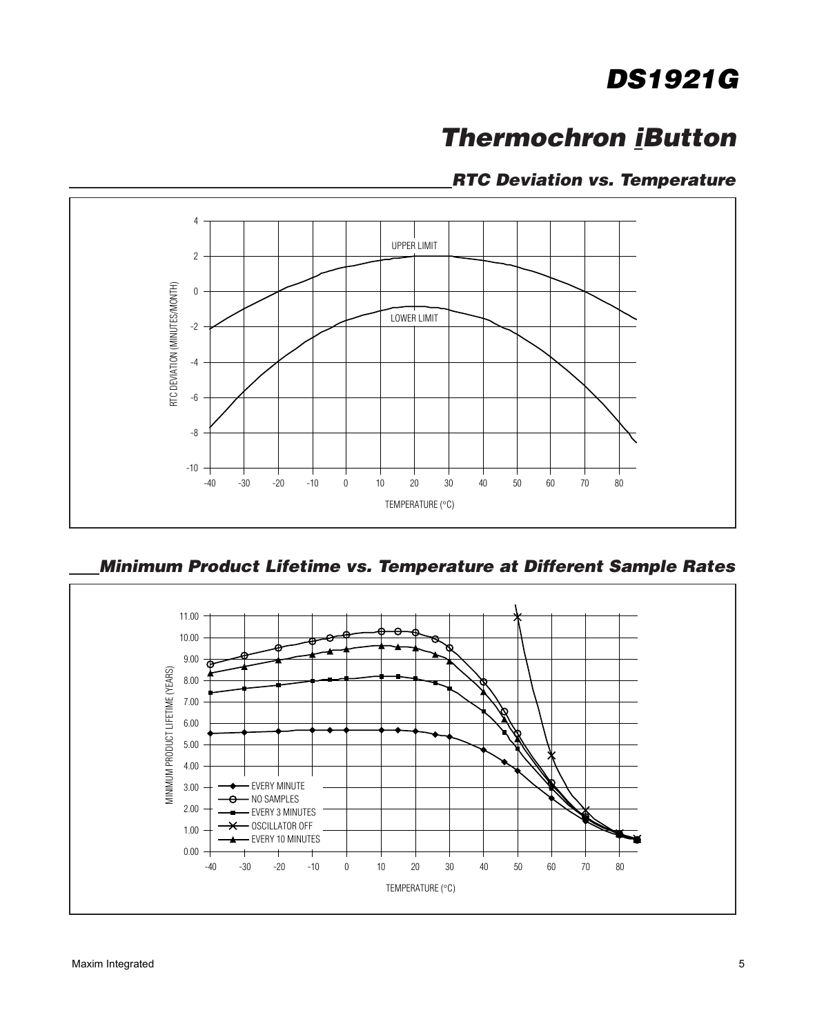## RTC Deviation vs. Temperature

## Minimum Product Lifetime vs. Temperature at Different Sample Rates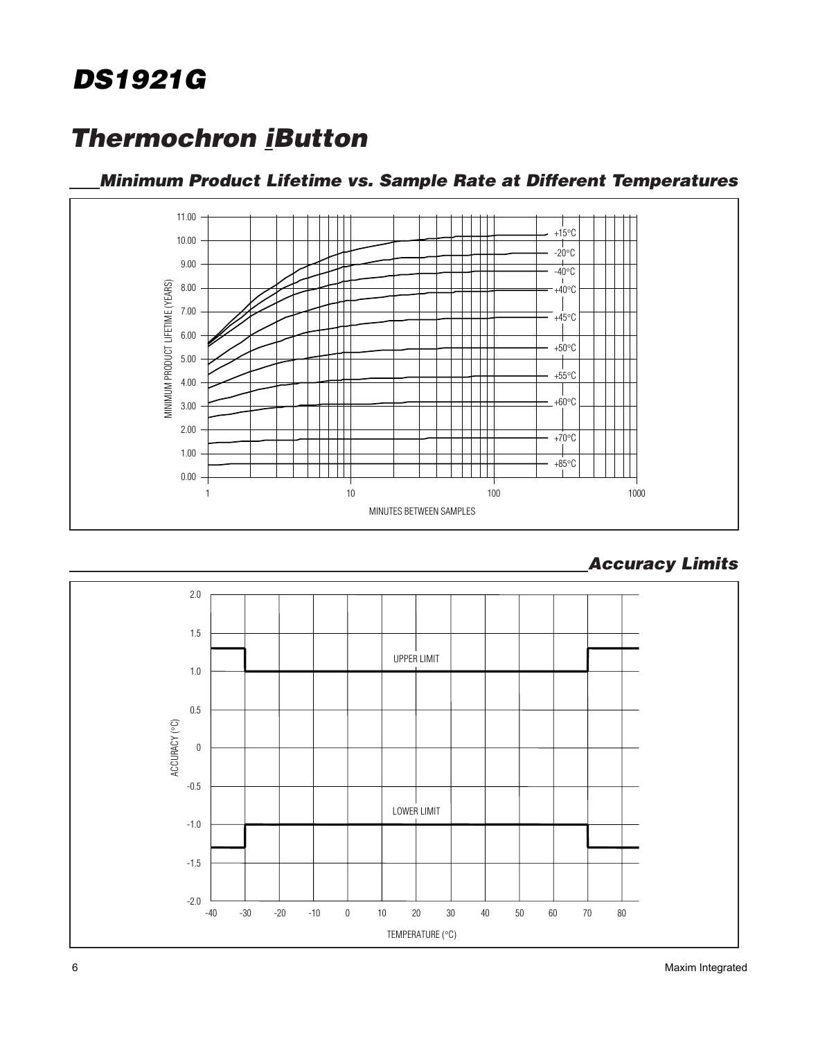## Minimum Product Lifetime vs. Sample Rate at Different Temperatures

## Accuracy Limits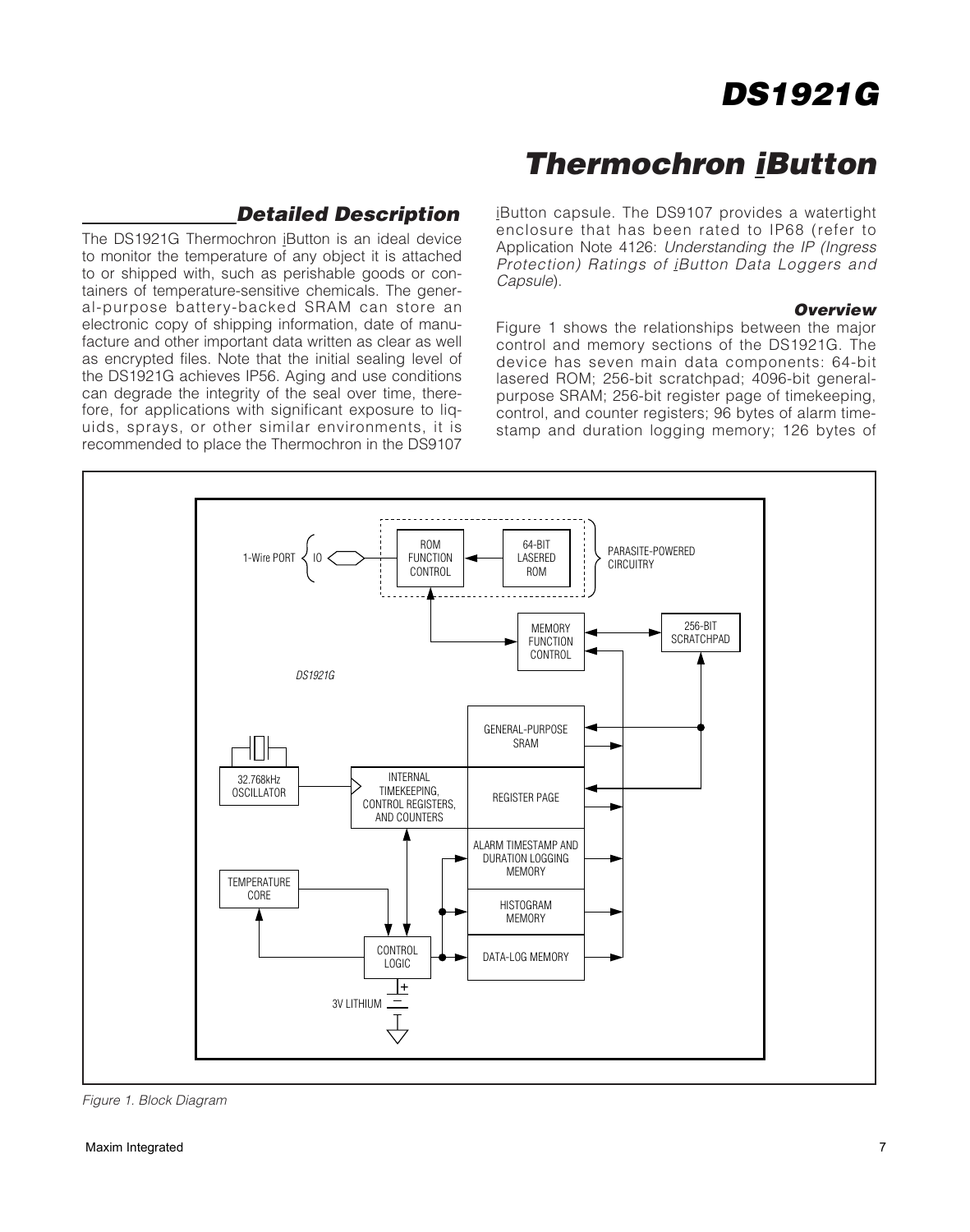## Detailed Description

The DS1921G Thermochron iButton is an ideal device to monitor the temperature of any object it is attached to or shipped with, such as perishable goods or containers of temperature-sensitive chemicals. The general-purpose battery-backed SRAM can store an electronic copy of shipping information, date of manufacture and other important data written as clear as well as encrypted files. Note that the initial sealing level of the DS1921G achieves IP56. Aging and use conditions can degrade the integrity of the seal over time, therefore, for applications with significant exposure to liquids, sprays, or other similar environments, it is recommended to place the Thermochron in the DS9107 iButton capsule. The DS9107 provides a watertight enclosure that has been rated to IP68 (refer to Application Note 4126: *Understanding the IP (Ingress Protection) Ratings of iButton Data Loggers and Capsule*).

### Overview

Figure 1 shows the relationships between the major control and memory sections of the DS1921G. The device has seven main data components: 64-bit lasered ROM; 256-bit scratchpad; 4096-bit general-purpose SRAM; 256-bit register page of timekeeping, control, and counter registers; 96 bytes of alarm timestamp and duration logging memory; 126 bytes of

*Figure 1. Block Diagram*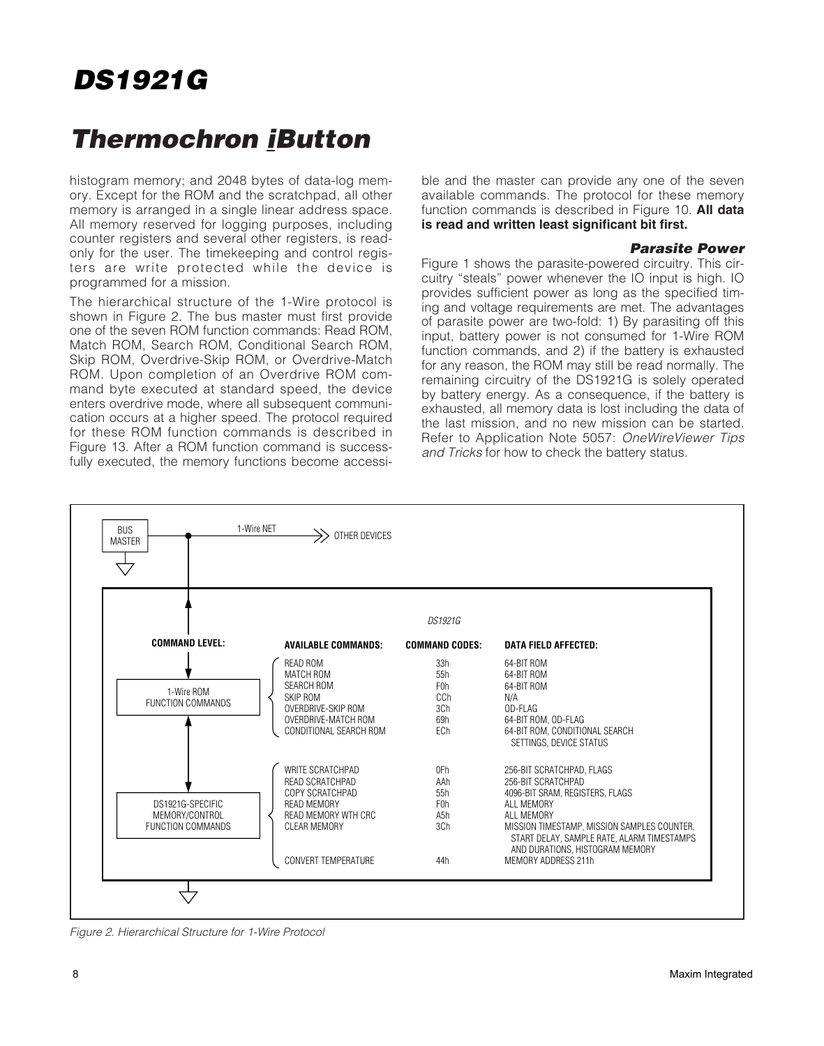histogram memory; and 2048 bytes of data-log memory. Except for the ROM and the scratchpad, all other memory is arranged in a single linear address space. All memory reserved for logging purposes, including counter registers and several other registers, is read-only for the user. The timekeeping and control registers are write protected while the device is programmed for a mission.

The hierarchical structure of the 1-Wire protocol is shown in Figure 2. The bus master must first provide one of the seven ROM function commands: Read ROM, Match ROM, Search ROM, Conditional Search ROM, Skip ROM, Overdrive-Skip ROM, or Overdrive-Match ROM. Upon completion of an Overdrive ROM command byte executed at standard speed, the device enters overdrive mode, where all subsequent communication occurs at a higher speed. The protocol required for these ROM function commands is described in Figure 13. After a ROM function command is successfully executed, the memory functions become accessible and the master can provide any one of the seven available commands. The protocol for these memory function commands is described in Figure 10. **All data is read and written least significant bit first.**

### *Parasite Power*

Figure 1 shows the parasite-powered circuitry. This circuitry "steals" power whenever the IO input is high. IO provides sufficient power as long as the specified timing and voltage requirements are met. The advantages of parasite power are two-fold: 1) By parasiting off this input, battery power is not consumed for 1-Wire ROM function commands, and 2) if the battery is exhausted for any reason, the ROM may still be read normally. The remaining circuitry of the DS1921G is solely operated by battery energy. As a consequence, if the battery is exhausted, all memory data is lost including the data of the last mission, and no new mission can be started. Refer to Application Note 5057: *OneWireViewer Tips and Tricks* for how to check the battery status.

BUS MASTER — 1-Wire NET — OTHER DEVICES

DS1921G

| COMMAND LEVEL: | AVAILABLE COMMANDS: | COMMAND CODES: | DATA FIELD AFFECTED: |
|---|---|---|---|
| 1-Wire ROM FUNCTION COMMANDS | READ ROM | 33h | 64-BIT ROM |
| | MATCH ROM | 55h | 64-BIT ROM |
| | SEARCH ROM | F0h | 64-BIT ROM |
| | SKIP ROM | CCh | N/A |
| | OVERDRIVE-SKIP ROM | 3Ch | OD-FLAG |
| | OVERDRIVE-MATCH ROM | 69h | 64-BIT ROM, OD-FLAG |
| | CONDITIONAL SEARCH ROM | ECh | 64-BIT ROM, CONDITIONAL SEARCH SETTINGS, DEVICE STATUS |
| DS1921G-SPECIFIC MEMORY/CONTROL FUNCTION COMMANDS | WRITE SCRATCHPAD | 0Fh | 256-BIT SCRATCHPAD, FLAGS |
| | READ SCRATCHPAD | AAh | 256-BIT SCRATCHPAD |
| | COPY SCRATCHPAD | 55h | 4096-BIT SRAM, REGISTERS, FLAGS |
| | READ MEMORY | F0h | ALL MEMORY |
| | READ MEMORY WTH CRC | A5h | ALL MEMORY |
| | CLEAR MEMORY | 3Ch | MISSION TIMESTAMP, MISSION SAMPLES COUNTER, START DELAY, SAMPLE RATE, ALARM TIMESTAMPS AND DURATIONS, HISTOGRAM MEMORY |
| | CONVERT TEMPERATURE | 44h | MEMORY ADDRESS 211h |

*Figure 2. Hierarchical Structure for 1-Wire Protocol*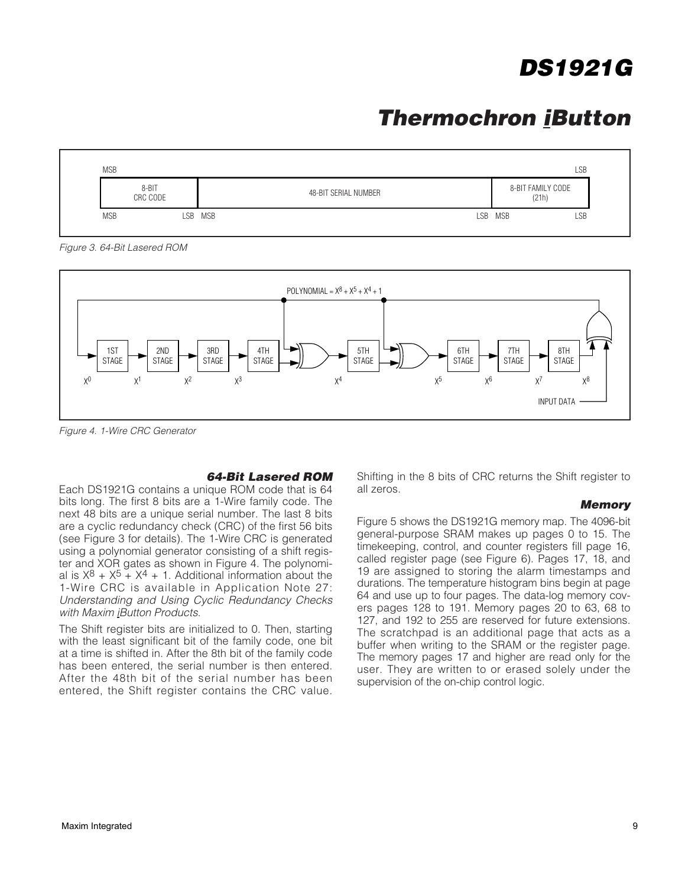| MSB | | | LSB |
|---|---|---|---|
| 8-BIT CRC CODE | 48-BIT SERIAL NUMBER | 8-BIT FAMILY CODE (21h) | |
| MSB LSB | MSB LSB | MSB LSB | |

*Figure 3. 64-Bit Lasered ROM*

POLYNOMIAL = $X^8 + X^5 + X^4 + 1$

1ST STAGE, 2ND STAGE, 3RD STAGE, 4TH STAGE, 5TH STAGE, 6TH STAGE, 7TH STAGE, 8TH STAGE

$X^0$ $X^1$ $X^2$ $X^3$ $X^4$ $X^5$ $X^6$ $X^7$ $X^8$

INPUT DATA

*Figure 4. 1-Wire CRC Generator*

### 64-Bit Lasered ROM

Each DS1921G contains a unique ROM code that is 64 bits long. The first 8 bits are a 1-Wire family code. The next 48 bits are a unique serial number. The last 8 bits are a cyclic redundancy check (CRC) of the first 56 bits (see Figure 3 for details). The 1-Wire CRC is generated using a polynomial generator consisting of a shift register and XOR gates as shown in Figure 4. The polynomial is $X^8 + X^5 + X^4 + 1$. Additional information about the 1-Wire CRC is available in Application Note 27: *Understanding and Using Cyclic Redundancy Checks with Maxim iButton Products*.

The Shift register bits are initialized to 0. Then, starting with the least significant bit of the family code, one bit at a time is shifted in. After the 8th bit of the family code has been entered, the serial number is then entered. After the 48th bit of the serial number has been entered, the Shift register contains the CRC value. Shifting in the 8 bits of CRC returns the Shift register to all zeros.

### Memory

Figure 5 shows the DS1921G memory map. The 4096-bit general-purpose SRAM makes up pages 0 to 15. The timekeeping, control, and counter registers fill page 16, called register page (see Figure 6). Pages 17, 18, and 19 are assigned to storing the alarm timestamps and durations. The temperature histogram bins begin at page 64 and use up to four pages. The data-log memory covers pages 128 to 191. Memory pages 20 to 63, 68 to 127, and 192 to 255 are reserved for future extensions. The scratchpad is an additional page that acts as a buffer when writing to the SRAM or the register page. The memory pages 17 and higher are read only for the user. They are written to or erased solely under the supervision of the on-chip control logic.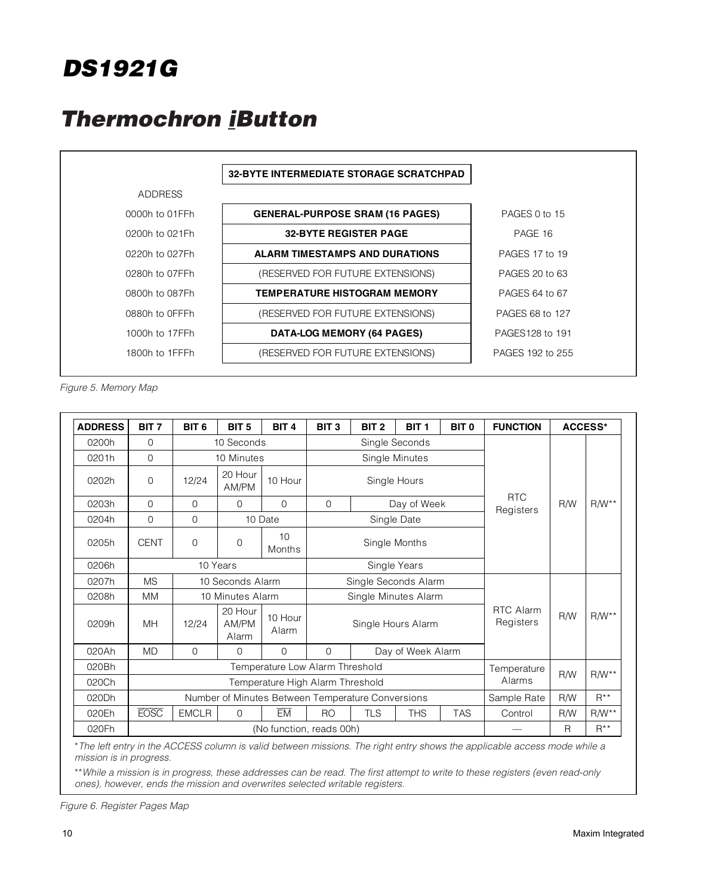# DS1921G

# Thermochron iButton

| ADDRESS | | |
|---|---|---|
| | 32-BYTE INTERMEDIATE STORAGE SCRATCHPAD | |
| 0000h to 01FFh | **GENERAL-PURPOSE SRAM (16 PAGES)** | PAGES 0 to 15 |
| 0200h to 021Fh | **32-BYTE REGISTER PAGE** | PAGE 16 |
| 0220h to 027Fh | **ALARM TIMESTAMPS AND DURATIONS** | PAGES 17 to 19 |
| 0280h to 07FFh | (RESERVED FOR FUTURE EXTENSIONS) | PAGES 20 to 63 |
| 0800h to 087Fh | **TEMPERATURE HISTOGRAM MEMORY** | PAGES 64 to 67 |
| 0880h to 0FFFh | (RESERVED FOR FUTURE EXTENSIONS) | PAGES 68 to 127 |
| 1000h to 17FFh | **DATA-LOG MEMORY (64 PAGES)** | PAGES128 to 191 |
| 1800h to 1FFFh | (RESERVED FOR FUTURE EXTENSIONS) | PAGES 192 to 255 |

*Figure 5. Memory Map*

| ADDRESS | BIT 7 | BIT 6 | BIT 5 | BIT 4 | BIT 3 | BIT 2 | BIT 1 | BIT 0 | FUNCTION | ACCESS* | |
|---|---|---|---|---|---|---|---|---|---|---|---|
| 0200h | 0 | 10 Seconds | | | Single Seconds | | | | RTC Registers | R/W | R/W** |
| 0201h | 0 | 10 Minutes | | | Single Minutes | | | | | | |
| 0202h | 0 | 12/24 | 20 Hour AM/PM | 10 Hour | Single Hours | | | | | | |
| 0203h | 0 | 0 | 0 | 0 | 0 | Day of Week | | | | | |
| 0204h | 0 | 0 | 10 Date | | Single Date | | | | | | |
| 0205h | CENT | 0 | 0 | 10 Months | Single Months | | | | | | |
| 0206h | 10 Years | | | | Single Years | | | | | | |
| 0207h | MS | 10 Seconds Alarm | | | Single Seconds Alarm | | | | RTC Alarm Registers | R/W | R/W** |
| 0208h | MM | 10 Minutes Alarm | | | Single Minutes Alarm | | | | | | |
| 0209h | MH | 12/24 | 20 Hour AM/PM Alarm | 10 Hour Alarm | Single Hours Alarm | | | | | | |
| 020Ah | MD | 0 | 0 | 0 | 0 | Day of Week Alarm | | | | | |
| 020Bh | Temperature Low Alarm Threshold | | | | | | | | Temperature Alarms | R/W | R/W** |
| 020Ch | Temperature High Alarm Threshold | | | | | | | | | | |
| 020Dh | Number of Minutes Between Temperature Conversions | | | | | | | | Sample Rate | R/W | R** |
| 020Eh | $\overline{\text{EOSC}}$ | EMCLR | 0 | $\overline{\text{EM}}$ | RO | TLS | THS | TAS | Control | R/W | R/W** |
| 020Fh | (No function, reads 00h) | | | | | | | | — | R | R** |

*\*The left entry in the ACCESS column is valid between missions. The right entry shows the applicable access mode while a mission is in progress.*

*\*\*While a mission is in progress, these addresses can be read. The first attempt to write to these registers (even read-only ones), however, ends the mission and overwrites selected writable registers.*

*Figure 6. Register Pages Map*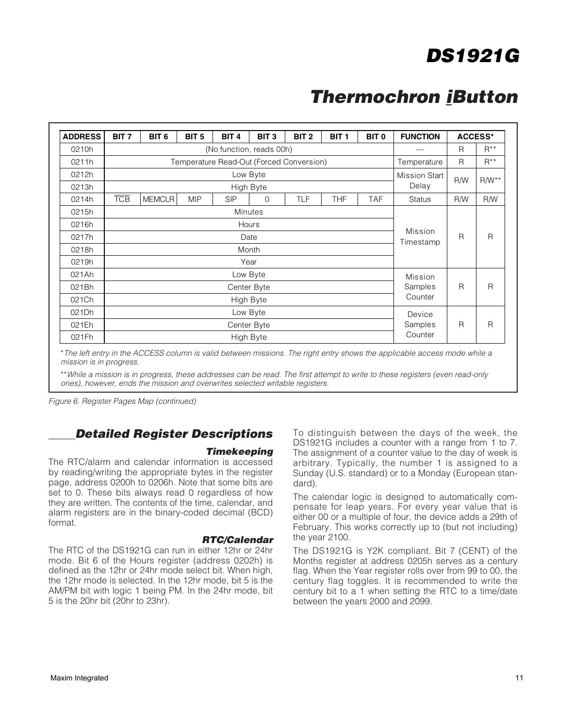| ADDRESS | BIT 7 | BIT 6 | BIT 5 | BIT 4 | BIT 3 | BIT 2 | BIT 1 | BIT 0 | FUNCTION | ACCESS* | |
|---|---|---|---|---|---|---|---|---|---|---|---|
| 0210h | (No function, reads 00h) | | | | | | | | — | R | R** |
| 0211h | Temperature Read-Out (Forced Conversion) | | | | | | | | Temperature | R | R** |
| 0212h | Low Byte | | | | | | | | Mission Start Delay | R/W | R/W** |
| 0213h | High Byte | | | | | | | | | | |
| 0214h | $\overline{TCB}$ | MEMCLR | MIP | SIP | 0 | TLF | THF | TAF | Status | R/W | R/W |
| 0215h | Minutes | | | | | | | | Mission Timestamp | R | R |
| 0216h | Hours | | | | | | | | | | |
| 0217h | Date | | | | | | | | | | |
| 0218h | Month | | | | | | | | | | |
| 0219h | Year | | | | | | | | | | |
| 021Ah | Low Byte | | | | | | | | Mission Samples Counter | R | R |
| 021Bh | Center Byte | | | | | | | | | | |
| 021Ch | High Byte | | | | | | | | | | |
| 021Dh | Low Byte | | | | | | | | Device Samples Counter | R | R |
| 021Eh | Center Byte | | | | | | | | | | |
| 021Fh | High Byte | | | | | | | | | | |

*The left entry in the ACCESS column is valid between missions. The right entry shows the applicable access mode while a mission is in progress.*

*\*\*While a mission is in progress, these addresses can be read. The first attempt to write to these registers (even read-only ones), however, ends the mission and overwrites selected writable registers.*

*Figure 6. Register Pages Map (continued)*

## Detailed Register Descriptions

### Timekeeping

The RTC/alarm and calendar information is accessed by reading/writing the appropriate bytes in the register page, address 0200h to 0206h. Note that some bits are set to 0. These bits always read 0 regardless of how they are written. The contents of the time, calendar, and alarm registers are in the binary-coded decimal (BCD) format.

### RTC/Calendar

The RTC of the DS1921G can run in either 12hr or 24hr mode. Bit 6 of the Hours register (address 0202h) is defined as the 12hr or 24hr mode select bit. When high, the 12hr mode is selected. In the 12hr mode, bit 5 is the AM/PM bit with logic 1 being PM. In the 24hr mode, bit 5 is the 20hr bit (20hr to 23hr).

To distinguish between the days of the week, the DS1921G includes a counter with a range from 1 to 7. The assignment of a counter value to the day of week is arbitrary. Typically, the number 1 is assigned to a Sunday (U.S. standard) or to a Monday (European standard).

The calendar logic is designed to automatically compensate for leap years. For every year value that is either 00 or a multiple of four, the device adds a 29th of February. This works correctly up to (but not including) the year 2100.

The DS1921G is Y2K compliant. Bit 7 (CENT) of the Months register at address 0205h serves as a century flag. When the Year register rolls over from 99 to 00, the century flag toggles. It is recommended to write the century bit to a 1 when setting the RTC to a time/date between the years 2000 and 2099.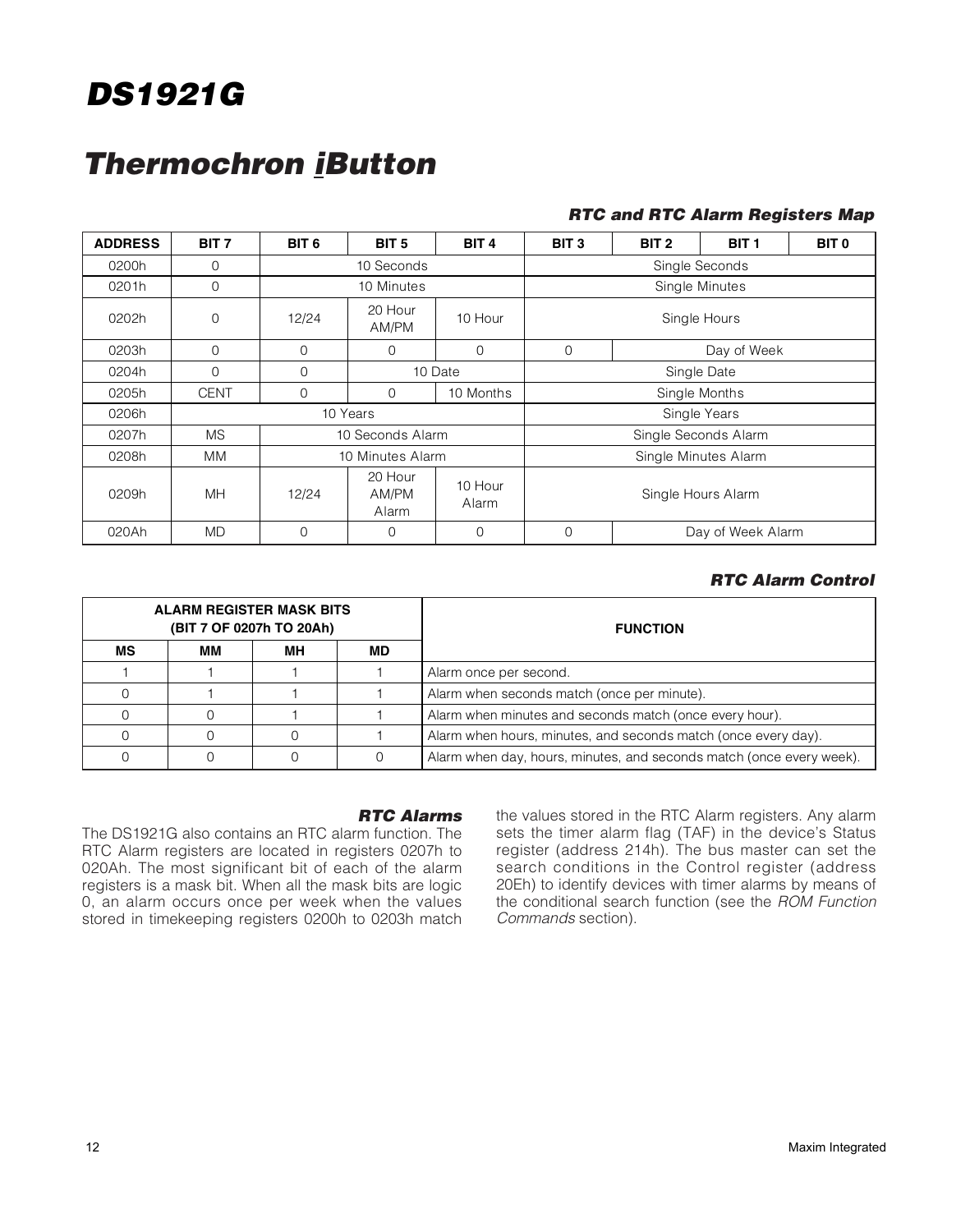## RTC and RTC Alarm Registers Map

| ADDRESS | BIT 7 | BIT 6 | BIT 5 | BIT 4 | BIT 3 | BIT 2 | BIT 1 | BIT 0 |
|---|---|---|---|---|---|---|---|---|
| 0200h | 0 | 10 Seconds | | | Single Seconds | | | |
| 0201h | 0 | 10 Minutes | | | Single Minutes | | | |
| 0202h | 0 | 12/24 | 20 Hour AM/PM | 10 Hour | Single Hours | | | |
| 0203h | 0 | 0 | 0 | 0 | 0 | Day of Week | | |
| 0204h | 0 | 0 | 10 Date | | Single Date | | | |
| 0205h | CENT | 0 | 0 | 10 Months | Single Months | | | |
| 0206h | 10 Years | | | | Single Years | | | |
| 0207h | MS | 10 Seconds Alarm | | | Single Seconds Alarm | | | |
| 0208h | MM | 10 Minutes Alarm | | | Single Minutes Alarm | | | |
| 0209h | MH | 12/24 | 20 Hour AM/PM Alarm | 10 Hour Alarm | Single Hours Alarm | | | |
| 020Ah | MD | 0 | 0 | 0 | 0 | Day of Week Alarm | | |

## RTC Alarm Control

| ALARM REGISTER MASK BITS (BIT 7 OF 0207h TO 20Ah) | | | | FUNCTION |
|---|---|---|---|---|
| MS | MM | MH | MD | |
| 1 | 1 | 1 | 1 | Alarm once per second. |
| 0 | 1 | 1 | 1 | Alarm when seconds match (once per minute). |
| 0 | 0 | 1 | 1 | Alarm when minutes and seconds match (once every hour). |
| 0 | 0 | 0 | 1 | Alarm when hours, minutes, and seconds match (once every day). |
| 0 | 0 | 0 | 0 | Alarm when day, hours, minutes, and seconds match (once every week). |

### RTC Alarms

The DS1921G also contains an RTC alarm function. The RTC Alarm registers are located in registers 0207h to 020Ah. The most significant bit of each of the alarm registers is a mask bit. When all the mask bits are logic 0, an alarm occurs once per week when the values stored in timekeeping registers 0200h to 0203h match the values stored in the RTC Alarm registers. Any alarm sets the timer alarm flag (TAF) in the device's Status register (address 214h). The bus master can set the search conditions in the Control register (address 20Eh) to identify devices with timer alarms by means of the conditional search function (see the *ROM Function Commands* section).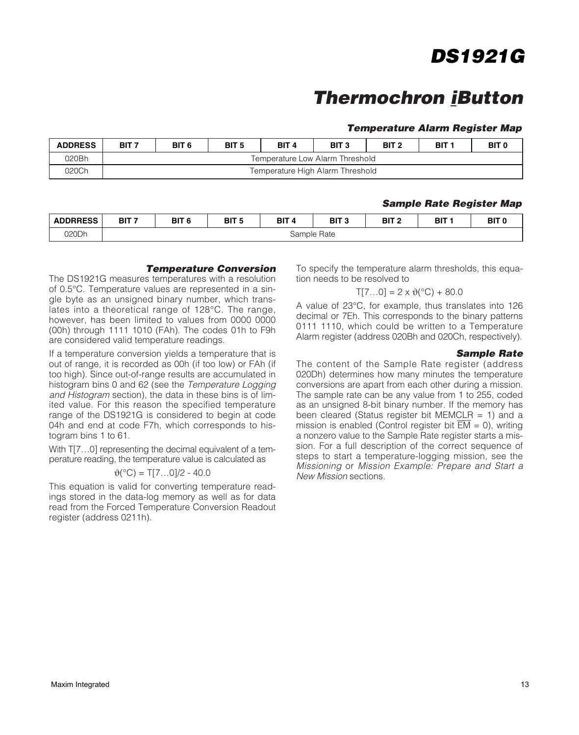### Temperature Alarm Register Map

| ADDRESS | BIT 7 | BIT 6 | BIT 5 | BIT 4 | BIT 3 | BIT 2 | BIT 1 | BIT 0 |
|---|---|---|---|---|---|---|---|---|
| 020Bh | Temperature Low Alarm Threshold | | | | | | | |
| 020Ch | Temperature High Alarm Threshold | | | | | | | |

### Sample Rate Register Map

| ADDRRESS | BIT 7 | BIT 6 | BIT 5 | BIT 4 | BIT 3 | BIT 2 | BIT 1 | BIT 0 |
|---|---|---|---|---|---|---|---|---|
| 020Dh | Sample Rate | | | | | | | |

### Temperature Conversion

The DS1921G measures temperatures with a resolution of 0.5°C. Temperature values are represented in a single byte as an unsigned binary number, which translates into a theoretical range of 128°C. The range, however, has been limited to values from 0000 0000 (00h) through 1111 1010 (FAh). The codes 01h to F9h are considered valid temperature readings.

If a temperature conversion yields a temperature that is out of range, it is recorded as 00h (if too low) or FAh (if too high). Since out-of-range results are accumulated in histogram bins 0 and 62 (see the *Temperature Logging and Histogram* section), the data in these bins is of limited value. For this reason the specified temperature range of the DS1921G is considered to begin at code 04h and end at code F7h, which corresponds to histogram bins 1 to 61.

With T[7…0] representing the decimal equivalent of a temperature reading, the temperature value is calculated as

$$\vartheta(°C) = T[7\ldots0]/2 - 40.0$$

This equation is valid for converting temperature readings stored in the data-log memory as well as for data read from the Forced Temperature Conversion Readout register (address 0211h).

To specify the temperature alarm thresholds, this equation needs to be resolved to

$$T[7\ldots0] = 2 \times \vartheta(°C) + 80.0$$

A value of 23°C, for example, thus translates into 126 decimal or 7Eh. This corresponds to the binary patterns 0111 1110, which could be written to a Temperature Alarm register (address 020Bh and 020Ch, respectively).

### Sample Rate

The content of the Sample Rate register (address 020Dh) determines how many minutes the temperature conversions are apart from each other during a mission. The sample rate can be any value from 1 to 255, coded as an unsigned 8-bit binary number. If the memory has been cleared (Status register bit MEMCLR = 1) and a mission is enabled (Control register bit $\overline{EM}$ = 0), writing a nonzero value to the Sample Rate register starts a mission. For a full description of the correct sequence of steps to start a temperature-logging mission, see the *Missioning* or *Mission Example: Prepare and Start a New Mission* sections.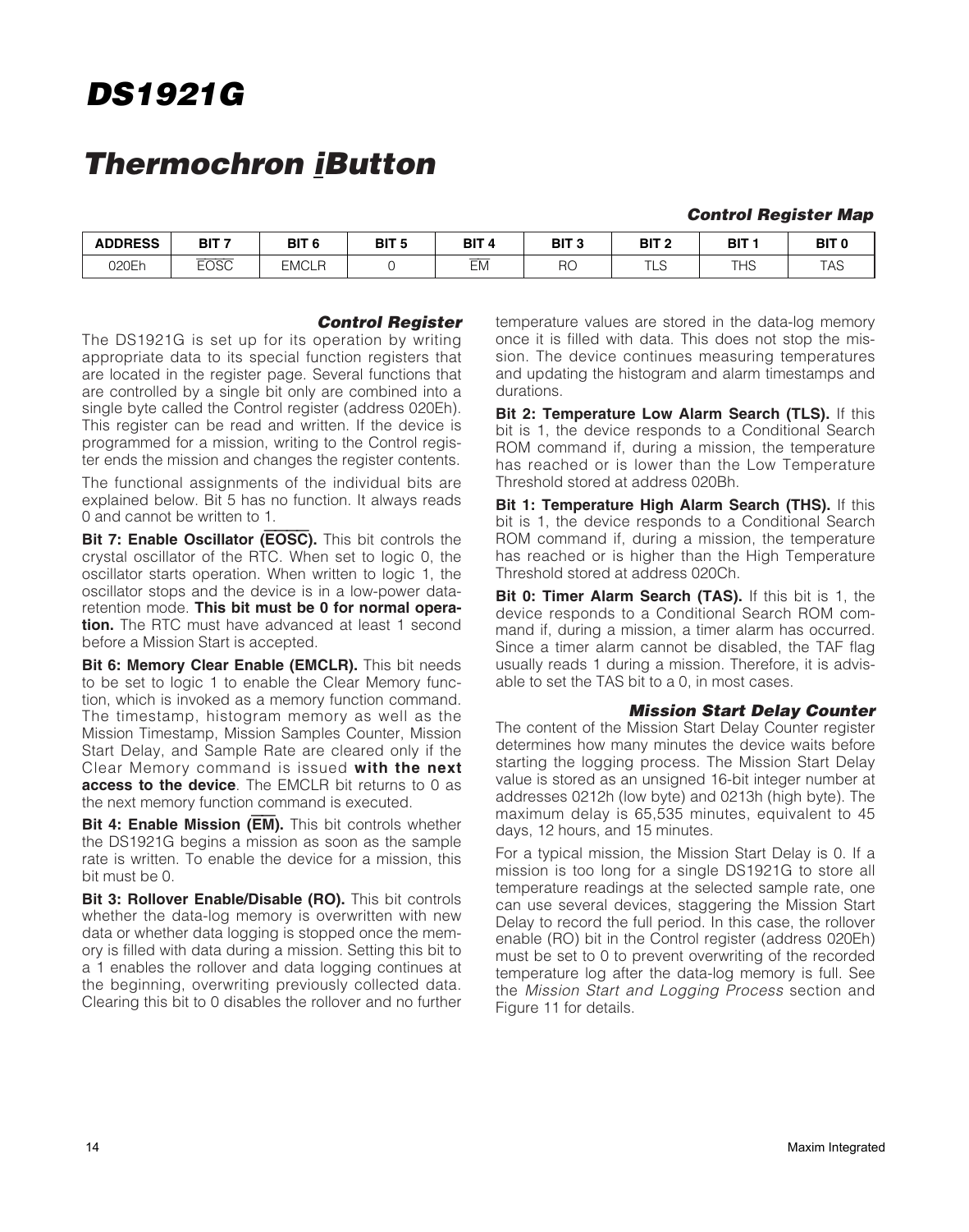### Control Register Map

| ADDRESS | BIT 7 | BIT 6 | BIT 5 | BIT 4 | BIT 3 | BIT 2 | BIT 1 | BIT 0 |
|---|---|---|---|---|---|---|---|---|
| 020Eh | $\overline{\text{EOSC}}$ | EMCLR | 0 | $\overline{\text{EM}}$ | RO | TLS | THS | TAS |

### Control Register

The DS1921G is set up for its operation by writing appropriate data to its special function registers that are located in the register page. Several functions that are controlled by a single bit only are combined into a single byte called the Control register (address 020Eh). This register can be read and written. If the device is programmed for a mission, writing to the Control register ends the mission and changes the register contents.

The functional assignments of the individual bits are explained below. Bit 5 has no function. It always reads 0 and cannot be written to 1.

**Bit 7: Enable Oscillator ($\overline{\text{EOSC}}$).** This bit controls the crystal oscillator of the RTC. When set to logic 0, the oscillator starts operation. When written to logic 1, the oscillator stops and the device is in a low-power data-retention mode. **This bit must be 0 for normal operation.** The RTC must have advanced at least 1 second before a Mission Start is accepted.

**Bit 6: Memory Clear Enable (EMCLR).** This bit needs to be set to logic 1 to enable the Clear Memory function, which is invoked as a memory function command. The timestamp, histogram memory as well as the Mission Timestamp, Mission Samples Counter, Mission Start Delay, and Sample Rate are cleared only if the Clear Memory command is issued **with the next access to the device**. The EMCLR bit returns to 0 as the next memory function command is executed.

**Bit 4: Enable Mission ($\overline{\text{EM}}$).** This bit controls whether the DS1921G begins a mission as soon as the sample rate is written. To enable the device for a mission, this bit must be 0.

**Bit 3: Rollover Enable/Disable (RO).** This bit controls whether the data-log memory is overwritten with new data or whether data logging is stopped once the memory is filled with data during a mission. Setting this bit to a 1 enables the rollover and data logging continues at the beginning, overwriting previously collected data. Clearing this bit to 0 disables the rollover and no further temperature values are stored in the data-log memory once it is filled with data. This does not stop the mission. The device continues measuring temperatures and updating the histogram and alarm timestamps and durations.

**Bit 2: Temperature Low Alarm Search (TLS).** If this bit is 1, the device responds to a Conditional Search ROM command if, during a mission, the temperature has reached or is lower than the Low Temperature Threshold stored at address 020Bh.

**Bit 1: Temperature High Alarm Search (THS).** If this bit is 1, the device responds to a Conditional Search ROM command if, during a mission, the temperature has reached or is higher than the High Temperature Threshold stored at address 020Ch.

**Bit 0: Timer Alarm Search (TAS).** If this bit is 1, the device responds to a Conditional Search ROM command if, during a mission, a timer alarm has occurred. Since a timer alarm cannot be disabled, the TAF flag usually reads 1 during a mission. Therefore, it is advisable to set the TAS bit to a 0, in most cases.

### Mission Start Delay Counter

The content of the Mission Start Delay Counter register determines how many minutes the device waits before starting the logging process. The Mission Start Delay value is stored as an unsigned 16-bit integer number at addresses 0212h (low byte) and 0213h (high byte). The maximum delay is 65,535 minutes, equivalent to 45 days, 12 hours, and 15 minutes.

For a typical mission, the Mission Start Delay is 0. If a mission is too long for a single DS1921G to store all temperature readings at the selected sample rate, one can use several devices, staggering the Mission Start Delay to record the full period. In this case, the rollover enable (RO) bit in the Control register (address 020Eh) must be set to 0 to prevent overwriting of the recorded temperature log after the data-log memory is full. See the *Mission Start and Logging Process* section and Figure 11 for details.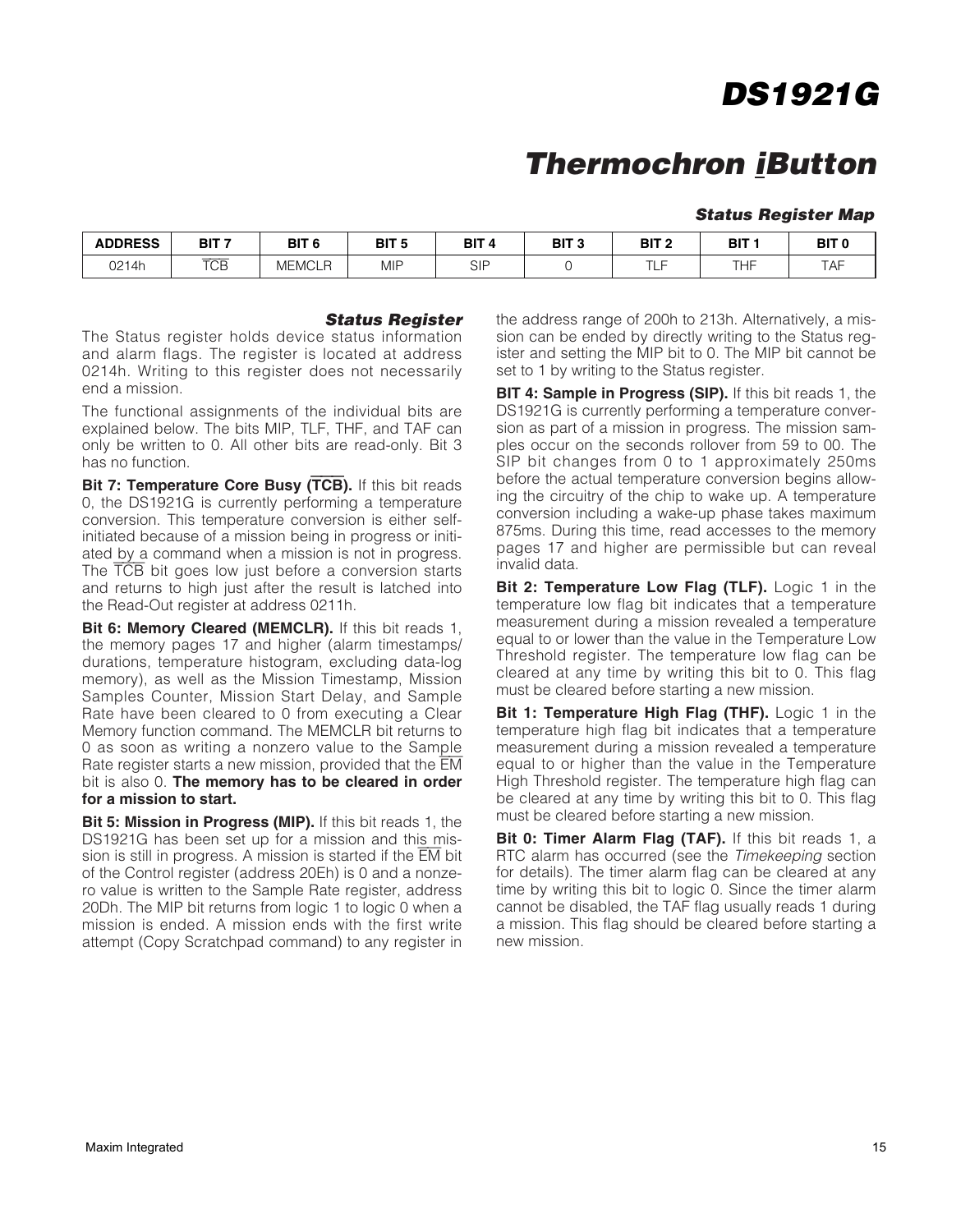### Status Register Map

| ADDRESS | BIT 7 | BIT 6 | BIT 5 | BIT 4 | BIT 3 | BIT 2 | BIT 1 | BIT 0 |
|---|---|---|---|---|---|---|---|---|
| 0214h | $\overline{TCB}$ | MEMCLR | MIP | SIP | 0 | TLF | THF | TAF |

### Status Register

The Status register holds device status information and alarm flags. The register is located at address 0214h. Writing to this register does not necessarily end a mission.

The functional assignments of the individual bits are explained below. The bits MIP, TLF, THF, and TAF can only be written to 0. All other bits are read-only. Bit 3 has no function.

**Bit 7: Temperature Core Busy ($\overline{TCB}$).** If this bit reads 0, the DS1921G is currently performing a temperature conversion. This temperature conversion is either self-initiated because of a mission being in progress or initiated by a command when a mission is not in progress. The $\overline{TCB}$ bit goes low just before a conversion starts and returns to high just after the result is latched into the Read-Out register at address 0211h.

**Bit 6: Memory Cleared (MEMCLR).** If this bit reads 1, the memory pages 17 and higher (alarm timestamps/durations, temperature histogram, excluding data-log memory), as well as the Mission Timestamp, Mission Samples Counter, Mission Start Delay, and Sample Rate have been cleared to 0 from executing a Clear Memory function command. The MEMCLR bit returns to 0 as soon as writing a nonzero value to the Sample Rate register starts a new mission, provided that the $\overline{EM}$ bit is also 0. **The memory has to be cleared in order for a mission to start.**

**Bit 5: Mission in Progress (MIP).** If this bit reads 1, the DS1921G has been set up for a mission and this mission is still in progress. A mission is started if the $\overline{EM}$ bit of the Control register (address 20Eh) is 0 and a nonzero value is written to the Sample Rate register, address 20Dh. The MIP bit returns from logic 1 to logic 0 when a mission is ended. A mission ends with the first write attempt (Copy Scratchpad command) to any register in the address range of 200h to 213h. Alternatively, a mission can be ended by directly writing to the Status register and setting the MIP bit to 0. The MIP bit cannot be set to 1 by writing to the Status register.

**BIT 4: Sample in Progress (SIP).** If this bit reads 1, the DS1921G is currently performing a temperature conversion as part of a mission in progress. The mission samples occur on the seconds rollover from 59 to 00. The SIP bit changes from 0 to 1 approximately 250ms before the actual temperature conversion begins allowing the circuitry of the chip to wake up. A temperature conversion including a wake-up phase takes maximum 875ms. During this time, read accesses to the memory pages 17 and higher are permissible but can reveal invalid data.

**Bit 2: Temperature Low Flag (TLF).** Logic 1 in the temperature low flag bit indicates that a temperature measurement during a mission revealed a temperature equal to or lower than the value in the Temperature Low Threshold register. The temperature low flag can be cleared at any time by writing this bit to 0. This flag must be cleared before starting a new mission.

**Bit 1: Temperature High Flag (THF).** Logic 1 in the temperature high flag bit indicates that a temperature measurement during a mission revealed a temperature equal to or higher than the value in the Temperature High Threshold register. The temperature high flag can be cleared at any time by writing this bit to 0. This flag must be cleared before starting a new mission.

**Bit 0: Timer Alarm Flag (TAF).** If this bit reads 1, a RTC alarm has occurred (see the *Timekeeping* section for details). The timer alarm flag can be cleared at any time by writing this bit to logic 0. Since the timer alarm cannot be disabled, the TAF flag usually reads 1 during a mission. This flag should be cleared before starting a new mission.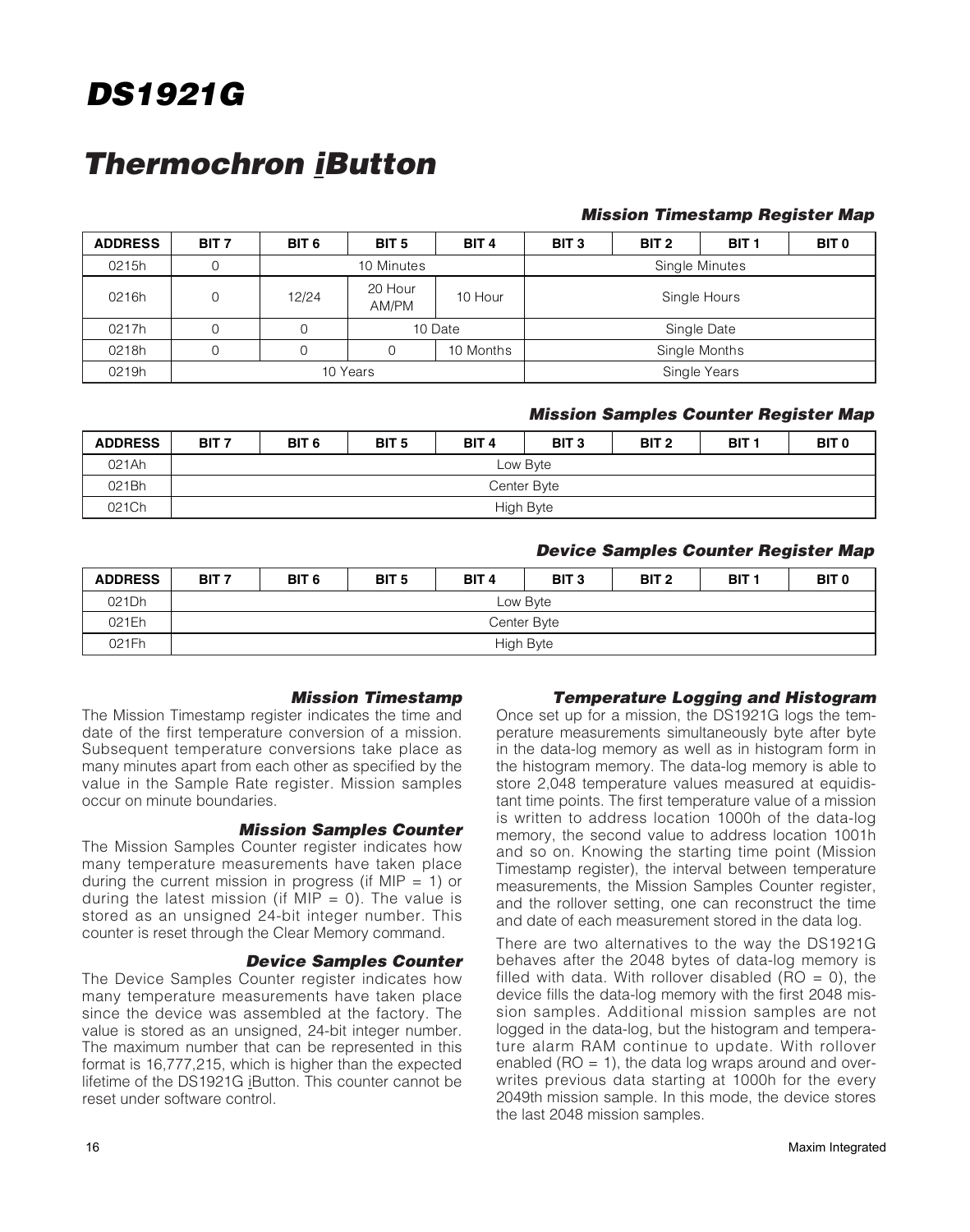# DS1921G

## Thermochron iButton

### Mission Timestamp Register Map

| ADDRESS | BIT 7 | BIT 6 | BIT 5 | BIT 4 | BIT 3 | BIT 2 | BIT 1 | BIT 0 |
|---|---|---|---|---|---|---|---|---|
| 0215h | 0 | 10 Minutes | | | Single Minutes | | | |
| 0216h | 0 | 12/24 | 20 Hour AM/PM | 10 Hour | Single Hours | | | |
| 0217h | 0 | 0 | 10 Date | | Single Date | | | |
| 0218h | 0 | 0 | 0 | 10 Months | Single Months | | | |
| 0219h | 10 Years | | | | Single Years | | | |

### Mission Samples Counter Register Map

| ADDRESS | BIT 7 | BIT 6 | BIT 5 | BIT 4 | BIT 3 | BIT 2 | BIT 1 | BIT 0 |
|---|---|---|---|---|---|---|---|---|
| 021Ah | Low Byte | | | | | | | |
| 021Bh | Center Byte | | | | | | | |
| 021Ch | High Byte | | | | | | | |

### Device Samples Counter Register Map

| ADDRESS | BIT 7 | BIT 6 | BIT 5 | BIT 4 | BIT 3 | BIT 2 | BIT 1 | BIT 0 |
|---|---|---|---|---|---|---|---|---|
| 021Dh | Low Byte | | | | | | | |
| 021Eh | Center Byte | | | | | | | |
| 021Fh | High Byte | | | | | | | |

### Mission Timestamp

The Mission Timestamp register indicates the time and date of the first temperature conversion of a mission. Subsequent temperature conversions take place as many minutes apart from each other as specified by the value in the Sample Rate register. Mission samples occur on minute boundaries.

### Mission Samples Counter

The Mission Samples Counter register indicates how many temperature measurements have taken place during the current mission in progress (if MIP = 1) or during the latest mission (if MIP = 0). The value is stored as an unsigned 24-bit integer number. This counter is reset through the Clear Memory command.

### Device Samples Counter

The Device Samples Counter register indicates how many temperature measurements have taken place since the device was assembled at the factory. The value is stored as an unsigned, 24-bit integer number. The maximum number that can be represented in this format is 16,777,215, which is higher than the expected lifetime of the DS1921G iButton. This counter cannot be reset under software control.

### Temperature Logging and Histogram

Once set up for a mission, the DS1921G logs the temperature measurements simultaneously byte after byte in the data-log memory as well as in histogram form in the histogram memory. The data-log memory is able to store 2,048 temperature values measured at equidistant time points. The first temperature value of a mission is written to address location 1000h of the data-log memory, the second value to address location 1001h and so on. Knowing the starting time point (Mission Timestamp register), the interval between temperature measurements, the Mission Samples Counter register, and the rollover setting, one can reconstruct the time and date of each measurement stored in the data log.

There are two alternatives to the way the DS1921G behaves after the 2048 bytes of data-log memory is filled with data. With rollover disabled (RO = 0), the device fills the data-log memory with the first 2048 mission samples. Additional mission samples are not logged in the data-log, but the histogram and temperature alarm RAM continue to update. With rollover enabled (RO = 1), the data log wraps around and overwrites previous data starting at 1000h for the every 2049th mission sample. In this mode, the device stores the last 2048 mission samples.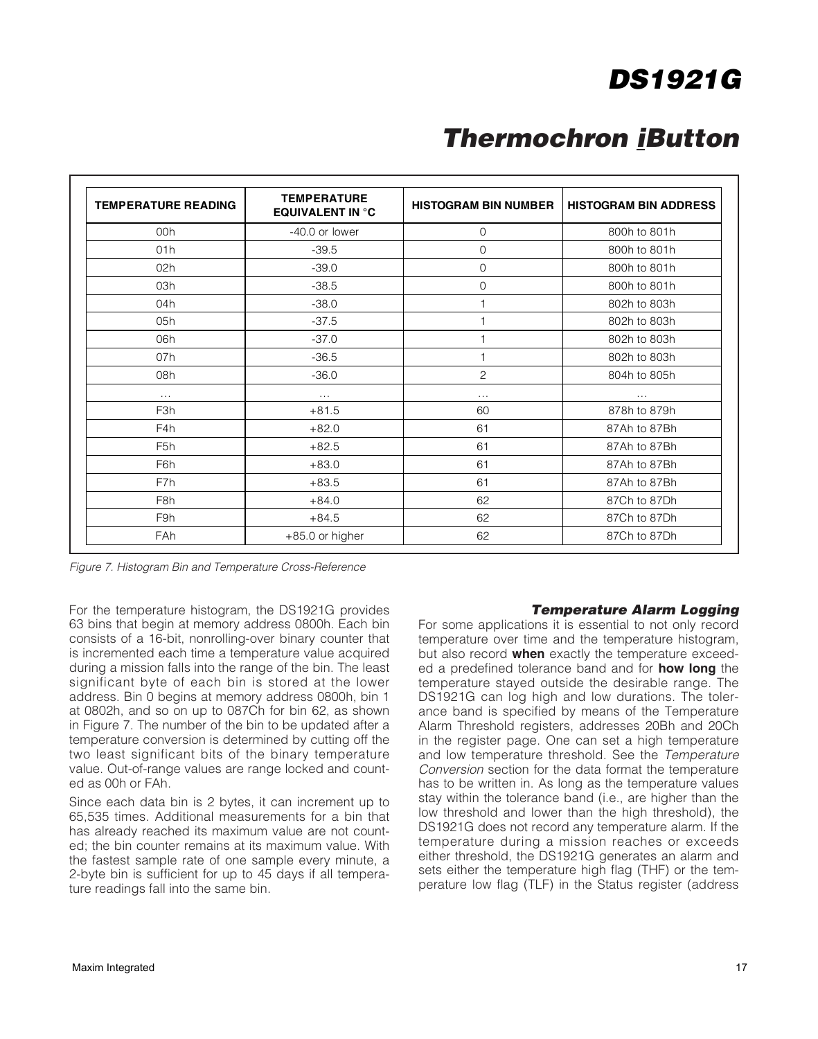| TEMPERATURE READING | TEMPERATURE EQUIVALENT IN °C | HISTOGRAM BIN NUMBER | HISTOGRAM BIN ADDRESS |
|---|---|---|---|
| 00h | -40.0 or lower | 0 | 800h to 801h |
| 01h | -39.5 | 0 | 800h to 801h |
| 02h | -39.0 | 0 | 800h to 801h |
| 03h | -38.5 | 0 | 800h to 801h |
| 04h | -38.0 | 1 | 802h to 803h |
| 05h | -37.5 | 1 | 802h to 803h |
| 06h | -37.0 | 1 | 802h to 803h |
| 07h | -36.5 | 1 | 802h to 803h |
| 08h | -36.0 | 2 | 804h to 805h |
| … | … | … | … |
| F3h | +81.5 | 60 | 878h to 879h |
| F4h | +82.0 | 61 | 87Ah to 87Bh |
| F5h | +82.5 | 61 | 87Ah to 87Bh |
| F6h | +83.0 | 61 | 87Ah to 87Bh |
| F7h | +83.5 | 61 | 87Ah to 87Bh |
| F8h | +84.0 | 62 | 87Ch to 87Dh |
| F9h | +84.5 | 62 | 87Ch to 87Dh |
| FAh | +85.0 or higher | 62 | 87Ch to 87Dh |

*Figure 7. Histogram Bin and Temperature Cross-Reference*

For the temperature histogram, the DS1921G provides 63 bins that begin at memory address 0800h. Each bin consists of a 16-bit, nonrolling-over binary counter that is incremented each time a temperature value acquired during a mission falls into the range of the bin. The least significant byte of each bin is stored at the lower address. Bin 0 begins at memory address 0800h, bin 1 at 0802h, and so on up to 087Ch for bin 62, as shown in Figure 7. The number of the bin to be updated after a temperature conversion is determined by cutting off the two least significant bits of the binary temperature value. Out-of-range values are range locked and counted as 00h or FAh.

Since each data bin is 2 bytes, it can increment up to 65,535 times. Additional measurements for a bin that has already reached its maximum value are not counted; the bin counter remains at its maximum value. With the fastest sample rate of one sample every minute, a 2-byte bin is sufficient for up to 45 days if all temperature readings fall into the same bin.

### Temperature Alarm Logging

For some applications it is essential to not only record temperature over time and the temperature histogram, but also record **when** exactly the temperature exceeded a predefined tolerance band and for **how long** the temperature stayed outside the desirable range. The DS1921G can log high and low durations. The tolerance band is specified by means of the Temperature Alarm Threshold registers, addresses 20Bh and 20Ch in the register page. One can set a high temperature and low temperature threshold. See the *Temperature Conversion* section for the data format the temperature has to be written in. As long as the temperature values stay within the tolerance band (i.e., are higher than the low threshold and lower than the high threshold), the DS1921G does not record any temperature alarm. If the temperature during a mission reaches or exceeds either threshold, the DS1921G generates an alarm and sets either the temperature high flag (THF) or the temperature low flag (TLF) in the Status register (address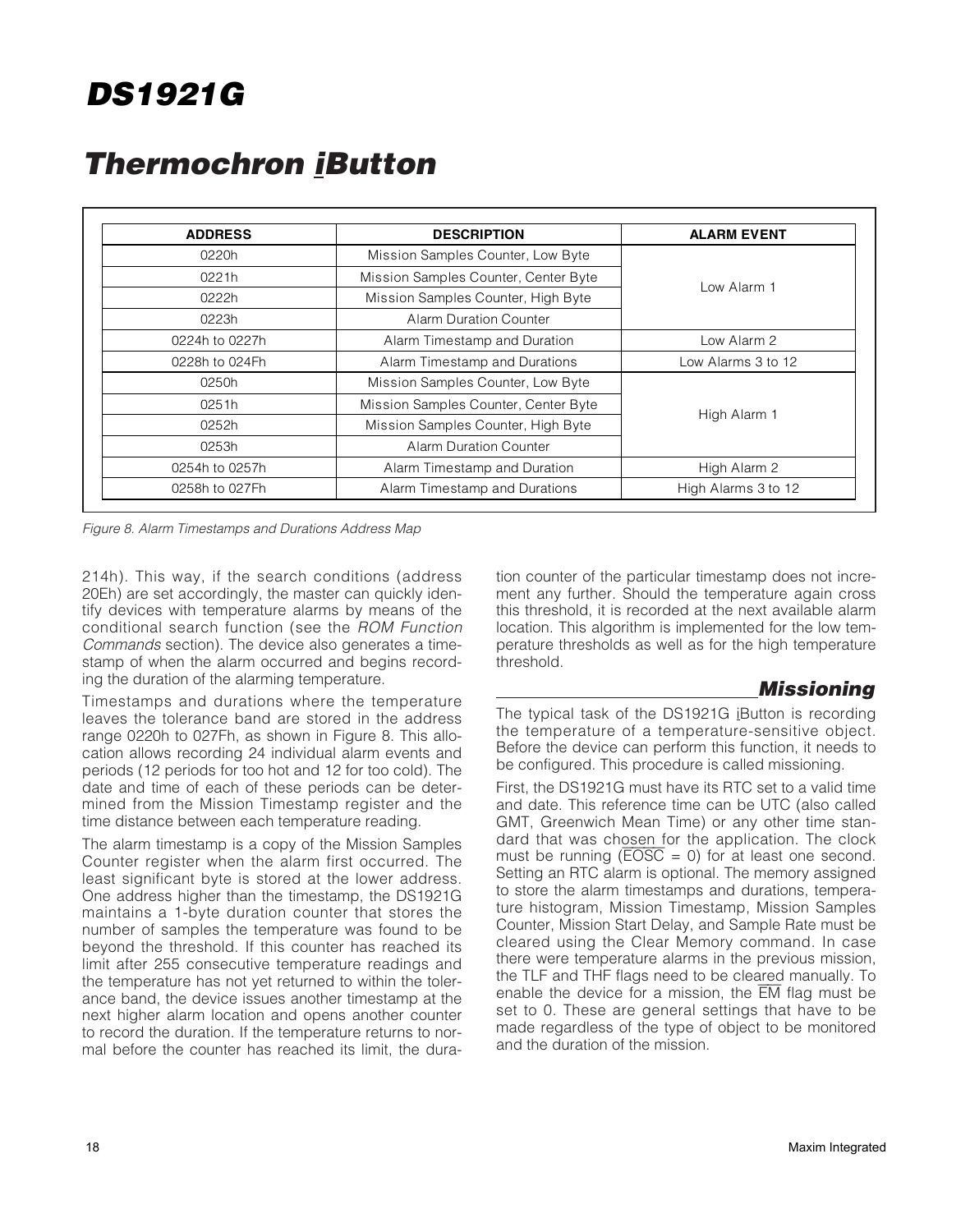| ADDRESS | DESCRIPTION | ALARM EVENT |
|---|---|---|
| 0220h | Mission Samples Counter, Low Byte | Low Alarm 1 |
| 0221h | Mission Samples Counter, Center Byte | |
| 0222h | Mission Samples Counter, High Byte | |
| 0223h | Alarm Duration Counter | |
| 0224h to 0227h | Alarm Timestamp and Duration | Low Alarm 2 |
| 0228h to 024Fh | Alarm Timestamp and Durations | Low Alarms 3 to 12 |
| 0250h | Mission Samples Counter, Low Byte | High Alarm 1 |
| 0251h | Mission Samples Counter, Center Byte | |
| 0252h | Mission Samples Counter, High Byte | |
| 0253h | Alarm Duration Counter | |
| 0254h to 0257h | Alarm Timestamp and Duration | High Alarm 2 |
| 0258h to 027Fh | Alarm Timestamp and Durations | High Alarms 3 to 12 |

*Figure 8. Alarm Timestamps and Durations Address Map*

214h). This way, if the search conditions (address 20Eh) are set accordingly, the master can quickly identify devices with temperature alarms by means of the conditional search function (see the *ROM Function Commands* section). The device also generates a timestamp of when the alarm occurred and begins recording the duration of the alarming temperature.

Timestamps and durations where the temperature leaves the tolerance band are stored in the address range 0220h to 027Fh, as shown in Figure 8. This allocation allows recording 24 individual alarm events and periods (12 periods for too hot and 12 for too cold). The date and time of each of these periods can be determined from the Mission Timestamp register and the time distance between each temperature reading.

The alarm timestamp is a copy of the Mission Samples Counter register when the alarm first occurred. The least significant byte is stored at the lower address. One address higher than the timestamp, the DS1921G maintains a 1-byte duration counter that stores the number of samples the temperature was found to be beyond the threshold. If this counter has reached its limit after 255 consecutive temperature readings and the temperature has not yet returned to within the tolerance band, the device issues another timestamp at the next higher alarm location and opens another counter to record the duration. If the temperature returns to normal before the counter has reached its limit, the duration counter of the particular timestamp does not increment any further. Should the temperature again cross this threshold, it is recorded at the next available alarm location. This algorithm is implemented for the low temperature thresholds as well as for the high temperature threshold.

## Missioning

The typical task of the DS1921G iButton is recording the temperature of a temperature-sensitive object. Before the device can perform this function, it needs to be configured. This procedure is called missioning.

First, the DS1921G must have its RTC set to a valid time and date. This reference time can be UTC (also called GMT, Greenwich Mean Time) or any other time standard that was chosen for the application. The clock must be running ($\overline{\text{EOSC}}$ = 0) for at least one second. Setting an RTC alarm is optional. The memory assigned to store the alarm timestamps and durations, temperature histogram, Mission Timestamp, Mission Samples Counter, Mission Start Delay, and Sample Rate must be cleared using the Clear Memory command. In case there were temperature alarms in the previous mission, the TLF and THF flags need to be cleared manually. To enable the device for a mission, the $\overline{\text{EM}}$ flag must be set to 0. These are general settings that have to be made regardless of the type of object to be monitored and the duration of the mission.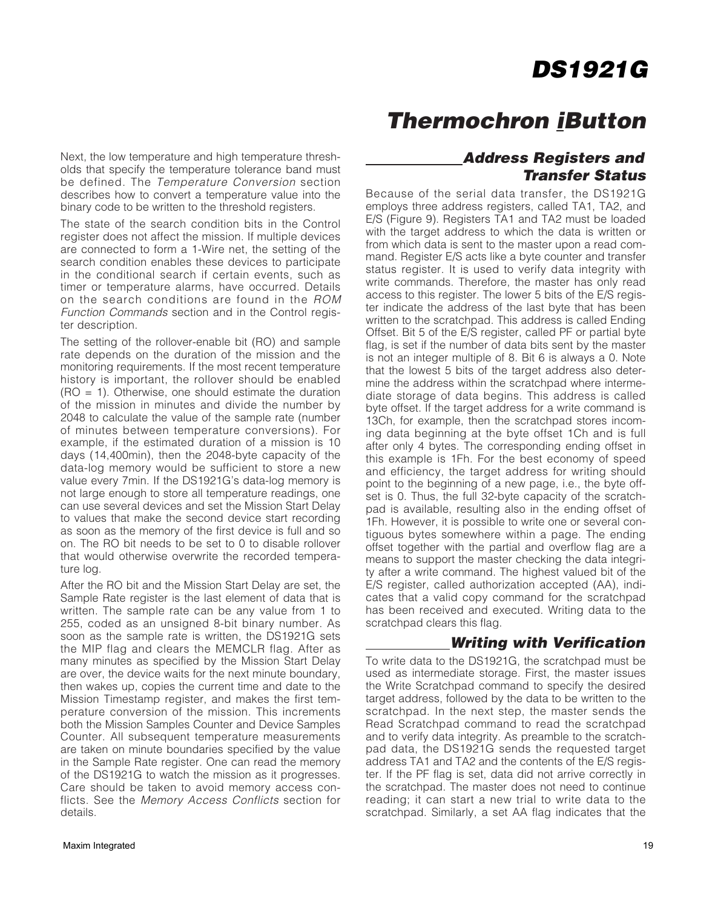Next, the low temperature and high temperature thresholds that specify the temperature tolerance band must be defined. The *Temperature Conversion* section describes how to convert a temperature value into the binary code to be written to the threshold registers.

The state of the search condition bits in the Control register does not affect the mission. If multiple devices are connected to form a 1-Wire net, the setting of the search condition enables these devices to participate in the conditional search if certain events, such as timer or temperature alarms, have occurred. Details on the search conditions are found in the *ROM Function Commands* section and in the Control register description.

The setting of the rollover-enable bit (RO) and sample rate depends on the duration of the mission and the monitoring requirements. If the most recent temperature history is important, the rollover should be enabled (RO = 1). Otherwise, one should estimate the duration of the mission in minutes and divide the number by 2048 to calculate the value of the sample rate (number of minutes between temperature conversions). For example, if the estimated duration of a mission is 10 days (14,400min), then the 2048-byte capacity of the data-log memory would be sufficient to store a new value every 7min. If the DS1921G's data-log memory is not large enough to store all temperature readings, one can use several devices and set the Mission Start Delay to values that make the second device start recording as soon as the memory of the first device is full and so on. The RO bit needs to be set to 0 to disable rollover that would otherwise overwrite the recorded temperature log.

After the RO bit and the Mission Start Delay are set, the Sample Rate register is the last element of data that is written. The sample rate can be any value from 1 to 255, coded as an unsigned 8-bit binary number. As soon as the sample rate is written, the DS1921G sets the MIP flag and clears the MEMCLR flag. After as many minutes as specified by the Mission Start Delay are over, the device waits for the next minute boundary, then wakes up, copies the current time and date to the Mission Timestamp register, and makes the first temperature conversion of the mission. This increments both the Mission Samples Counter and Device Samples Counter. All subsequent temperature measurements are taken on minute boundaries specified by the value in the Sample Rate register. One can read the memory of the DS1921G to watch the mission as it progresses. Care should be taken to avoid memory access conflicts. See the *Memory Access Conflicts* section for details.

## Address Registers and Transfer Status

Because of the serial data transfer, the DS1921G employs three address registers, called TA1, TA2, and E/S (Figure 9). Registers TA1 and TA2 must be loaded with the target address to which the data is written or from which data is sent to the master upon a read command. Register E/S acts like a byte counter and transfer status register. It is used to verify data integrity with write commands. Therefore, the master has only read access to this register. The lower 5 bits of the E/S register indicate the address of the last byte that has been written to the scratchpad. This address is called Ending Offset. Bit 5 of the E/S register, called PF or partial byte flag, is set if the number of data bits sent by the master is not an integer multiple of 8. Bit 6 is always a 0. Note that the lowest 5 bits of the target address also determine the address within the scratchpad where intermediate storage of data begins. This address is called byte offset. If the target address for a write command is 13Ch, for example, then the scratchpad stores incoming data beginning at the byte offset 1Ch and is full after only 4 bytes. The corresponding ending offset in this example is 1Fh. For the best economy of speed and efficiency, the target address for writing should point to the beginning of a new page, i.e., the byte offset is 0. Thus, the full 32-byte capacity of the scratchpad is available, resulting also in the ending offset of 1Fh. However, it is possible to write one or several contiguous bytes somewhere within a page. The ending offset together with the partial and overflow flag are a means to support the master checking the data integrity after a write command. The highest valued bit of the E/S register, called authorization accepted (AA), indicates that a valid copy command for the scratchpad has been received and executed. Writing data to the scratchpad clears this flag.

## Writing with Verification

To write data to the DS1921G, the scratchpad must be used as intermediate storage. First, the master issues the Write Scratchpad command to specify the desired target address, followed by the data to be written to the scratchpad. In the next step, the master sends the Read Scratchpad command to read the scratchpad and to verify data integrity. As preamble to the scratchpad data, the DS1921G sends the requested target address TA1 and TA2 and the contents of the E/S register. If the PF flag is set, data did not arrive correctly in the scratchpad. The master does not need to continue reading; it can start a new trial to write data to the scratchpad. Similarly, a set AA flag indicates that the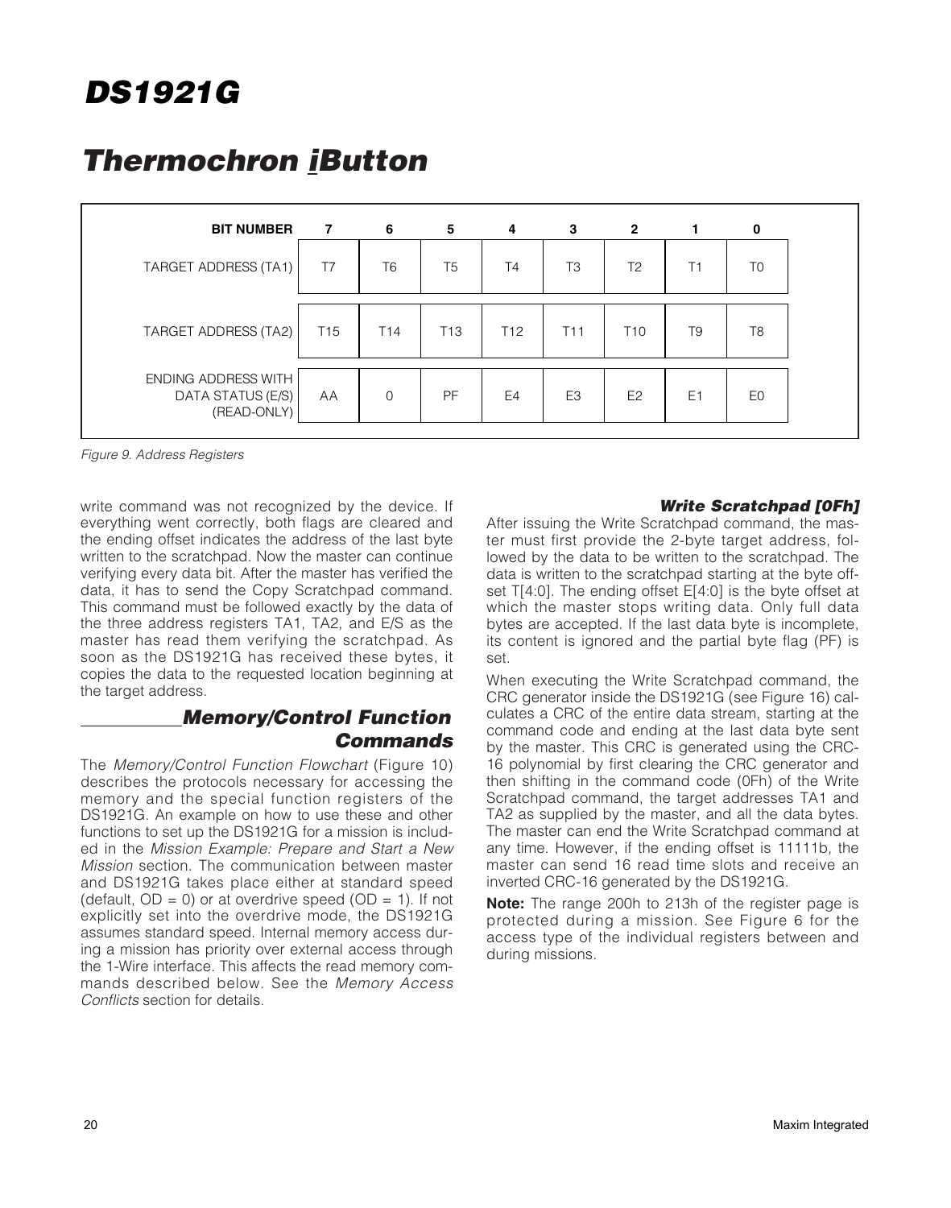| BIT NUMBER | 7 | 6 | 5 | 4 | 3 | 2 | 1 | 0 |
|---|---|---|---|---|---|---|---|---|
| TARGET ADDRESS (TA1) | T7 | T6 | T5 | T4 | T3 | T2 | T1 | T0 |
| TARGET ADDRESS (TA2) | T15 | T14 | T13 | T12 | T11 | T10 | T9 | T8 |
| ENDING ADDRESS WITH DATA STATUS (E/S) (READ-ONLY) | AA | 0 | PF | E4 | E3 | E2 | E1 | E0 |

*Figure 9. Address Registers*

write command was not recognized by the device. If everything went correctly, both flags are cleared and the ending offset indicates the address of the last byte written to the scratchpad. Now the master can continue verifying every data bit. After the master has verified the data, it has to send the Copy Scratchpad command. This command must be followed exactly by the data of the three address registers TA1, TA2, and E/S as the master has read them verifying the scratchpad. As soon as the DS1921G has received these bytes, it copies the data to the requested location beginning at the target address.

## Memory/Control Function Commands

The *Memory/Control Function Flowchart* (Figure 10) describes the protocols necessary for accessing the memory and the special function registers of the DS1921G. An example on how to use these and other functions to set up the DS1921G for a mission is included in the *Mission Example: Prepare and Start a New Mission* section. The communication between master and DS1921G takes place either at standard speed (default, OD = 0) or at overdrive speed (OD = 1). If not explicitly set into the overdrive mode, the DS1921G assumes standard speed. Internal memory access during a mission has priority over external access through the 1-Wire interface. This affects the read memory commands described below. See the *Memory Access Conflicts* section for details.

### Write Scratchpad [0Fh]

After issuing the Write Scratchpad command, the master must first provide the 2-byte target address, followed by the data to be written to the scratchpad. The data is written to the scratchpad starting at the byte offset T[4:0]. The ending offset E[4:0] is the byte offset at which the master stops writing data. Only full data bytes are accepted. If the last data byte is incomplete, its content is ignored and the partial byte flag (PF) is set.

When executing the Write Scratchpad command, the CRC generator inside the DS1921G (see Figure 16) calculates a CRC of the entire data stream, starting at the command code and ending at the last data byte sent by the master. This CRC is generated using the CRC-16 polynomial by first clearing the CRC generator and then shifting in the command code (0Fh) of the Write Scratchpad command, the target addresses TA1 and TA2 as supplied by the master, and all the data bytes. The master can end the Write Scratchpad command at any time. However, if the ending offset is 11111b, the master can send 16 read time slots and receive an inverted CRC-16 generated by the DS1921G.

**Note:** The range 200h to 213h of the register page is protected during a mission. See Figure 6 for the access type of the individual registers between and during missions.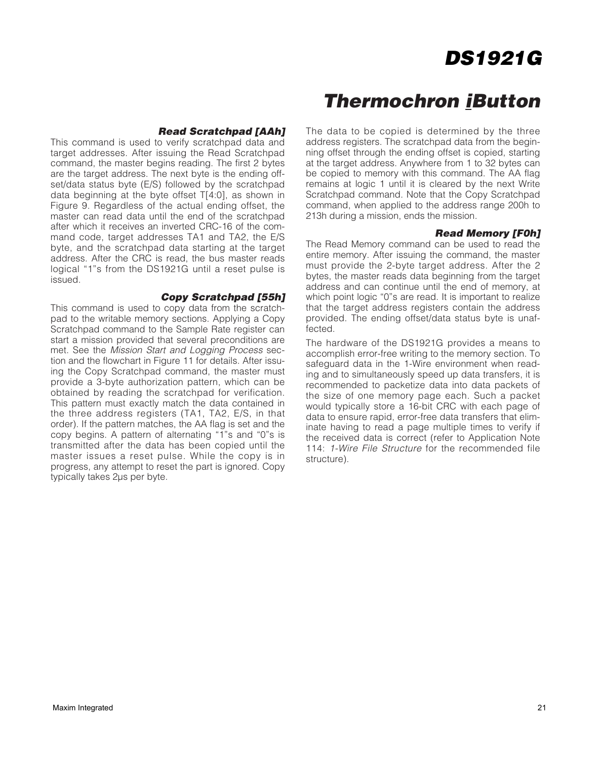### Read Scratchpad [AAh]

This command is used to verify scratchpad data and target addresses. After issuing the Read Scratchpad command, the master begins reading. The first 2 bytes are the target address. The next byte is the ending offset/data status byte (E/S) followed by the scratchpad data beginning at the byte offset T[4:0], as shown in Figure 9. Regardless of the actual ending offset, the master can read data until the end of the scratchpad after which it receives an inverted CRC-16 of the command code, target addresses TA1 and TA2, the E/S byte, and the scratchpad data starting at the target address. After the CRC is read, the bus master reads logical "1"s from the DS1921G until a reset pulse is issued.

### Copy Scratchpad [55h]

This command is used to copy data from the scratchpad to the writable memory sections. Applying a Copy Scratchpad command to the Sample Rate register can start a mission provided that several preconditions are met. See the *Mission Start and Logging Process* section and the flowchart in Figure 11 for details. After issuing the Copy Scratchpad command, the master must provide a 3-byte authorization pattern, which can be obtained by reading the scratchpad for verification. This pattern must exactly match the data contained in the three address registers (TA1, TA2, E/S, in that order). If the pattern matches, the AA flag is set and the copy begins. A pattern of alternating "1"s and "0"s is transmitted after the data has been copied until the master issues a reset pulse. While the copy is in progress, any attempt to reset the part is ignored. Copy typically takes 2µs per byte.

The data to be copied is determined by the three address registers. The scratchpad data from the beginning offset through the ending offset is copied, starting at the target address. Anywhere from 1 to 32 bytes can be copied to memory with this command. The AA flag remains at logic 1 until it is cleared by the next Write Scratchpad command. Note that the Copy Scratchpad command, when applied to the address range 200h to 213h during a mission, ends the mission.

### Read Memory [F0h]

The Read Memory command can be used to read the entire memory. After issuing the command, the master must provide the 2-byte target address. After the 2 bytes, the master reads data beginning from the target address and can continue until the end of memory, at which point logic "0"s are read. It is important to realize that the target address registers contain the address provided. The ending offset/data status byte is unaffected.

The hardware of the DS1921G provides a means to accomplish error-free writing to the memory section. To safeguard data in the 1-Wire environment when reading and to simultaneously speed up data transfers, it is recommended to packetize data into data packets of the size of one memory page each. Such a packet would typically store a 16-bit CRC with each page of data to ensure rapid, error-free data transfers that eliminate having to read a page multiple times to verify if the received data is correct (refer to Application Note 114: *1-Wire File Structure* for the recommended file structure).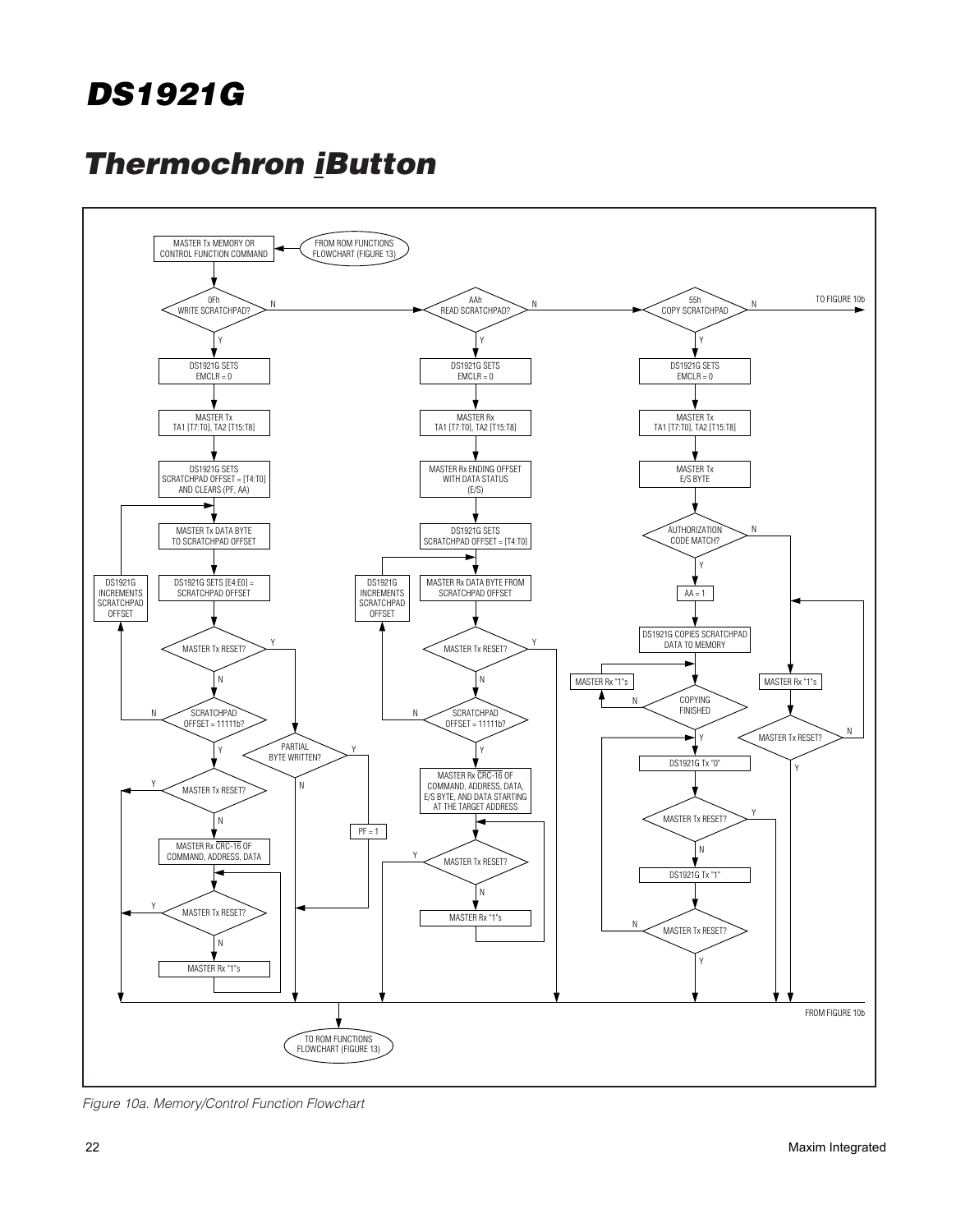MASTER Tx MEMORY OR CONTROL FUNCTION COMMAND

FROM ROM FUNCTIONS FLOWCHART (FIGURE 13)

0Fh WRITE SCRATCHPAD?

N

Y

DS1921G SETS EMCLR = 0

MASTER Tx TA1 [T7:T0], TA2 [T15:T8]

DS1921G SETS SCRATCHPAD OFFSET = [T4:T0] AND CLEARS (PF, AA)

MASTER Tx DATA BYTE TO SCRATCHPAD OFFSET

DS1921G SETS [E4:E0] = SCRATCHPAD OFFSET

DS1921G INCREMENTS SCRATCHPAD OFFSET

MASTER Tx RESET?

SCRATCHPAD OFFSET = 11111b?

PARTIAL BYTE WRITTEN?

PF = 1

MASTER Tx RESET?

MASTER Rx CRC-16 OF COMMAND, ADDRESS, DATA

MASTER Tx RESET?

MASTER Rx "1"s

AAh READ SCRATCHPAD?

DS1921G SETS EMCLR = 0

MASTER Rx TA1 [T7:T0], TA2 [T15:T8]

MASTER Rx ENDING OFFSET WITH DATA STATUS (E/S)

DS1921G SETS SCRATCHPAD OFFSET = [T4:T0]

MASTER Rx DATA BYTE FROM SCRATCHPAD OFFSET

DS1921G INCREMENTS SCRATCHPAD OFFSET

MASTER Tx RESET?

SCRATCHPAD OFFSET = 11111b?

MASTER Rx CRC-16 OF COMMAND, ADDRESS, DATA, E/S BYTE, AND DATA STARTING AT THE TARGET ADDRESS

MASTER Tx RESET?

MASTER Rx "1"s

55h COPY SCRATCHPAD

TO FIGURE 10b

DS1921G SETS EMCLR = 0

MASTER Tx TA1 [T7:T0], TA2 [T15:T8]

MASTER Tx E/S BYTE

AUTHORIZATION CODE MATCH?

AA = 1

DS1921G COPIES SCRATCHPAD DATA TO MEMORY

MASTER Rx "1"s

COPYING FINISHED

MASTER Rx "1"s

MASTER Tx RESET?

DS1921G Tx "0"

MASTER Tx RESET?

DS1921G Tx "1"

MASTER Tx RESET?

FROM FIGURE 10b

TO ROM FUNCTIONS FLOWCHART (FIGURE 13)

*Figure 10a. Memory/Control Function Flowchart*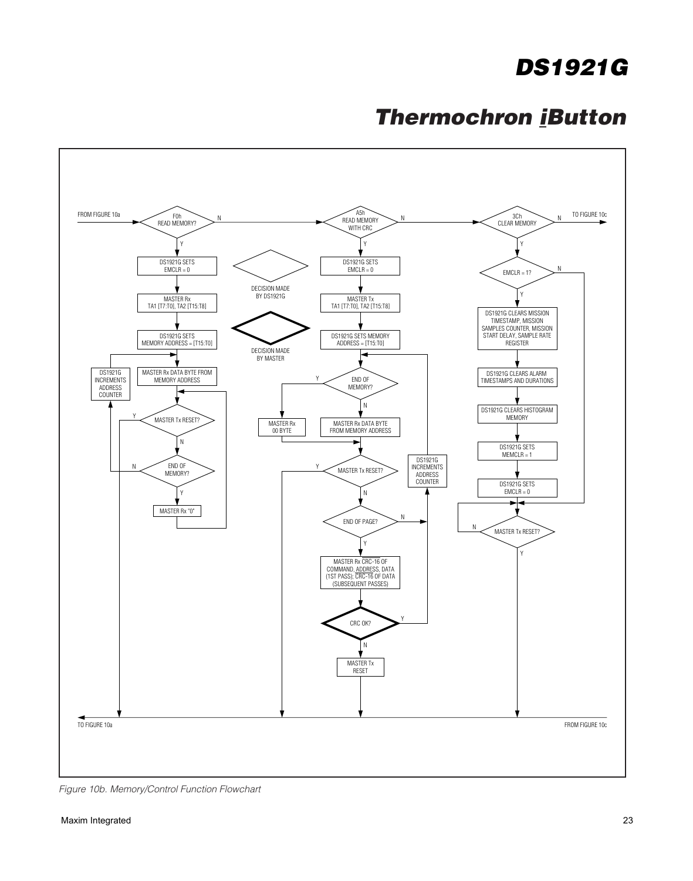FROM FIGURE 10a

F0h READ MEMORY? — N → A5h READ MEMORY WITH CRC? — N → 3Ch CLEAR MEMORY? — N → TO FIGURE 10c

**F0h READ MEMORY (Y):**

- DS1921G SETS EMCLR = 0
- MASTER Rx TA1 [T7:T0], TA2 [T15:T8]
- DS1921G SETS MEMORY ADDRESS = [T15:T0]
- MASTER Rx DATA BYTE FROM MEMORY ADDRESS
- MASTER Tx RESET? — Y → TO FIGURE 10a
- N → END OF MEMORY? — N → DS1921G INCREMENTS ADDRESS COUNTER → (back to MASTER Rx DATA BYTE FROM MEMORY ADDRESS)
- Y → MASTER Rx "0" → (back to MASTER Tx RESET?)

**A5h READ MEMORY WITH CRC (Y):**

- DS1921G SETS EMCLR = 0
- MASTER Tx TA1 [T7:T0], TA2 [T15:T8]
- DS1921G SETS MEMORY ADDRESS = [T15:T0]
- END OF MEMORY? — Y → MASTER Rx 00 BYTE → MASTER Tx RESET?
- N → MASTER Rx DATA BYTE FROM MEMORY ADDRESS
- MASTER Tx RESET? — Y → TO FIGURE 10a
- N → END OF PAGE? — N → DS1921G INCREMENTS ADDRESS COUNTER → (back to END OF MEMORY?)
- Y → MASTER Rx $\overline{\text{CRC-16}}$ OF COMMAND, ADDRESS, DATA (1ST PASS); $\overline{\text{CRC-16}}$ OF DATA (SUBSEQUENT PASSES)
- CRC OK? — Y → DS1921G INCREMENTS ADDRESS COUNTER
- N → MASTER Tx RESET → TO FIGURE 10a

**3Ch CLEAR MEMORY (Y):**

- EMCLR = 1? — N → MASTER Tx RESET?
- Y → DS1921G CLEARS MISSION TIMESTAMP, MISSION SAMPLES COUNTER, MISSION START DELAY, SAMPLE RATE REGISTER
- DS1921G CLEARS ALARM TIMESTAMPS AND DURATIONS
- DS1921G CLEARS HISTOGRAM MEMORY
- DS1921G SETS MEMCLR = 1
- DS1921G SETS EMCLR = 0
- MASTER Tx RESET? — N → (loop back to MASTER Tx RESET?)
- Y → TO FIGURE 10a

Legend: Thin diamond — DECISION MADE BY DS1921G; Bold diamond — DECISION MADE BY MASTER

TO FIGURE 10a ← FROM FIGURE 10c

*Figure 10b. Memory/Control Function Flowchart*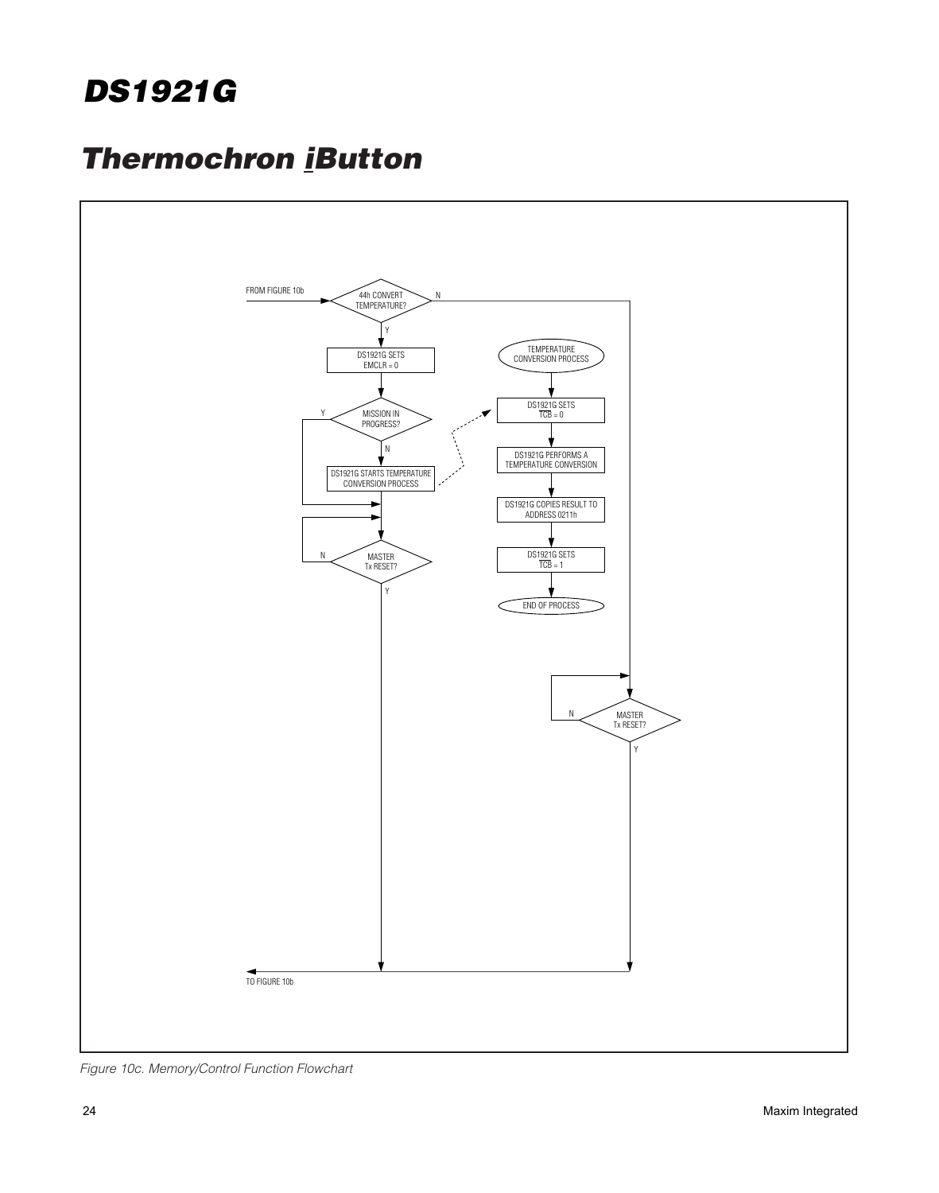FROM FIGURE 10b

44h CONVERT TEMPERATURE?

N

Y

DS1921G SETS EMCLR = 0

TEMPERATURE CONVERSION PROCESS

Y

MISSION IN PROGRESS?

DS1921G SETS $\overline{TCB}$ = 0

N

DS1921G PERFORMS A TEMPERATURE CONVERSION

DS1921G STARTS TEMPERATURE CONVERSION PROCESS

DS1921G COPIES RESULT TO ADDRESS 0211h

N

MASTER Tx RESET?

DS1921G SETS $\overline{TCB}$ = 1

Y

END OF PROCESS

N

MASTER Tx RESET?

Y

TO FIGURE 10b

*Figure 10c. Memory/Control Function Flowchart*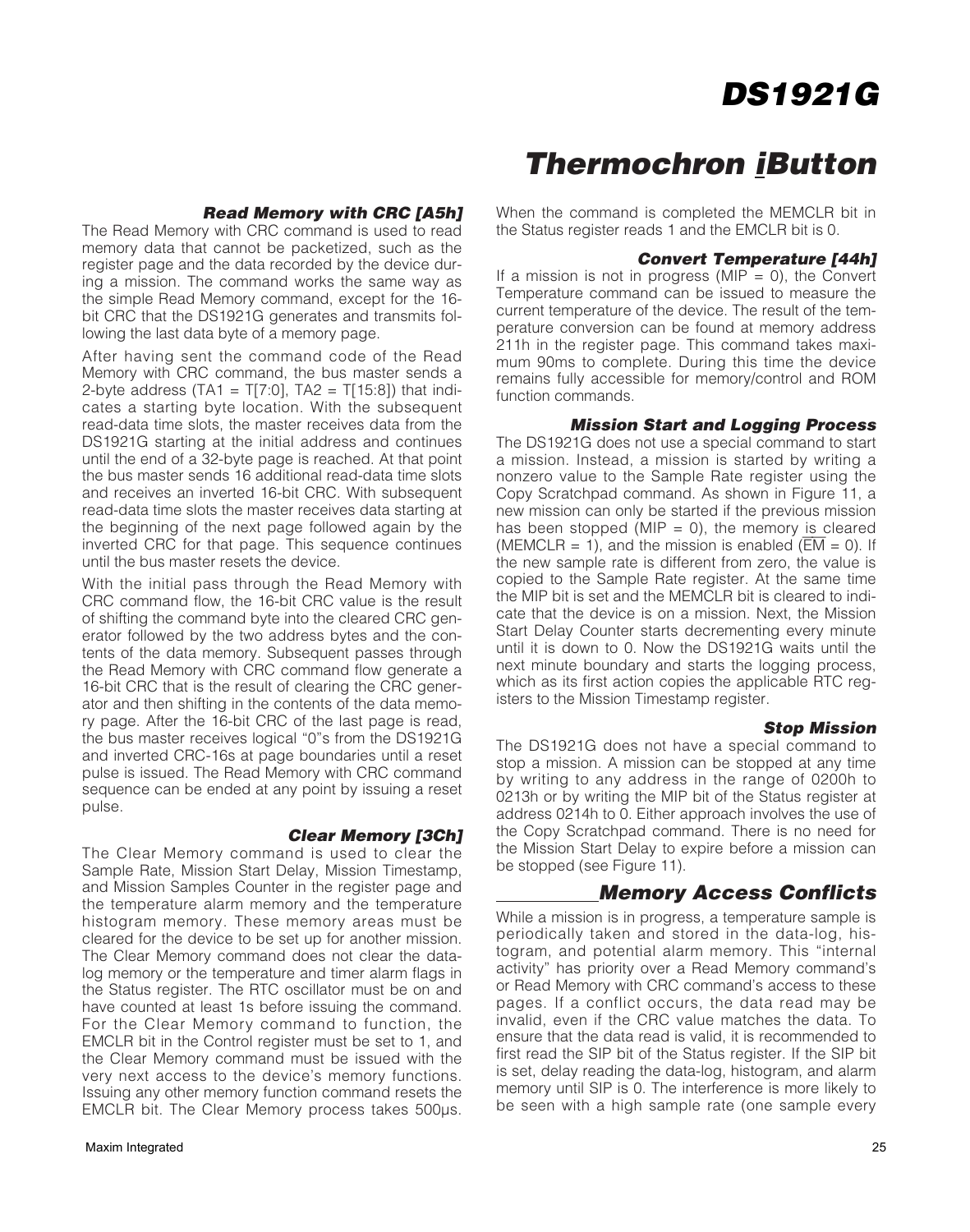### Read Memory with CRC [A5h]

The Read Memory with CRC command is used to read memory data that cannot be packetized, such as the register page and the data recorded by the device during a mission. The command works the same way as the simple Read Memory command, except for the 16-bit CRC that the DS1921G generates and transmits following the last data byte of a memory page.

After having sent the command code of the Read Memory with CRC command, the bus master sends a 2-byte address (TA1 = T[7:0], TA2 = T[15:8]) that indicates a starting byte location. With the subsequent read-data time slots, the master receives data from the DS1921G starting at the initial address and continues until the end of a 32-byte page is reached. At that point the bus master sends 16 additional read-data time slots and receives an inverted 16-bit CRC. With subsequent read-data time slots the master receives data starting at the beginning of the next page followed again by the inverted CRC for that page. This sequence continues until the bus master resets the device.

With the initial pass through the Read Memory with CRC command flow, the 16-bit CRC value is the result of shifting the command byte into the cleared CRC generator followed by the two address bytes and the contents of the data memory. Subsequent passes through the Read Memory with CRC command flow generate a 16-bit CRC that is the result of clearing the CRC generator and then shifting in the contents of the data memory page. After the 16-bit CRC of the last page is read, the bus master receives logical "0"s from the DS1921G and inverted CRC-16s at page boundaries until a reset pulse is issued. The Read Memory with CRC command sequence can be ended at any point by issuing a reset pulse.

### Clear Memory [3Ch]

The Clear Memory command is used to clear the Sample Rate, Mission Start Delay, Mission Timestamp, and Mission Samples Counter in the register page and the temperature alarm memory and the temperature histogram memory. These memory areas must be cleared for the device to be set up for another mission. The Clear Memory command does not clear the data-log memory or the temperature and timer alarm flags in the Status register. The RTC oscillator must be on and have counted at least 1s before issuing the command. For the Clear Memory command to function, the EMCLR bit in the Control register must be set to 1, and the Clear Memory command must be issued with the very next access to the device's memory functions. Issuing any other memory function command resets the EMCLR bit. The Clear Memory process takes 500µs. When the command is completed the MEMCLR bit in the Status register reads 1 and the EMCLR bit is 0.

### Convert Temperature [44h]

If a mission is not in progress (MIP = 0), the Convert Temperature command can be issued to measure the current temperature of the device. The result of the temperature conversion can be found at memory address 211h in the register page. This command takes maximum 90ms to complete. During this time the device remains fully accessible for memory/control and ROM function commands.

### Mission Start and Logging Process

The DS1921G does not use a special command to start a mission. Instead, a mission is started by writing a nonzero value to the Sample Rate register using the Copy Scratchpad command. As shown in Figure 11, a new mission can only be started if the previous mission has been stopped (MIP = 0), the memory is cleared (MEMCLR = 1), and the mission is enabled ($\overline{EM}$ = 0). If the new sample rate is different from zero, the value is copied to the Sample Rate register. At the same time the MIP bit is set and the MEMCLR bit is cleared to indicate that the device is on a mission. Next, the Mission Start Delay Counter starts decrementing every minute until it is down to 0. Now the DS1921G waits until the next minute boundary and starts the logging process, which as its first action copies the applicable RTC registers to the Mission Timestamp register.

### Stop Mission

The DS1921G does not have a special command to stop a mission. A mission can be stopped at any time by writing to any address in the range of 0200h to 0213h or by writing the MIP bit of the Status register at address 0214h to 0. Either approach involves the use of the Copy Scratchpad command. There is no need for the Mission Start Delay to expire before a mission can be stopped (see Figure 11).

## Memory Access Conflicts

While a mission is in progress, a temperature sample is periodically taken and stored in the data-log, histogram, and potential alarm memory. This "internal activity" has priority over a Read Memory command's or Read Memory with CRC command's access to these pages. If a conflict occurs, the data read may be invalid, even if the CRC value matches the data. To ensure that the data read is valid, it is recommended to first read the SIP bit of the Status register. If the SIP bit is set, delay reading the data-log, histogram, and alarm memory until SIP is 0. The interference is more likely to be seen with a high sample rate (one sample every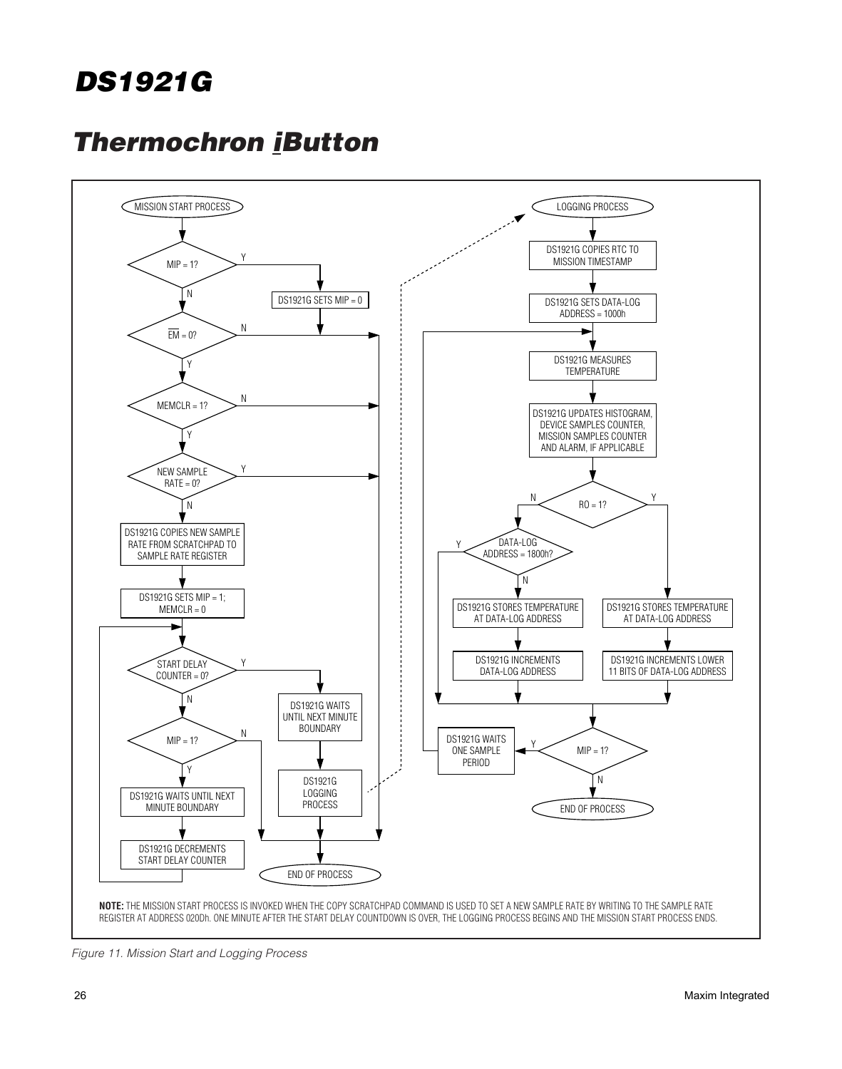MISSION START PROCESS

MIP = 1? — Y: DS1921G SETS MIP = 0 — N:

$\overline{EM}$ = 0? — N / Y

MEMCLR = 1? — N / Y

NEW SAMPLE RATE = 0? — Y / N

DS1921G COPIES NEW SAMPLE RATE FROM SCRATCHPAD TO SAMPLE RATE REGISTER

DS1921G SETS MIP = 1; MEMCLR = 0

START DELAY COUNTER = 0? — Y: DS1921G WAITS UNTIL NEXT MINUTE BOUNDARY → DS1921G LOGGING PROCESS — N:

MIP = 1? — N / Y

DS1921G WAITS UNTIL NEXT MINUTE BOUNDARY

DS1921G DECREMENTS START DELAY COUNTER

END OF PROCESS

LOGGING PROCESS

DS1921G COPIES RTC TO MISSION TIMESTAMP

DS1921G SETS DATA-LOG ADDRESS = 1000h

DS1921G MEASURES TEMPERATURE

DS1921G UPDATES HISTOGRAM, DEVICE SAMPLES COUNTER, MISSION SAMPLES COUNTER AND ALARM, IF APPLICABLE

RO = 1? — N / Y

DATA-LOG ADDRESS = 1800h? — Y / N

DS1921G STORES TEMPERATURE AT DATA-LOG ADDRESS

DS1921G INCREMENTS DATA-LOG ADDRESS

DS1921G STORES TEMPERATURE AT DATA-LOG ADDRESS

DS1921G INCREMENTS LOWER 11 BITS OF DATA-LOG ADDRESS

MIP = 1? — Y: DS1921G WAITS ONE SAMPLE PERIOD — N:

END OF PROCESS

**NOTE:** THE MISSION START PROCESS IS INVOKED WHEN THE COPY SCRATCHPAD COMMAND IS USED TO SET A NEW SAMPLE RATE BY WRITING TO THE SAMPLE RATE REGISTER AT ADDRESS 020Dh. ONE MINUTE AFTER THE START DELAY COUNTDOWN IS OVER, THE LOGGING PROCESS BEGINS AND THE MISSION START PROCESS ENDS.

*Figure 11. Mission Start and Logging Process*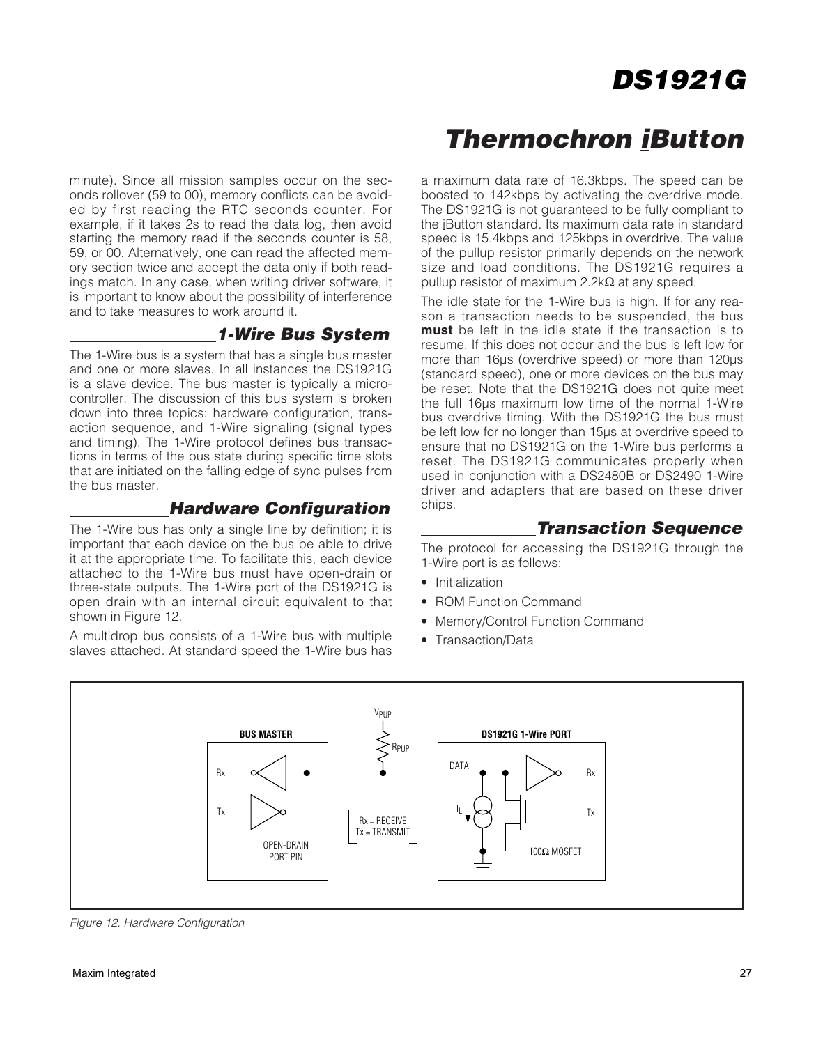minute). Since all mission samples occur on the seconds rollover (59 to 00), memory conflicts can be avoided by first reading the RTC seconds counter. For example, if it takes 2s to read the data log, then avoid starting the memory read if the seconds counter is 58, 59, or 00. Alternatively, one can read the affected memory section twice and accept the data only if both readings match. In any case, when writing driver software, it is important to know about the possibility of interference and to take measures to work around it.

## 1-Wire Bus System

The 1-Wire bus is a system that has a single bus master and one or more slaves. In all instances the DS1921G is a slave device. The bus master is typically a microcontroller. The discussion of this bus system is broken down into three topics: hardware configuration, transaction sequence, and 1-Wire signaling (signal types and timing). The 1-Wire protocol defines bus transactions in terms of the bus state during specific time slots that are initiated on the falling edge of sync pulses from the bus master.

## Hardware Configuration

The 1-Wire bus has only a single line by definition; it is important that each device on the bus be able to drive it at the appropriate time. To facilitate this, each device attached to the 1-Wire bus must have open-drain or three-state outputs. The 1-Wire port of the DS1921G is open drain with an internal circuit equivalent to that shown in Figure 12.

A multidrop bus consists of a 1-Wire bus with multiple slaves attached. At standard speed the 1-Wire bus has a maximum data rate of 16.3kbps. The speed can be boosted to 142kbps by activating the overdrive mode. The DS1921G is not guaranteed to be fully compliant to the iButton standard. Its maximum data rate in standard speed is 15.4kbps and 125kbps in overdrive. The value of the pullup resistor primarily depends on the network size and load conditions. The DS1921G requires a pullup resistor of maximum 2.2kΩ at any speed.

The idle state for the 1-Wire bus is high. If for any reason a transaction needs to be suspended, the bus **must** be left in the idle state if the transaction is to resume. If this does not occur and the bus is left low for more than 16µs (overdrive speed) or more than 120µs (standard speed), one or more devices on the bus may be reset. Note that the DS1921G does not quite meet the full 16µs maximum low time of the normal 1-Wire bus overdrive timing. With the DS1921G the bus must be left low for no longer than 15µs at overdrive speed to ensure that no DS1921G on the 1-Wire bus performs a reset. The DS1921G communicates properly when used in conjunction with a DS2480B or DS2490 1-Wire driver and adapters that are based on these driver chips.

## Transaction Sequence

The protocol for accessing the DS1921G through the 1-Wire port is as follows:

- Initialization
- ROM Function Command
- Memory/Control Function Command
- Transaction/Data

*Figure 12. Hardware Configuration*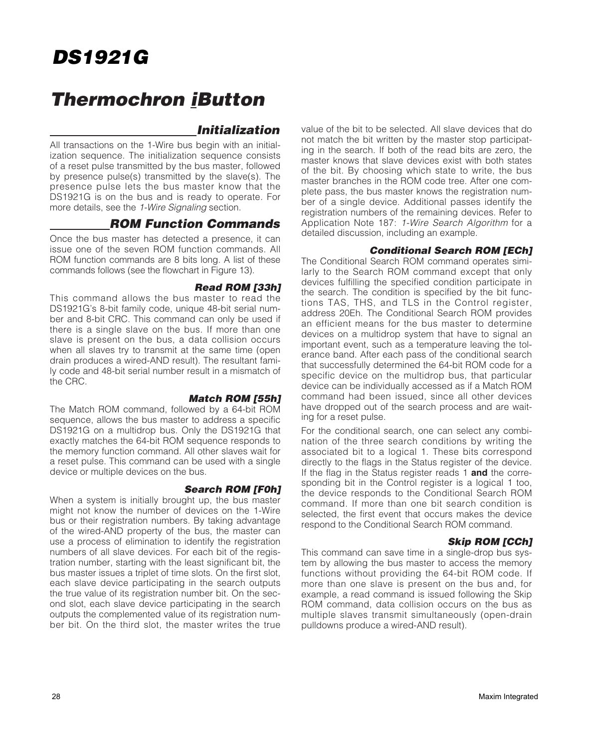## Initialization

All transactions on the 1-Wire bus begin with an initialization sequence. The initialization sequence consists of a reset pulse transmitted by the bus master, followed by presence pulse(s) transmitted by the slave(s). The presence pulse lets the bus master know that the DS1921G is on the bus and is ready to operate. For more details, see the *1-Wire Signaling* section.

## ROM Function Commands

Once the bus master has detected a presence, it can issue one of the seven ROM function commands. All ROM function commands are 8 bits long. A list of these commands follows (see the flowchart in Figure 13).

### Read ROM [33h]

This command allows the bus master to read the DS1921G's 8-bit family code, unique 48-bit serial number and 8-bit CRC. This command can only be used if there is a single slave on the bus. If more than one slave is present on the bus, a data collision occurs when all slaves try to transmit at the same time (open drain produces a wired-AND result). The resultant family code and 48-bit serial number result in a mismatch of the CRC.

### Match ROM [55h]

The Match ROM command, followed by a 64-bit ROM sequence, allows the bus master to address a specific DS1921G on a multidrop bus. Only the DS1921G that exactly matches the 64-bit ROM sequence responds to the memory function command. All other slaves wait for a reset pulse. This command can be used with a single device or multiple devices on the bus.

### Search ROM [F0h]

When a system is initially brought up, the bus master might not know the number of devices on the 1-Wire bus or their registration numbers. By taking advantage of the wired-AND property of the bus, the master can use a process of elimination to identify the registration numbers of all slave devices. For each bit of the registration number, starting with the least significant bit, the bus master issues a triplet of time slots. On the first slot, each slave device participating in the search outputs the true value of its registration number bit. On the second slot, each slave device participating in the search outputs the complemented value of its registration number bit. On the third slot, the master writes the true value of the bit to be selected. All slave devices that do not match the bit written by the master stop participating in the search. If both of the read bits are zero, the master knows that slave devices exist with both states of the bit. By choosing which state to write, the bus master branches in the ROM code tree. After one complete pass, the bus master knows the registration number of a single device. Additional passes identify the registration numbers of the remaining devices. Refer to Application Note 187: *1-Wire Search Algorithm* for a detailed discussion, including an example.

### Conditional Search ROM [ECh]

The Conditional Search ROM command operates similarly to the Search ROM command except that only devices fulfilling the specified condition participate in the search. The condition is specified by the bit functions TAS, THS, and TLS in the Control register, address 20Eh. The Conditional Search ROM provides an efficient means for the bus master to determine devices on a multidrop system that have to signal an important event, such as a temperature leaving the tolerance band. After each pass of the conditional search that successfully determined the 64-bit ROM code for a specific device on the multidrop bus, that particular device can be individually accessed as if a Match ROM command had been issued, since all other devices have dropped out of the search process and are waiting for a reset pulse.

For the conditional search, one can select any combination of the three search conditions by writing the associated bit to a logical 1. These bits correspond directly to the flags in the Status register of the device. If the flag in the Status register reads 1 **and** the corresponding bit in the Control register is a logical 1 too, the device responds to the Conditional Search ROM command. If more than one bit search condition is selected, the first event that occurs makes the device respond to the Conditional Search ROM command.

### Skip ROM [CCh]

This command can save time in a single-drop bus system by allowing the bus master to access the memory functions without providing the 64-bit ROM code. If more than one slave is present on the bus and, for example, a read command is issued following the Skip ROM command, data collision occurs on the bus as multiple slaves transmit simultaneously (open-drain pulldowns produce a wired-AND result).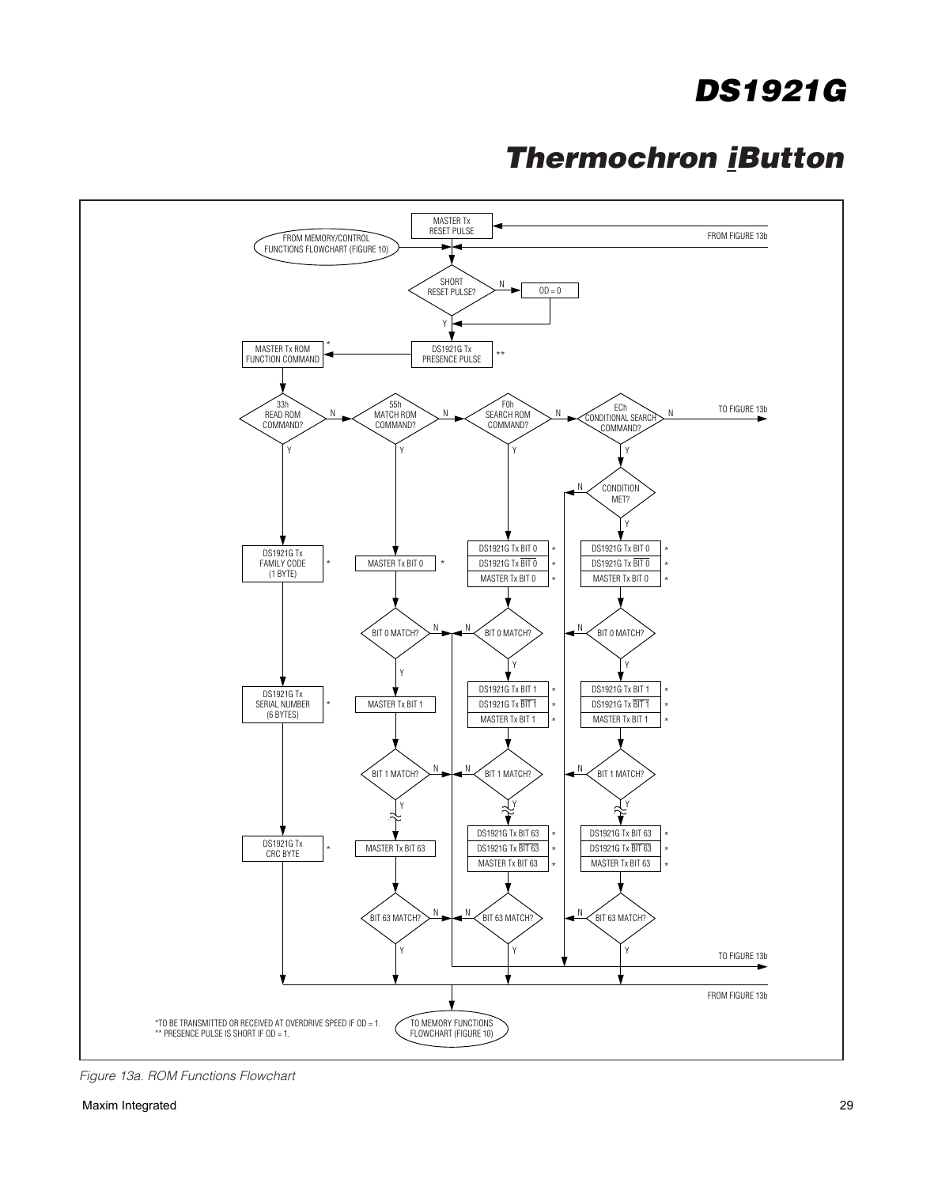FROM MEMORY/CONTROL FUNCTIONS FLOWCHART (FIGURE 10)

MASTER Tx RESET PULSE

FROM FIGURE 13b

SHORT RESET PULSE?

N

OD = 0

Y

MASTER Tx ROM FUNCTION COMMAND *

DS1921G Tx PRESENCE PULSE **

33h READ ROM COMMAND?

N

55h MATCH ROM COMMAND?

N

F0h SEARCH ROM COMMAND?

N

ECh CONDITIONAL SEARCH COMMAND?

N

TO FIGURE 13b

Y

Y

Y

Y

CONDITION MET?

N

Y

DS1921G Tx FAMILY CODE (1 BYTE) *

MASTER Tx BIT 0 *

DS1921G Tx BIT 0 *
DS1921G Tx $\overline{\text{BIT 0}}$ *
MASTER Tx BIT 0 *

DS1921G Tx BIT 0 *
DS1921G Tx $\overline{\text{BIT 0}}$ *
MASTER Tx BIT 0 *

BIT 0 MATCH?

N

N

BIT 0 MATCH?

N

BIT 0 MATCH?

Y

Y

Y

DS1921G Tx SERIAL NUMBER (6 BYTES) *

MASTER Tx BIT 1

DS1921G Tx BIT 1 *
DS1921G Tx $\overline{\text{BIT 1}}$ *
MASTER Tx BIT 1 *

DS1921G Tx BIT 1 *
DS1921G Tx $\overline{\text{BIT 1}}$ *
MASTER Tx BIT 1 *

BIT 1 MATCH?

N

N

BIT 1 MATCH?

N

BIT 1 MATCH?

Y

Y

Y

DS1921G Tx CRC BYTE *

MASTER Tx BIT 63

DS1921G Tx BIT 63 *
DS1921G Tx $\overline{\text{BIT 63}}$ *
MASTER Tx BIT 63 *

DS1921G Tx BIT 63 *
DS1921G Tx $\overline{\text{BIT 63}}$ *
MASTER Tx BIT 63 *

BIT 63 MATCH?

N

N

BIT 63 MATCH?

N

BIT 63 MATCH?

Y

Y

Y

TO FIGURE 13b

FROM FIGURE 13b

TO MEMORY FUNCTIONS FLOWCHART (FIGURE 10)

*TO BE TRANSMITTED OR RECEIVED AT OVERDRIVE SPEED IF OD = 1.
** PRESENCE PULSE IS SHORT IF OD = 1.

*Figure 13a. ROM Functions Flowchart*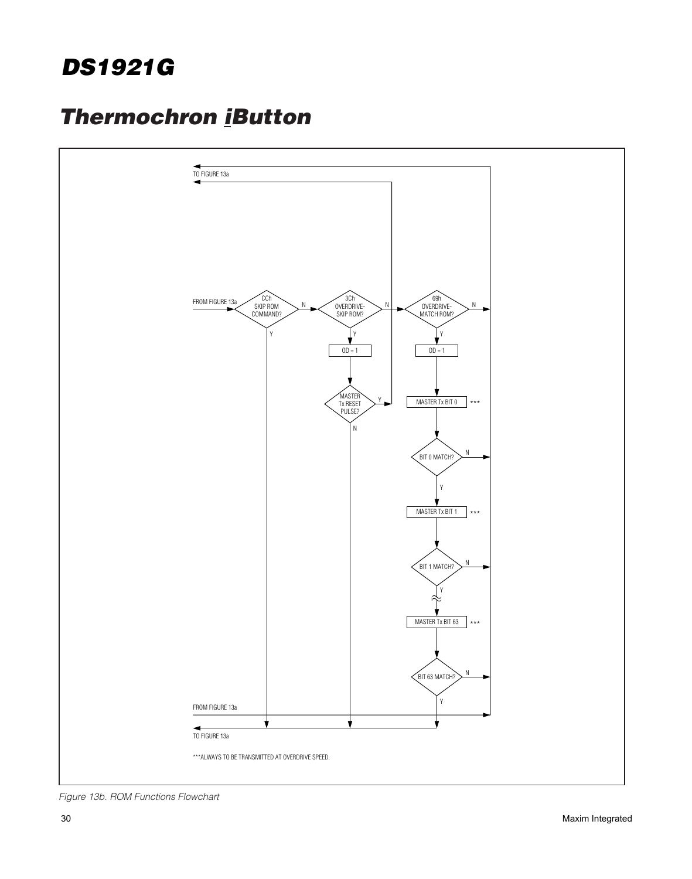# DS1921G

## Thermochron iButton

TO FIGURE 13a

FROM FIGURE 13a

CCh SKIP ROM COMMAND?

3Ch OVERDRIVE-SKIP ROM?

69h OVERDRIVE-MATCH ROM?

OD = 1

OD = 1

MASTER Tx RESET PULSE?

MASTER Tx BIT 0 ***

BIT 0 MATCH?

MASTER Tx BIT 1 ***

BIT 1 MATCH?

MASTER Tx BIT 63 ***

BIT 63 MATCH?

FROM FIGURE 13a

TO FIGURE 13a

***ALWAYS TO BE TRANSMITTED AT OVERDRIVE SPEED.

*Figure 13b. ROM Functions Flowchart*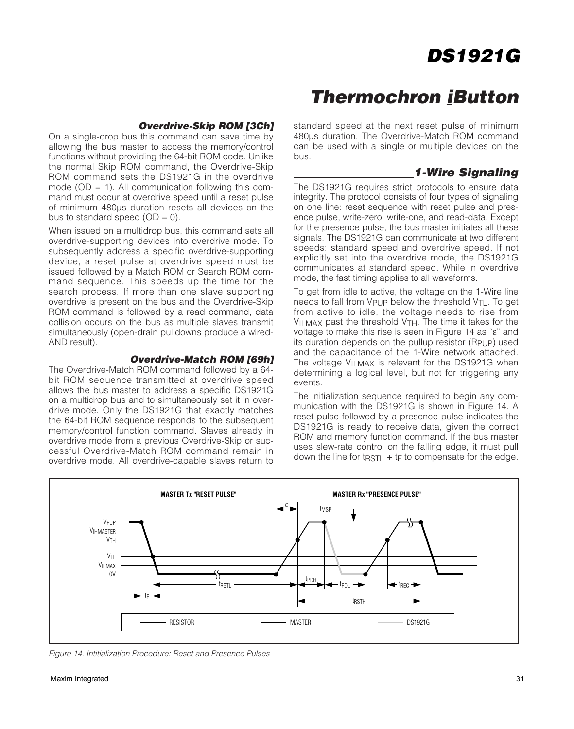### Overdrive-Skip ROM [3Ch]

On a single-drop bus this command can save time by allowing the bus master to access the memory/control functions without providing the 64-bit ROM code. Unlike the normal Skip ROM command, the Overdrive-Skip ROM command sets the DS1921G in the overdrive mode (OD = 1). All communication following this command must occur at overdrive speed until a reset pulse of minimum 480µs duration resets all devices on the bus to standard speed (OD = 0).

When issued on a multidrop bus, this command sets all overdrive-supporting devices into overdrive mode. To subsequently address a specific overdrive-supporting device, a reset pulse at overdrive speed must be issued followed by a Match ROM or Search ROM command sequence. This speeds up the time for the search process. If more than one slave supporting overdrive is present on the bus and the Overdrive-Skip ROM command is followed by a read command, data collision occurs on the bus as multiple slaves transmit simultaneously (open-drain pulldowns produce a wired-AND result).

### Overdrive-Match ROM [69h]

The Overdrive-Match ROM command followed by a 64-bit ROM sequence transmitted at overdrive speed allows the bus master to address a specific DS1921G on a multidrop bus and to simultaneously set it in overdrive mode. Only the DS1921G that exactly matches the 64-bit ROM sequence responds to the subsequent memory/control function command. Slaves already in overdrive mode from a previous Overdrive-Skip or successful Overdrive-Match ROM command remain in overdrive mode. All overdrive-capable slaves return to standard speed at the next reset pulse of minimum 480µs duration. The Overdrive-Match ROM command can be used with a single or multiple devices on the bus.

## 1-Wire Signaling

The DS1921G requires strict protocols to ensure data integrity. The protocol consists of four types of signaling on one line: reset sequence with reset pulse and presence pulse, write-zero, write-one, and read-data. Except for the presence pulse, the bus master initiates all these signals. The DS1921G can communicate at two different speeds: standard speed and overdrive speed. If not explicitly set into the overdrive mode, the DS1921G communicates at standard speed. While in overdrive mode, the fast timing applies to all waveforms.

To get from idle to active, the voltage on the 1-Wire line needs to fall from $V_{PUP}$ below the threshold $V_{TL}$. To get from active to idle, the voltage needs to rise from $V_{ILMAX}$ past the threshold $V_{TH}$. The time it takes for the voltage to make this rise is seen in Figure 14 as "ε" and its duration depends on the pullup resistor ($R_{PUP}$) used and the capacitance of the 1-Wire network attached. The voltage $V_{ILMAX}$ is relevant for the DS1921G when determining a logical level, but not for triggering any events.

The initialization sequence required to begin any communication with the DS1921G is shown in Figure 14. A reset pulse followed by a presence pulse indicates the DS1921G is ready to receive data, given the correct ROM and memory function command. If the bus master uses slew-rate control on the falling edge, it must pull down the line for $t_{RSTL} + t_F$ to compensate for the edge.

*Figure 14. Intitialization Procedure: Reset and Presence Pulses*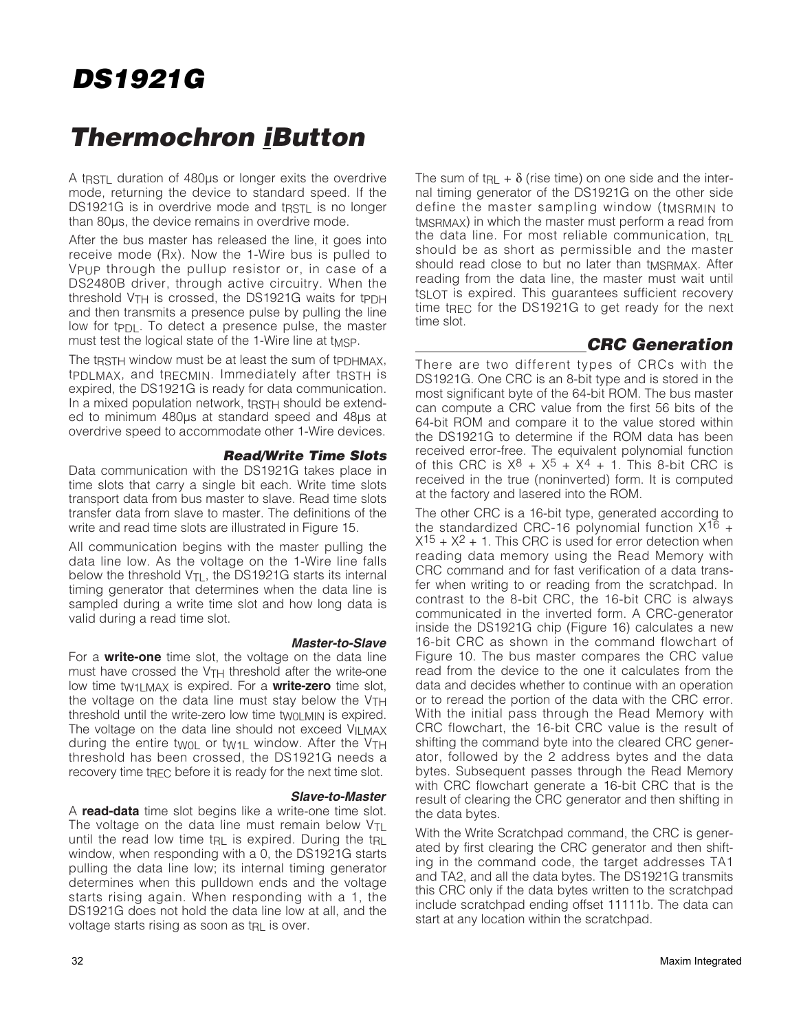A $t_{RSTL}$ duration of 480µs or longer exits the overdrive mode, returning the device to standard speed. If the DS1921G is in overdrive mode and $t_{RSTL}$ is no longer than 80µs, the device remains in overdrive mode.

After the bus master has released the line, it goes into receive mode (Rx). Now the 1-Wire bus is pulled to $V_{PUP}$ through the pullup resistor or, in case of a DS2480B driver, through active circuitry. When the threshold $V_{TH}$ is crossed, the DS1921G waits for $t_{PDH}$ and then transmits a presence pulse by pulling the line low for $t_{PDL}$. To detect a presence pulse, the master must test the logical state of the 1-Wire line at $t_{MSP}$.

The $t_{RSTH}$ window must be at least the sum of $t_{PDHMAX}$, $t_{PDLMAX}$, and $t_{RECMIN}$. Immediately after $t_{RSTH}$ is expired, the DS1921G is ready for data communication. In a mixed population network, $t_{RSTH}$ should be extended to minimum 480µs at standard speed and 48µs at overdrive speed to accommodate other 1-Wire devices.

### Read/Write Time Slots

Data communication with the DS1921G takes place in time slots that carry a single bit each. Write time slots transport data from bus master to slave. Read time slots transfer data from slave to master. The definitions of the write and read time slots are illustrated in Figure 15.

All communication begins with the master pulling the data line low. As the voltage on the 1-Wire line falls below the threshold $V_{TL}$, the DS1921G starts its internal timing generator that determines when the data line is sampled during a write time slot and how long data is valid during a read time slot.

#### Master-to-Slave

For a **write-one** time slot, the voltage on the data line must have crossed the $V_{TH}$ threshold after the write-one low time $t_{W1LMAX}$ is expired. For a **write-zero** time slot, the voltage on the data line must stay below the $V_{TH}$ threshold until the write-zero low time $t_{W0LMIN}$ is expired. The voltage on the data line should not exceed $V_{ILMAX}$ during the entire $t_{W0L}$ or $t_{W1L}$ window. After the $V_{TH}$ threshold has been crossed, the DS1921G needs a recovery time $t_{REC}$ before it is ready for the next time slot.

#### Slave-to-Master

A **read-data** time slot begins like a write-one time slot. The voltage on the data line must remain below $V_{TL}$ until the read low time $t_{RL}$ is expired. During the $t_{RL}$ window, when responding with a 0, the DS1921G starts pulling the data line low; its internal timing generator determines when this pulldown ends and the voltage starts rising again. When responding with a 1, the DS1921G does not hold the data line low at all, and the voltage starts rising as soon as $t_{RL}$ is over.

The sum of $t_{RL} + \delta$ (rise time) on one side and the internal timing generator of the DS1921G on the other side define the master sampling window ($t_{MSRMIN}$ to $t_{MSRMAX}$) in which the master must perform a read from the data line. For most reliable communication, $t_{RL}$ should be as short as permissible and the master should read close to but no later than $t_{MSRMAX}$. After reading from the data line, the master must wait until $t_{SLOT}$ is expired. This guarantees sufficient recovery time $t_{REC}$ for the DS1921G to get ready for the next time slot.

### CRC Generation

There are two different types of CRCs with the DS1921G. One CRC is an 8-bit type and is stored in the most significant byte of the 64-bit ROM. The bus master can compute a CRC value from the first 56 bits of the 64-bit ROM and compare it to the value stored within the DS1921G to determine if the ROM data has been received error-free. The equivalent polynomial function of this CRC is $X^8 + X^5 + X^4 + 1$. This 8-bit CRC is received in the true (noninverted) form. It is computed at the factory and lasered into the ROM.

The other CRC is a 16-bit type, generated according to the standardized CRC-16 polynomial function $X^{16} + X^{15} + X^2 + 1$. This CRC is used for error detection when reading data memory using the Read Memory with CRC command and for fast verification of a data transfer when writing to or reading from the scratchpad. In contrast to the 8-bit CRC, the 16-bit CRC is always communicated in the inverted form. A CRC-generator inside the DS1921G chip (Figure 16) calculates a new 16-bit CRC as shown in the command flowchart of Figure 10. The bus master compares the CRC value read from the device to the one it calculates from the data and decides whether to continue with an operation or to reread the portion of the data with the CRC error. With the initial pass through the Read Memory with CRC flowchart, the 16-bit CRC value is the result of shifting the command byte into the cleared CRC generator, followed by the 2 address bytes and the data bytes. Subsequent passes through the Read Memory with CRC flowchart generate a 16-bit CRC that is the result of clearing the CRC generator and then shifting in the data bytes.

With the Write Scratchpad command, the CRC is generated by first clearing the CRC generator and then shifting in the command code, the target addresses TA1 and TA2, and all the data bytes. The DS1921G transmits this CRC only if the data bytes written to the scratchpad include scratchpad ending offset 11111b. The data can start at any location within the scratchpad.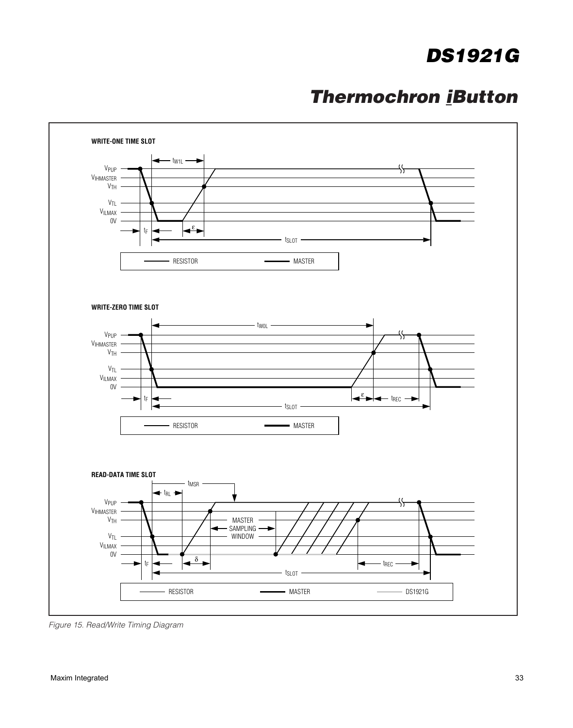**WRITE-ONE TIME SLOT**

$V_{PUP}$, $V_{IHMASTER}$, $V_{TH}$, $V_{TL}$, $V_{ILMAX}$, 0V

$t_{W1L}$, $t_F$, ε, $t_{SLOT}$

RESISTOR — MASTER

**WRITE-ZERO TIME SLOT**

$V_{PUP}$, $V_{IHMASTER}$, $V_{TH}$, $V_{TL}$, $V_{ILMAX}$, 0V

$t_{W0L}$, $t_F$, ε, $t_{REC}$, $t_{SLOT}$

RESISTOR — MASTER

**READ-DATA TIME SLOT**

$V_{PUP}$, $V_{IHMASTER}$, $V_{TH}$, $V_{TL}$, $V_{ILMAX}$, 0V

$t_{MSR}$, $t_{RL}$, MASTER SAMPLING WINDOW, $t_F$, δ, $t_{REC}$, $t_{SLOT}$

RESISTOR — MASTER — DS1921G

*Figure 15. Read/Write Timing Diagram*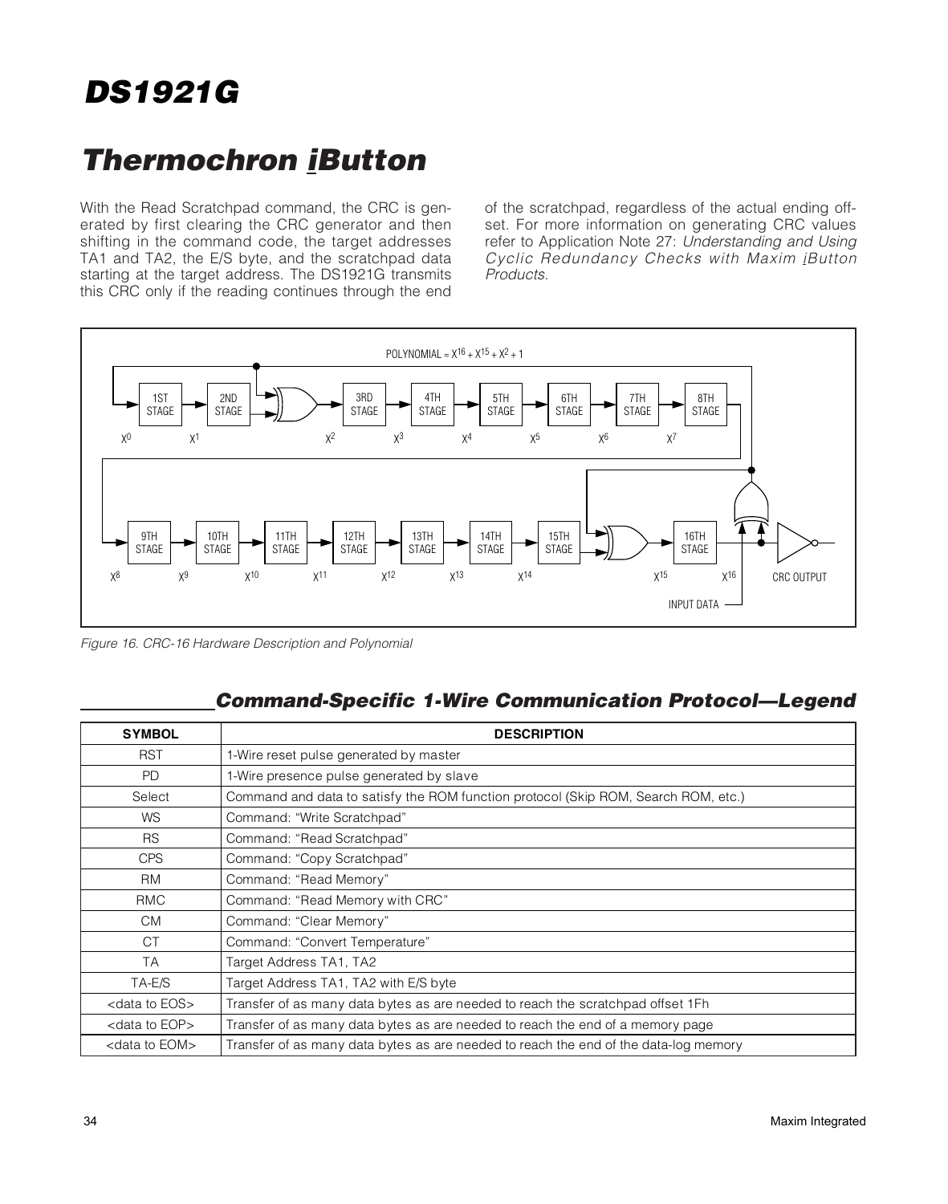# DS1921G

# Thermochron iButton

With the Read Scratchpad command, the CRC is generated by first clearing the CRC generator and then shifting in the command code, the target addresses TA1 and TA2, the E/S byte, and the scratchpad data starting at the target address. The DS1921G transmits this CRC only if the reading continues through the end of the scratchpad, regardless of the actual ending offset. For more information on generating CRC values refer to Application Note 27: *Understanding and Using Cyclic Redundancy Checks with Maxim iButton Products*.

POLYNOMIAL = $X^{16} + X^{15} + X^2 + 1$

*Figure 16. CRC-16 Hardware Description and Polynomial*

## Command-Specific 1-Wire Communication Protocol—Legend

| SYMBOL | DESCRIPTION |
|---|---|
| RST | 1-Wire reset pulse generated by master |
| PD | 1-Wire presence pulse generated by slave |
| Select | Command and data to satisfy the ROM function protocol (Skip ROM, Search ROM, etc.) |
| WS | Command: "Write Scratchpad" |
| RS | Command: "Read Scratchpad" |
| CPS | Command: "Copy Scratchpad" |
| RM | Command: "Read Memory" |
| RMC | Command: "Read Memory with CRC" |
| CM | Command: "Clear Memory" |
| CT | Command: "Convert Temperature" |
| TA | Target Address TA1, TA2 |
| TA-E/S | Target Address TA1, TA2 with E/S byte |
| <data to EOS> | Transfer of as many data bytes as are needed to reach the scratchpad offset 1Fh |
| <data to EOP> | Transfer of as many data bytes as are needed to reach the end of a memory page |
| <data to EOM> | Transfer of as many data bytes as are needed to reach the end of the data-log memory |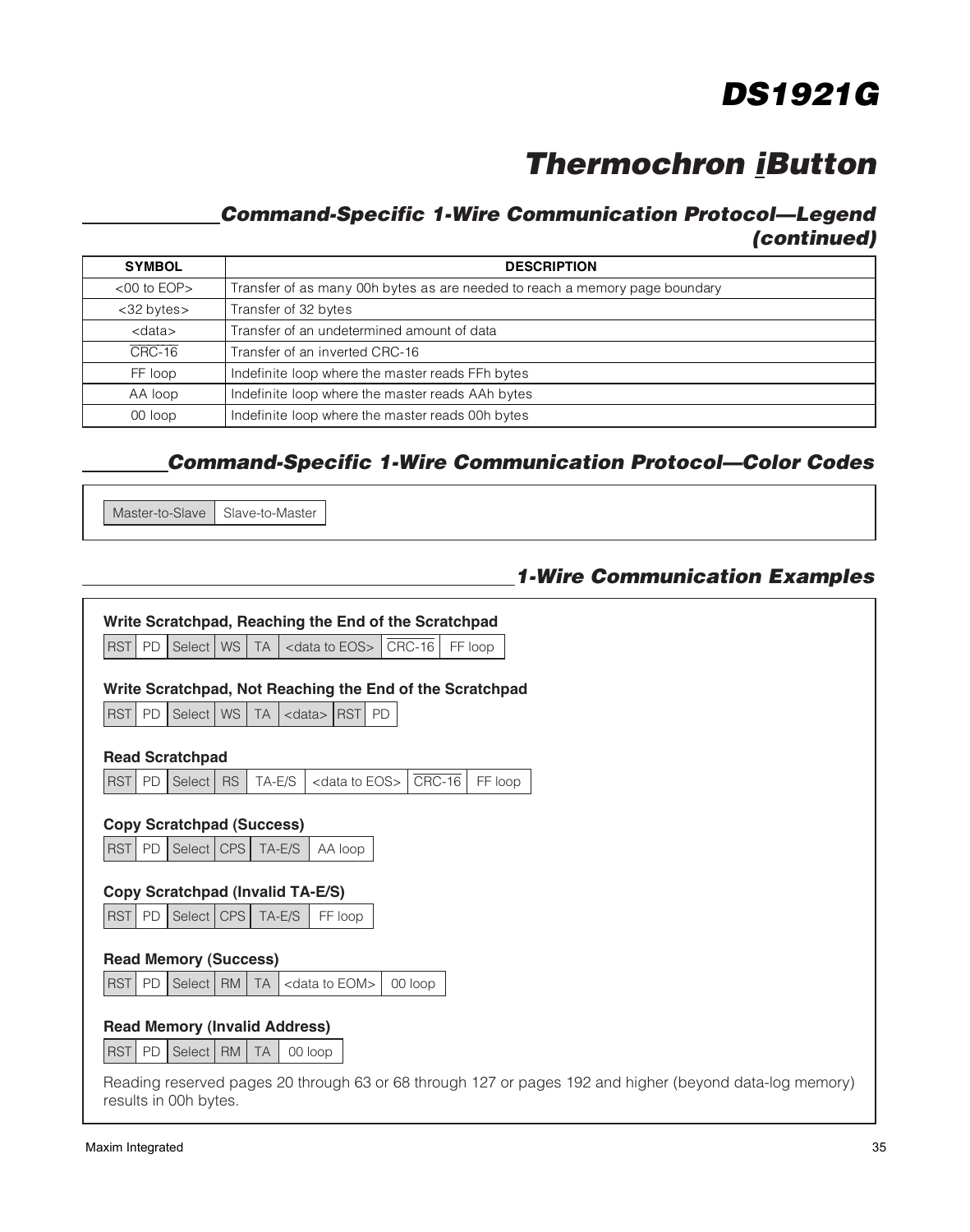## Command-Specific 1-Wire Communication Protocol—Legend (continued)

| SYMBOL | DESCRIPTION |
|---|---|
| <00 to EOP> | Transfer of as many 00h bytes as are needed to reach a memory page boundary |
| <32 bytes> | Transfer of 32 bytes |
| <data> | Transfer of an undetermined amount of data |
| $\overline{\text{CRC-16}}$ | Transfer of an inverted CRC-16 |
| FF loop | Indefinite loop where the master reads FFh bytes |
| AA loop | Indefinite loop where the master reads AAh bytes |
| 00 loop | Indefinite loop where the master reads 00h bytes |

## Command-Specific 1-Wire Communication Protocol—Color Codes

| Master-to-Slave | Slave-to-Master |
|---|---|

## 1-Wire Communication Examples

**Write Scratchpad, Reaching the End of the Scratchpad**

| RST | PD | Select | WS | TA | <data to EOS> | $\overline{\text{CRC-16}}$ | FF loop |
|---|---|---|---|---|---|---|---|

**Write Scratchpad, Not Reaching the End of the Scratchpad**

| RST | PD | Select | WS | TA | <data> | RST | PD |
|---|---|---|---|---|---|---|---|

**Read Scratchpad**

| RST | PD | Select | RS | TA-E/S | <data to EOS> | $\overline{\text{CRC-16}}$ | FF loop |
|---|---|---|---|---|---|---|---|

**Copy Scratchpad (Success)**

| RST | PD | Select | CPS | TA-E/S | AA loop |
|---|---|---|---|---|---|

**Copy Scratchpad (Invalid TA-E/S)**

| RST | PD | Select | CPS | TA-E/S | FF loop |
|---|---|---|---|---|---|

**Read Memory (Success)**

| RST | PD | Select | RM | TA | <data to EOM> | 00 loop |
|---|---|---|---|---|---|---|

**Read Memory (Invalid Address)**

| RST | PD | Select | RM | TA | 00 loop |
|---|---|---|---|---|---|

Reading reserved pages 20 through 63 or 68 through 127 or pages 192 and higher (beyond data-log memory) results in 00h bytes.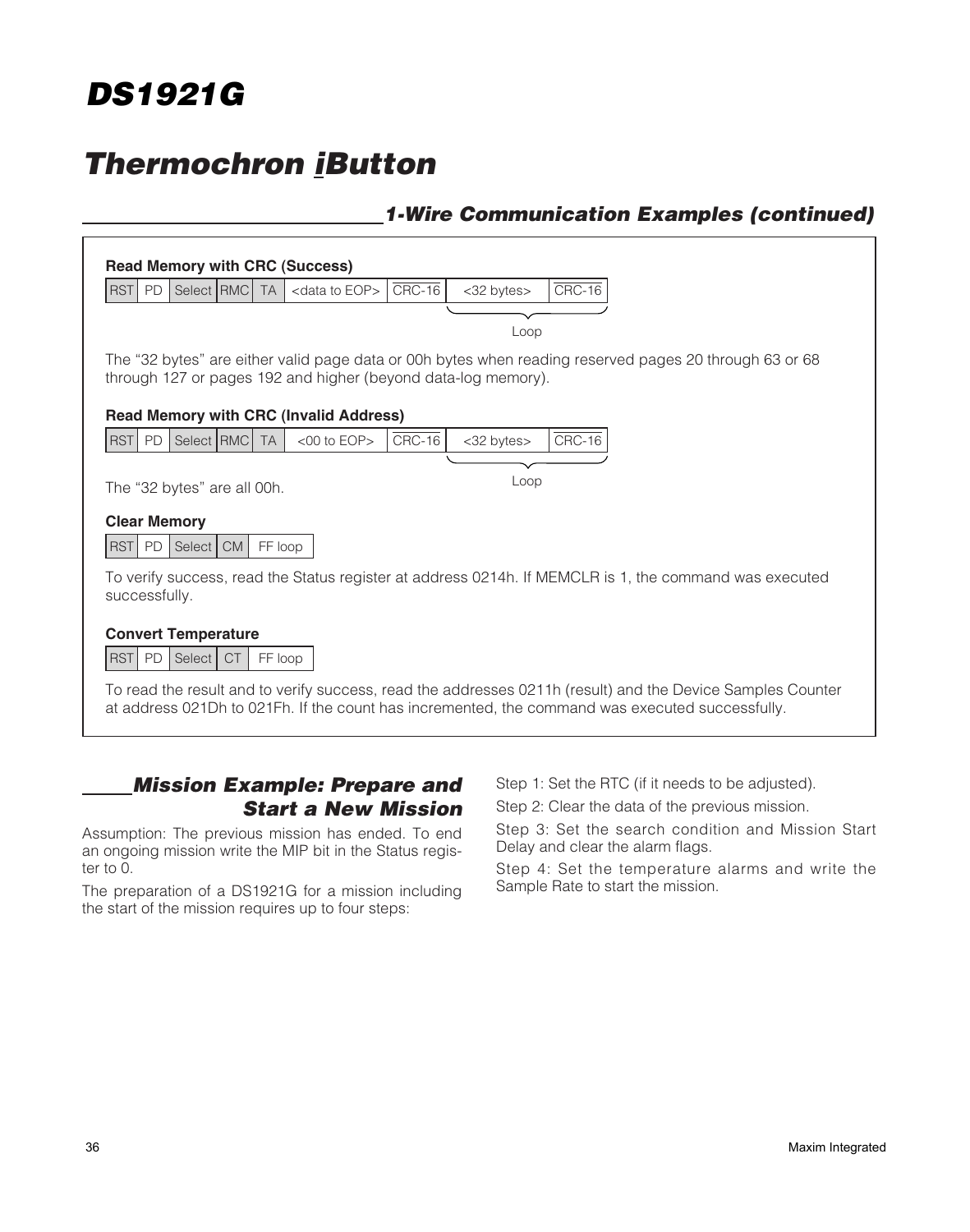## 1-Wire Communication Examples (continued)

**Read Memory with CRC (Success)**

| RST | PD | Select | RMC | TA | <data to EOP> | $\overline{\text{CRC-16}}$ | <32 bytes> | $\overline{\text{CRC-16}}$ |
|---|---|---|---|---|---|---|---|---|
| | | | | | | | Loop | |

The "32 bytes" are either valid page data or 00h bytes when reading reserved pages 20 through 63 or 68 through 127 or pages 192 and higher (beyond data-log memory).

**Read Memory with CRC (Invalid Address)**

| RST | PD | Select | RMC | TA | <00 to EOP> | $\overline{\text{CRC-16}}$ | <32 bytes> | $\overline{\text{CRC-16}}$ |
|---|---|---|---|---|---|---|---|---|
| | | | | | | | Loop | |

The "32 bytes" are all 00h.

**Clear Memory**

| RST | PD | Select | CM | FF loop |
|---|---|---|---|---|

To verify success, read the Status register at address 0214h. If MEMCLR is 1, the command was executed successfully.

**Convert Temperature**

| RST | PD | Select | CT | FF loop |
|---|---|---|---|---|

To read the result and to verify success, read the addresses 0211h (result) and the Device Samples Counter at address 021Dh to 021Fh. If the count has incremented, the command was executed successfully.

## Mission Example: Prepare and Start a New Mission

Assumption: The previous mission has ended. To end an ongoing mission write the MIP bit in the Status register to 0.

The preparation of a DS1921G for a mission including the start of the mission requires up to four steps:

Step 1: Set the RTC (if it needs to be adjusted).

Step 2: Clear the data of the previous mission.

Step 3: Set the search condition and Mission Start Delay and clear the alarm flags.

Step 4: Set the temperature alarms and write the Sample Rate to start the mission.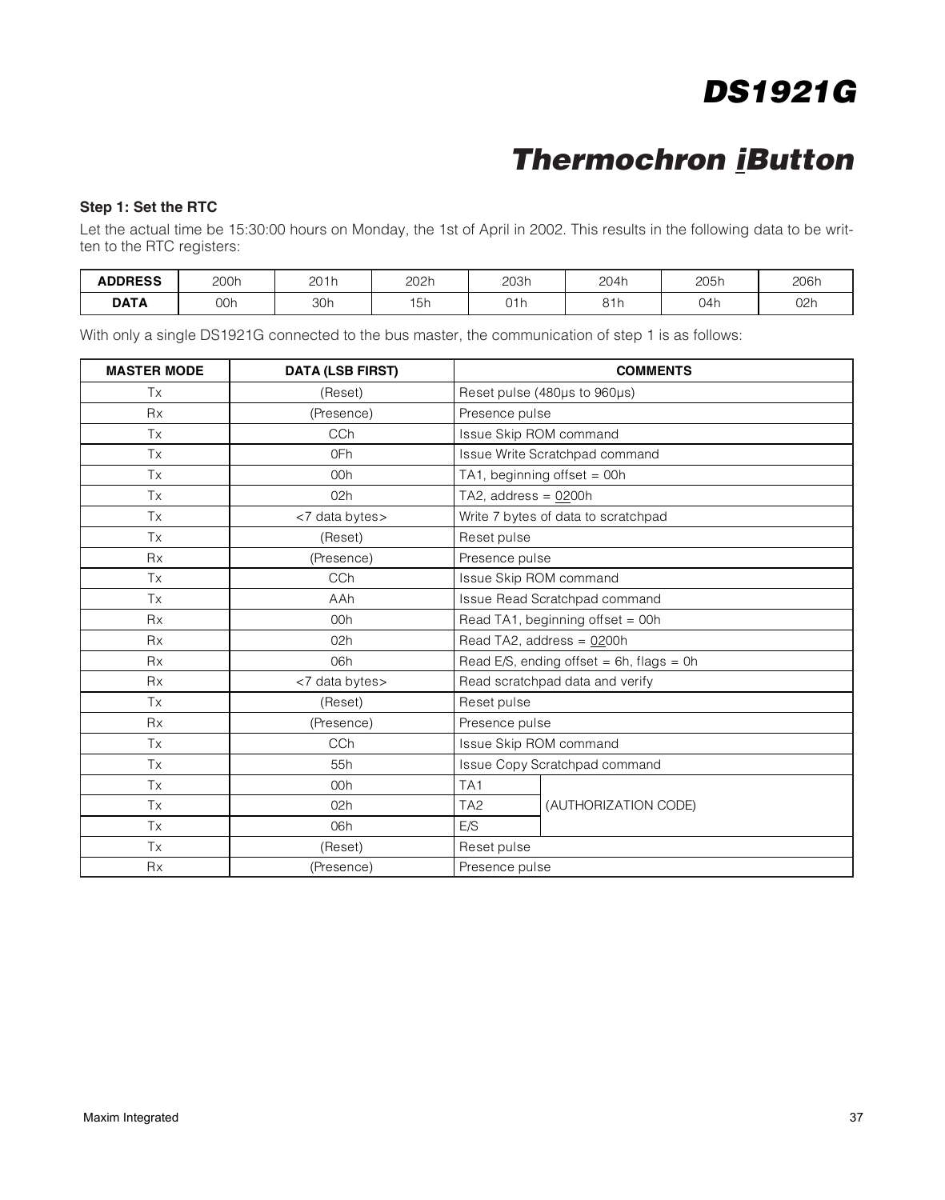### Step 1: Set the RTC

Let the actual time be 15:30:00 hours on Monday, the 1st of April in 2002. This results in the following data to be written to the RTC registers:

| ADDRESS | 200h | 201h | 202h | 203h | 204h | 205h | 206h |
|---|---|---|---|---|---|---|---|
| DATA | 00h | 30h | 15h | 01h | 81h | 04h | 02h |

With only a single DS1921G connected to the bus master, the communication of step 1 is as follows:

| MASTER MODE | DATA (LSB FIRST) | COMMENTS | |
|---|---|---|---|
| Tx | (Reset) | Reset pulse (480µs to 960µs) | |
| Rx | (Presence) | Presence pulse | |
| Tx | CCh | Issue Skip ROM command | |
| Tx | 0Fh | Issue Write Scratchpad command | |
| Tx | 00h | TA1, beginning offset = 00h | |
| Tx | 02h | TA2, address = 0200h | |
| Tx | <7 data bytes> | Write 7 bytes of data to scratchpad | |
| Tx | (Reset) | Reset pulse | |
| Rx | (Presence) | Presence pulse | |
| Tx | CCh | Issue Skip ROM command | |
| Tx | AAh | Issue Read Scratchpad command | |
| Rx | 00h | Read TA1, beginning offset = 00h | |
| Rx | 02h | Read TA2, address = 0200h | |
| Rx | 06h | Read E/S, ending offset = 6h, flags = 0h | |
| Rx | <7 data bytes> | Read scratchpad data and verify | |
| Tx | (Reset) | Reset pulse | |
| Rx | (Presence) | Presence pulse | |
| Tx | CCh | Issue Skip ROM command | |
| Tx | 55h | Issue Copy Scratchpad command | |
| Tx | 00h | TA1 | (AUTHORIZATION CODE) |
| Tx | 02h | TA2 | |
| Tx | 06h | E/S | |
| Tx | (Reset) | Reset pulse | |
| Rx | (Presence) | Presence pulse | |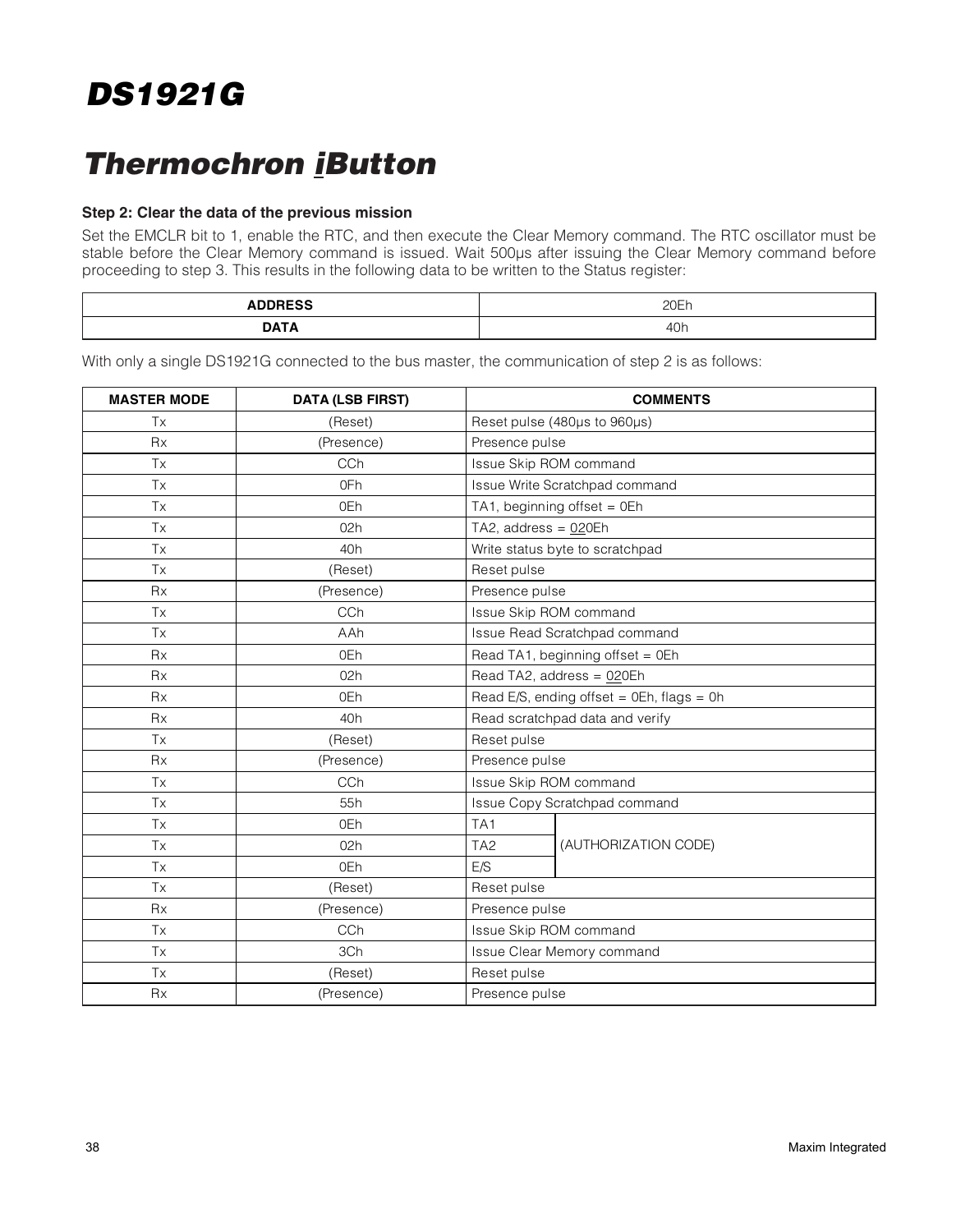## Step 2: Clear the data of the previous mission

Set the EMCLR bit to 1, enable the RTC, and then execute the Clear Memory command. The RTC oscillator must be stable before the Clear Memory command is issued. Wait 500μs after issuing the Clear Memory command before proceeding to step 3. This results in the following data to be written to the Status register:

| ADDRESS | 20Eh |
|---|---|
| DATA | 40h |

With only a single DS1921G connected to the bus master, the communication of step 2 is as follows:

| MASTER MODE | DATA (LSB FIRST) | COMMENTS | |
|---|---|---|---|
| Tx | (Reset) | Reset pulse (480μs to 960μs) | |
| Rx | (Presence) | Presence pulse | |
| Tx | CCh | Issue Skip ROM command | |
| Tx | 0Fh | Issue Write Scratchpad command | |
| Tx | 0Eh | TA1, beginning offset = 0Eh | |
| Tx | 02h | TA2, address = 020Eh | |
| Tx | 40h | Write status byte to scratchpad | |
| Tx | (Reset) | Reset pulse | |
| Rx | (Presence) | Presence pulse | |
| Tx | CCh | Issue Skip ROM command | |
| Tx | AAh | Issue Read Scratchpad command | |
| Rx | 0Eh | Read TA1, beginning offset = 0Eh | |
| Rx | 02h | Read TA2, address = 020Eh | |
| Rx | 0Eh | Read E/S, ending offset = 0Eh, flags = 0h | |
| Rx | 40h | Read scratchpad data and verify | |
| Tx | (Reset) | Reset pulse | |
| Rx | (Presence) | Presence pulse | |
| Tx | CCh | Issue Skip ROM command | |
| Tx | 55h | Issue Copy Scratchpad command | |
| Tx | 0Eh | TA1 | (AUTHORIZATION CODE) |
| Tx | 02h | TA2 | |
| Tx | 0Eh | E/S | |
| Tx | (Reset) | Reset pulse | |
| Rx | (Presence) | Presence pulse | |
| Tx | CCh | Issue Skip ROM command | |
| Tx | 3Ch | Issue Clear Memory command | |
| Tx | (Reset) | Reset pulse | |
| Rx | (Presence) | Presence pulse | |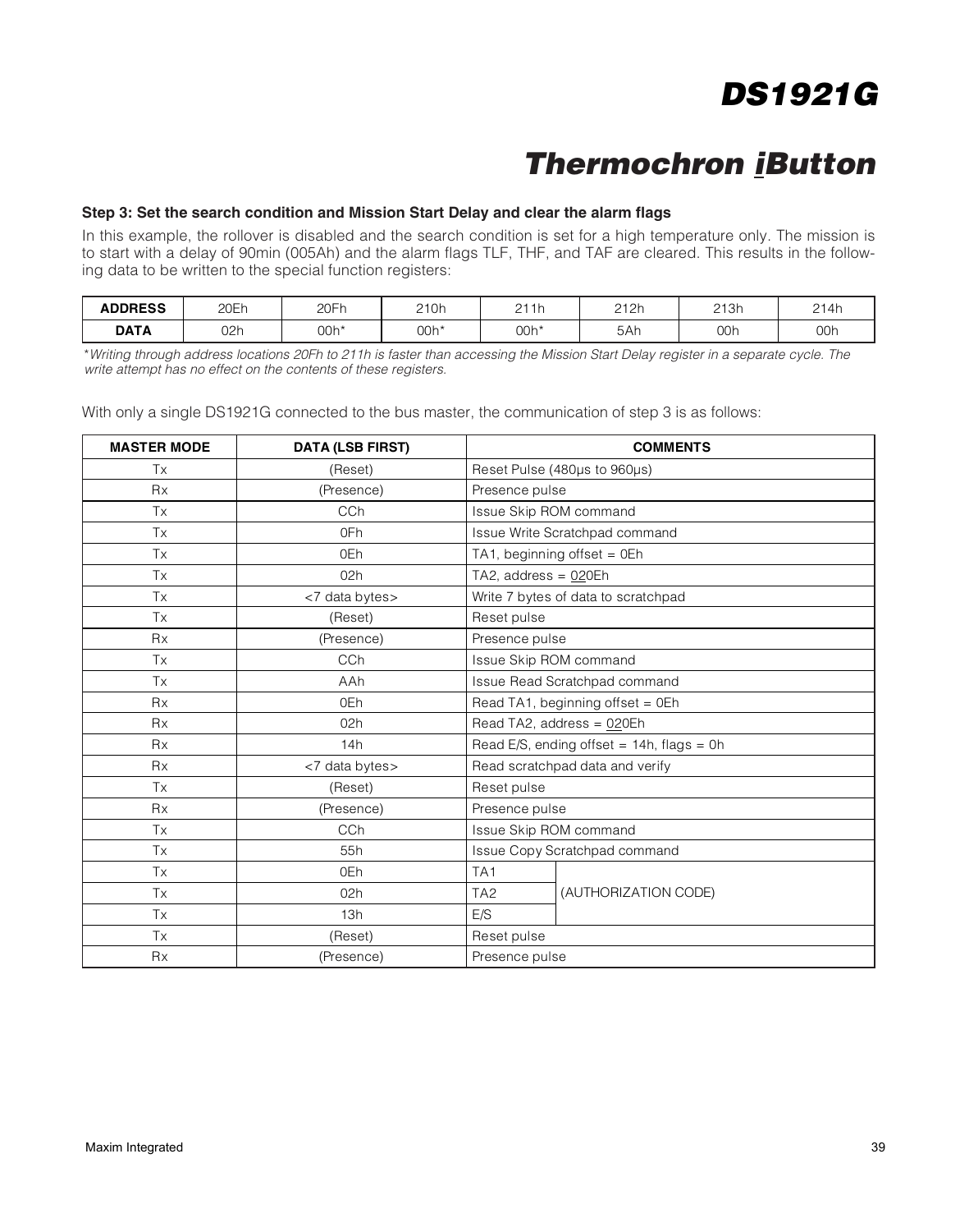### Step 3: Set the search condition and Mission Start Delay and clear the alarm flags

In this example, the rollover is disabled and the search condition is set for a high temperature only. The mission is to start with a delay of 90min (005Ah) and the alarm flags TLF, THF, and TAF are cleared. This results in the following data to be written to the special function registers:

| ADDRESS | 20Eh | 20Fh | 210h | 211h | 212h | 213h | 214h |
|---|---|---|---|---|---|---|---|
| DATA | 02h | 00h* | 00h* | 00h* | 5Ah | 00h | 00h |

*Writing through address locations 20Fh to 211h is faster than accessing the Mission Start Delay register in a separate cycle. The write attempt has no effect on the contents of these registers.*

With only a single DS1921G connected to the bus master, the communication of step 3 is as follows:

| MASTER MODE | DATA (LSB FIRST) | COMMENTS | |
|---|---|---|---|
| Tx | (Reset) | Reset Pulse (480µs to 960µs) | |
| Rx | (Presence) | Presence pulse | |
| Tx | CCh | Issue Skip ROM command | |
| Tx | 0Fh | Issue Write Scratchpad command | |
| Tx | 0Eh | TA1, beginning offset = 0Eh | |
| Tx | 02h | TA2, address = 020Eh | |
| Tx | <7 data bytes> | Write 7 bytes of data to scratchpad | |
| Tx | (Reset) | Reset pulse | |
| Rx | (Presence) | Presence pulse | |
| Tx | CCh | Issue Skip ROM command | |
| Tx | AAh | Issue Read Scratchpad command | |
| Rx | 0Eh | Read TA1, beginning offset = 0Eh | |
| Rx | 02h | Read TA2, address = 020Eh | |
| Rx | 14h | Read E/S, ending offset = 14h, flags = 0h | |
| Rx | <7 data bytes> | Read scratchpad data and verify | |
| Tx | (Reset) | Reset pulse | |
| Rx | (Presence) | Presence pulse | |
| Tx | CCh | Issue Skip ROM command | |
| Tx | 55h | Issue Copy Scratchpad command | |
| Tx | 0Eh | TA1 | (AUTHORIZATION CODE) |
| Tx | 02h | TA2 | |
| Tx | 13h | E/S | |
| Tx | (Reset) | Reset pulse | |
| Rx | (Presence) | Presence pulse | |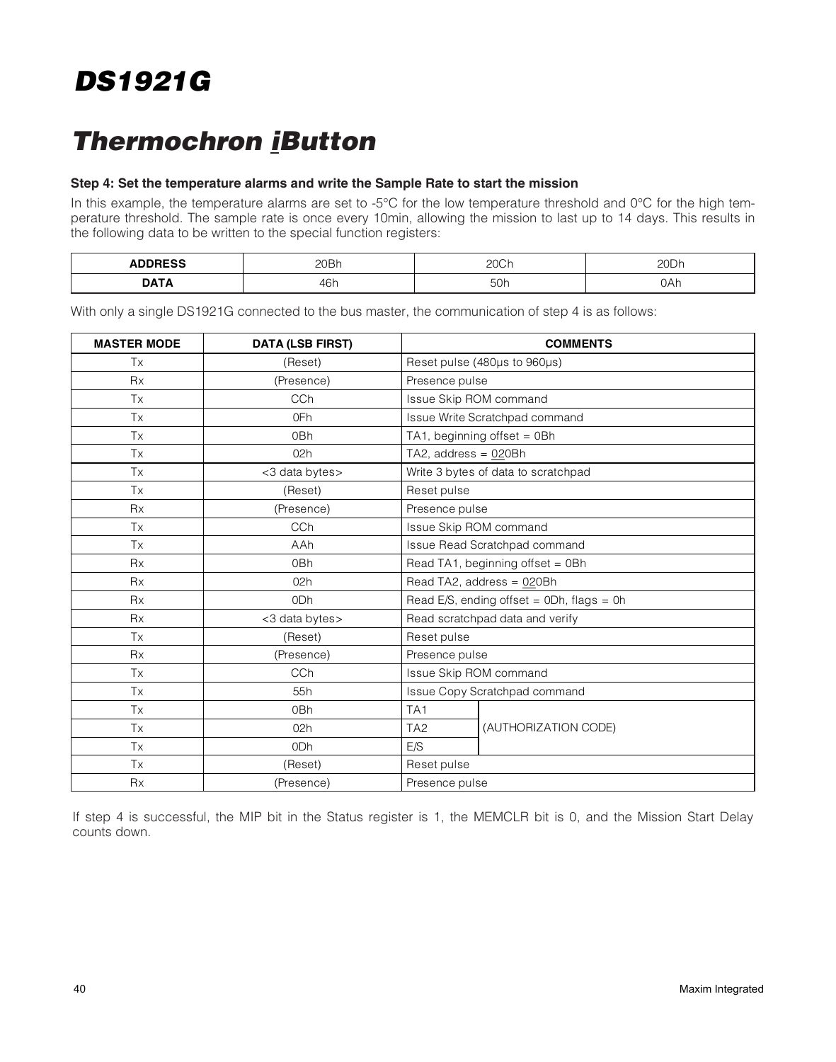## Step 4: Set the temperature alarms and write the Sample Rate to start the mission

In this example, the temperature alarms are set to -5°C for the low temperature threshold and 0°C for the high temperature threshold. The sample rate is once every 10min, allowing the mission to last up to 14 days. This results in the following data to be written to the special function registers:

| ADDRESS | 20Bh | 20Ch | 20Dh |
|---|---|---|---|
| DATA | 46h | 50h | 0Ah |

With only a single DS1921G connected to the bus master, the communication of step 4 is as follows:

| MASTER MODE | DATA (LSB FIRST) | COMMENTS | |
|---|---|---|---|
| Tx | (Reset) | Reset pulse (480µs to 960µs) | |
| Rx | (Presence) | Presence pulse | |
| Tx | CCh | Issue Skip ROM command | |
| Tx | 0Fh | Issue Write Scratchpad command | |
| Tx | 0Bh | TA1, beginning offset = 0Bh | |
| Tx | 02h | TA2, address = 020Bh | |
| Tx | <3 data bytes> | Write 3 bytes of data to scratchpad | |
| Tx | (Reset) | Reset pulse | |
| Rx | (Presence) | Presence pulse | |
| Tx | CCh | Issue Skip ROM command | |
| Tx | AAh | Issue Read Scratchpad command | |
| Rx | 0Bh | Read TA1, beginning offset = 0Bh | |
| Rx | 02h | Read TA2, address = 020Bh | |
| Rx | 0Dh | Read E/S, ending offset = 0Dh, flags = 0h | |
| Rx | <3 data bytes> | Read scratchpad data and verify | |
| Tx | (Reset) | Reset pulse | |
| Rx | (Presence) | Presence pulse | |
| Tx | CCh | Issue Skip ROM command | |
| Tx | 55h | Issue Copy Scratchpad command | |
| Tx | 0Bh | TA1 | (AUTHORIZATION CODE) |
| Tx | 02h | TA2 | |
| Tx | 0Dh | E/S | |
| Tx | (Reset) | Reset pulse | |
| Rx | (Presence) | Presence pulse | |

If step 4 is successful, the MIP bit in the Status register is 1, the MEMCLR bit is 0, and the Mission Start Delay counts down.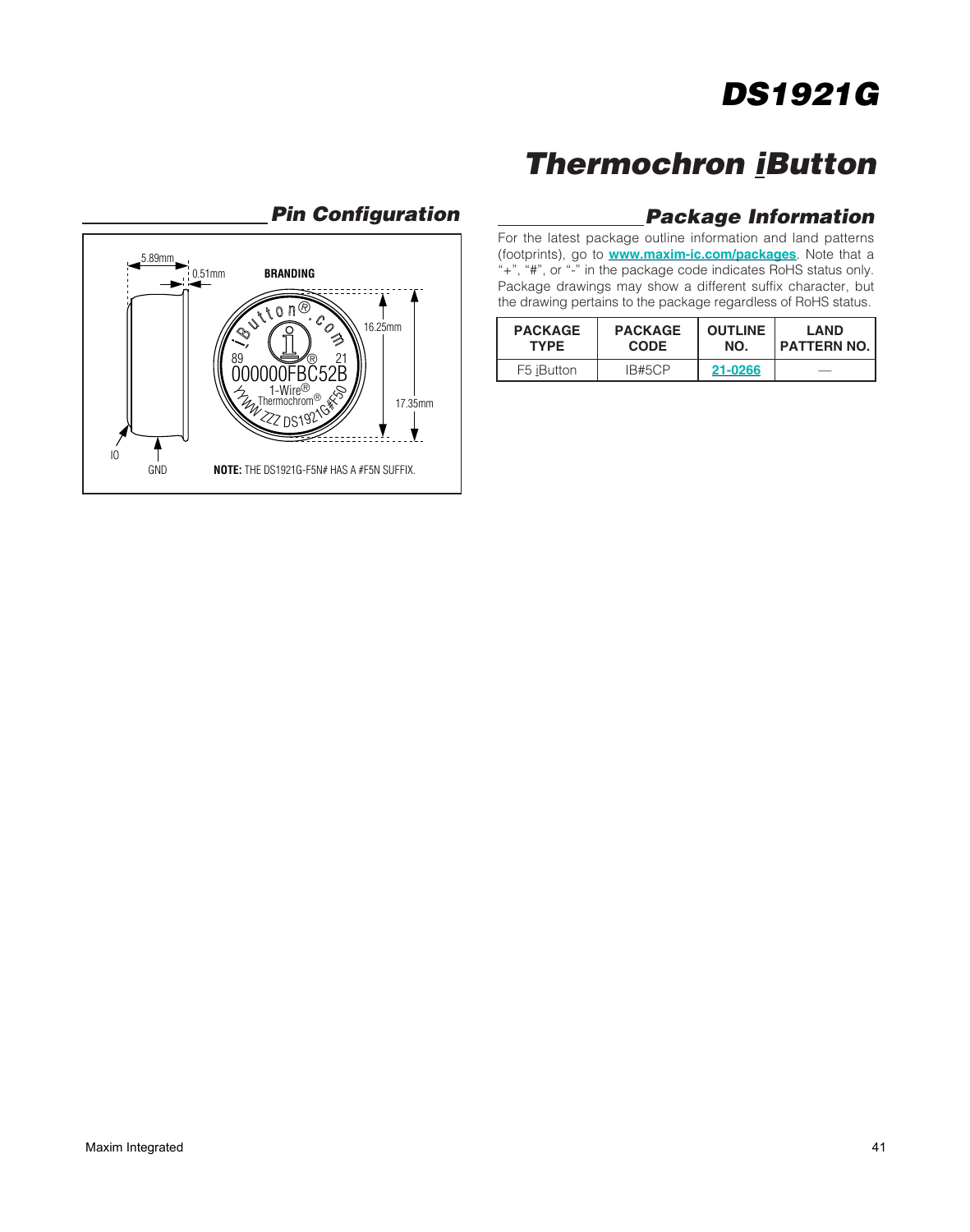## Pin Configuration

5.89mm

0.51mm

BRANDING

16.25mm

17.35mm

IO

GND

**NOTE:** THE DS1921G-F5N# HAS A #F5N SUFFIX.

## Package Information

For the latest package outline information and land patterns (footprints), go to **www.maxim-ic.com/packages**. Note that a "+", "#", or "-" in the package code indicates RoHS status only. Package drawings may show a different suffix character, but the drawing pertains to the package regardless of RoHS status.

| PACKAGE TYPE | PACKAGE CODE | OUTLINE NO. | LAND PATTERN NO. |
|---|---|---|---|
| F5 iButton | IB#5CP | 21-0266 | — |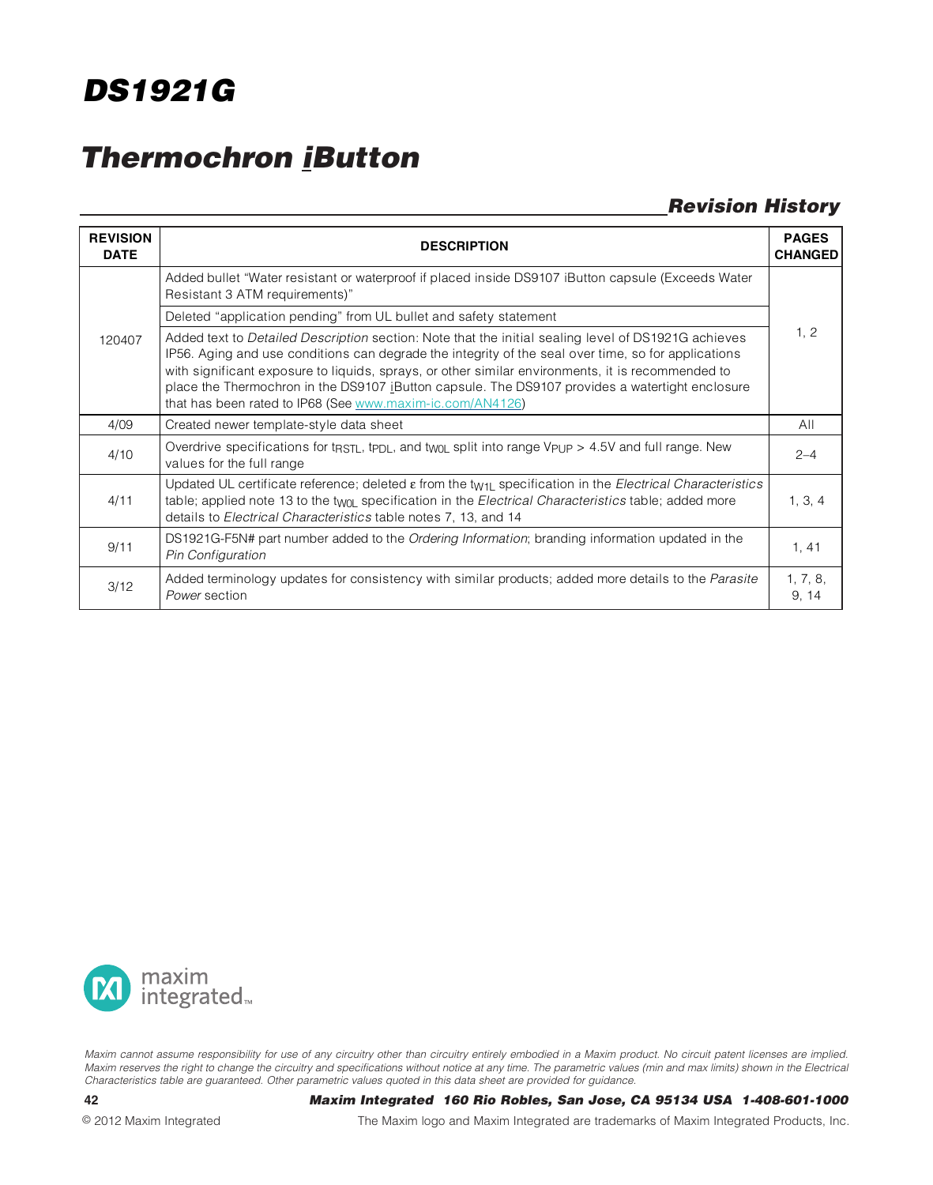# DS1921G

# Thermochron iButton

## Revision History

| REVISION DATE | DESCRIPTION | PAGES CHANGED |
|---|---|---|
| 120407 | Added bullet "Water resistant or waterproof if placed inside DS9107 iButton capsule (Exceeds Water Resistant 3 ATM requirements)" | 1, 2 |
| | Deleted "application pending" from UL bullet and safety statement | |
| | Added text to *Detailed Description* section: Note that the initial sealing level of DS1921G achieves IP56. Aging and use conditions can degrade the integrity of the seal over time, so for applications with significant exposure to liquids, sprays, or other similar environments, it is recommended to place the Thermochron in the DS9107 iButton capsule. The DS9107 provides a watertight enclosure that has been rated to IP68 (See www.maxim-ic.com/AN4126) | |
| 4/09 | Created newer template-style data sheet | All |
| 4/10 | Overdrive specifications for $t_{RSTL}$, $t_{PDL}$, and $t_{W0L}$ split into range $V_{PUP}$ > 4.5V and full range. New values for the full range | 2–4 |
| 4/11 | Updated UL certificate reference; deleted ε from the $t_{W1L}$ specification in the *Electrical Characteristics* table; applied note 13 to the $t_{W0L}$ specification in the *Electrical Characteristics* table; added more details to *Electrical Characteristics* table notes 7, 13, and 14 | 1, 3, 4 |
| 9/11 | DS1921G-F5N# part number added to the *Ordering Information*; branding information updated in the *Pin Configuration* | 1, 41 |
| 3/12 | Added terminology updates for consistency with similar products; added more details to the *Parasite Power* section | 1, 7, 8, 9, 14 |

*Maxim cannot assume responsibility for use of any circuitry other than circuitry entirely embodied in a Maxim product. No circuit patent licenses are implied. Maxim reserves the right to change the circuitry and specifications without notice at any time. The parametric values (min and max limits) shown in the Electrical Characteristics table are guaranteed. Other parametric values quoted in this data sheet are provided for guidance.*

**Maxim Integrated 160 Rio Robles, San Jose, CA 95134 USA 1-408-601-1000**

© 2012 Maxim Integrated

The Maxim logo and Maxim Integrated are trademarks of Maxim Integrated Products, Inc.